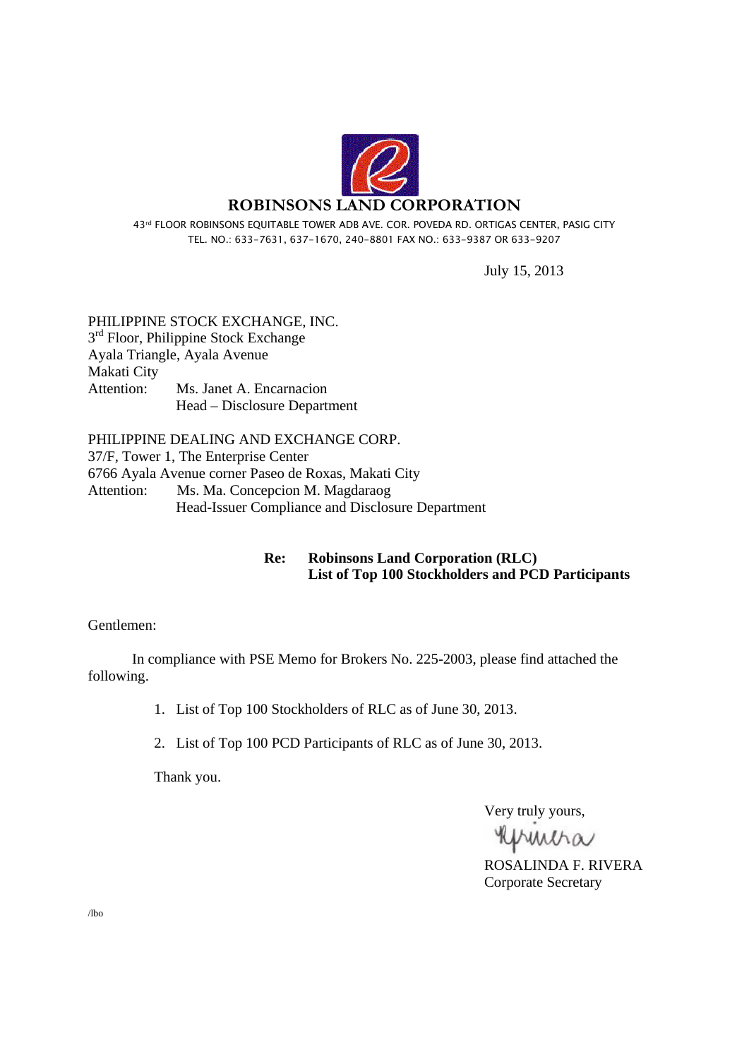# ROBINSONS LAND CORPORATION

43rd FLOOR ROBINSONS EQUITABLE TOWER ADB AVE. COR. POVEDA RD. ORTIGAS CENTER, PASIG CITY
TEL. NO.: 633-7631, 637-1670, 240-8801 FAX NO.: 633-9387 OR 633-9207

July 15, 2013

PHILIPPINE STOCK EXCHANGE, INC.
3rd Floor, Philippine Stock Exchange
Ayala Triangle, Ayala Avenue
Makati City
Attention: Ms. Janet A. Encarnacion
Head – Disclosure Department

PHILIPPINE DEALING AND EXCHANGE CORP.
37/F, Tower 1, The Enterprise Center
6766 Ayala Avenue corner Paseo de Roxas, Makati City
Attention: Ms. Ma. Concepcion M. Magdaraog
Head-Issuer Compliance and Disclosure Department

**Re: Robinsons Land Corporation (RLC)**
**List of Top 100 Stockholders and PCD Participants**

Gentlemen:

In compliance with PSE Memo for Brokers No. 225-2003, please find attached the following.

1. List of Top 100 Stockholders of RLC as of June 30, 2013.
2. List of Top 100 PCD Participants of RLC as of June 30, 2013.

Thank you.

Very truly yours,

ROSALINDA F. RIVERA
Corporate Secretary

/lbo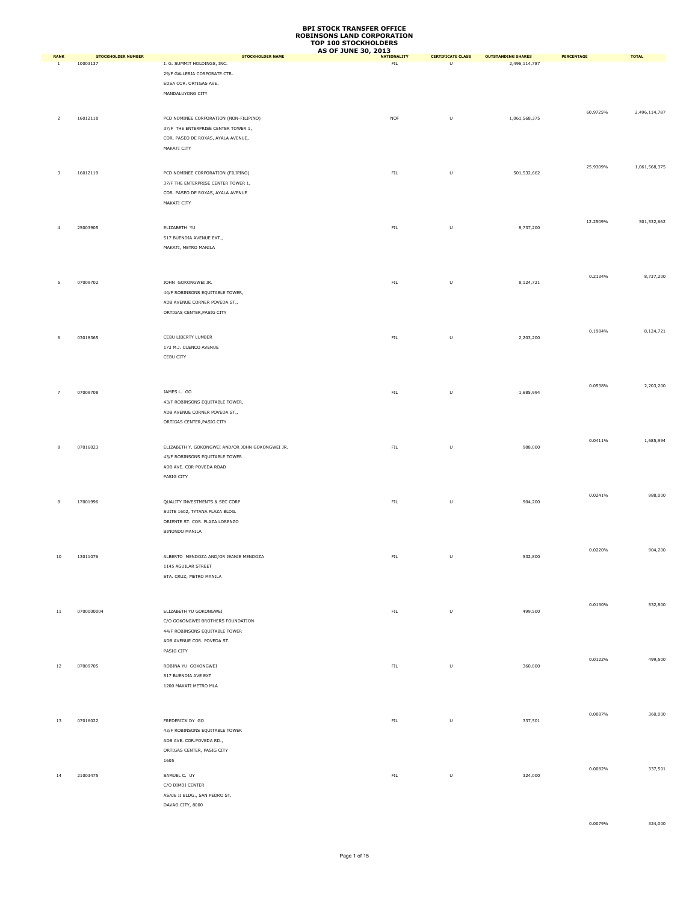**BPI STOCK TRANSFER OFFICE**
**ROBINSONS LAND CORPORATION**
**TOP 100 STOCKHOLDERS**
**AS OF JUNE 30, 2013**

| RANK | STOCKHOLDER NUMBER | STOCKHOLDER NAME | NATIONALITY | CERTIFICATE CLASS | OUTSTANDING SHARES | PERCENTAGE | TOTAL |
|---|---|---|---|---|---|---|---|
| 1 | 10003137 | J. G. SUMMIT HOLDINGS, INC. 29/F GALLERIA CORPORATE CTR. EDSA COR. ORTIGAS AVE. MANDALUYONG CITY | FIL | U | 2,496,114,787 | 60.9725% | 2,496,114,787 |
| 2 | 16012118 | PCD NOMINEE CORPORATION (NON-FILIPINO) 37/F THE ENTERPRISE CENTER TOWER 1, COR. PASEO DE ROXAS, AYALA AVENUE, MAKATI CITY | NOF | U | 1,061,568,375 | 25.9309% | 1,061,568,375 |
| 3 | 16012119 | PCD NOMINEE CORPORATION (FILIPINO) 37/F THE ENTERPRISE CENTER TOWER 1, COR. PASEO DE ROXAS, AYALA AVENUE MAKATI CITY | FIL | U | 501,532,662 | 12.2509% | 501,532,662 |
| 4 | 25003905 | ELIZABETH YU 517 BUENDIA AVENUE EXT., MAKATI, METRO MANILA | FIL | U | 8,737,200 | 0.2134% | 8,737,200 |
| 5 | 07009702 | JOHN GOKONGWEI JR. 44/F ROBINSONS EQUITABLE TOWER, ADB AVENUE CORNER POVEDA ST., ORTIGAS CENTER,PASIG CITY | FIL | U | 8,124,721 | 0.1984% | 8,124,721 |
| 6 | 03018365 | CEBU LIBERTY LUMBER 173 M.J. CUENCO AVENUE CEBU CITY | FIL | U | 2,203,200 | 0.0538% | 2,203,200 |
| 7 | 07009708 | JAMES L. GO 43/F ROBINSONS EQUITABLE TOWER, ADB AVENUE CORNER POVEDA ST., ORTIGAS CENTER,PASIG CITY | FIL | U | 1,685,994 | 0.0411% | 1,685,994 |
| 8 | 07016023 | ELIZABETH Y. GOKONGWEI AND/OR JOHN GOKONGWEI JR. 43/F ROBINSONS EQUITABLE TOWER ADB AVE. COR POVEDA ROAD PASIG CITY | FIL | U | 988,000 | 0.0241% | 988,000 |
| 9 | 17001996 | QUALITY INVESTMENTS & SEC CORP SUITE 1602, TYTANA PLAZA BLDG. ORIENTE ST. COR. PLAZA LORENZO BINONDO MANILA | FIL | U | 904,200 | 0.0220% | 904,200 |
| 10 | 13011076 | ALBERTO MENDOZA AND/OR JEANIE MENDOZA 1145 AGUILAR STREET STA. CRUZ, METRO MANILA | FIL | U | 532,800 | 0.0130% | 532,800 |
| 11 | 0700000004 | ELIZABETH YU GOKONGWEI C/O GOKONGWEI BROTHERS FOUNDATION 44/F ROBINSONS EQUITABLE TOWER ADB AVENUE COR. POVEDA ST. PASIG CITY | FIL | U | 499,500 | 0.0122% | 499,500 |
| 12 | 07009705 | ROBINA YU GOKONGWEI 517 BUENDIA AVE EXT 1200 MAKATI METRO MLA | FIL | U | 360,000 | 0.0087% | 360,000 |
| 13 | 07016022 | FREDERICK DY GO 43/F ROBINSONS EQUITABLE TOWER ADB AVE. COR.POVEDA RD., ORTIGAS CENTER, PASIG CITY 1605 | FIL | U | 337,501 | 0.0082% | 337,501 |
| 14 | 21003475 | SAMUEL C. UY C/O DIMDI CENTER ASAJE II BLDG., SAN PEDRO ST. DAVAO CITY, 8000 | FIL | U | 324,000 | 0.0079% | 324,000 |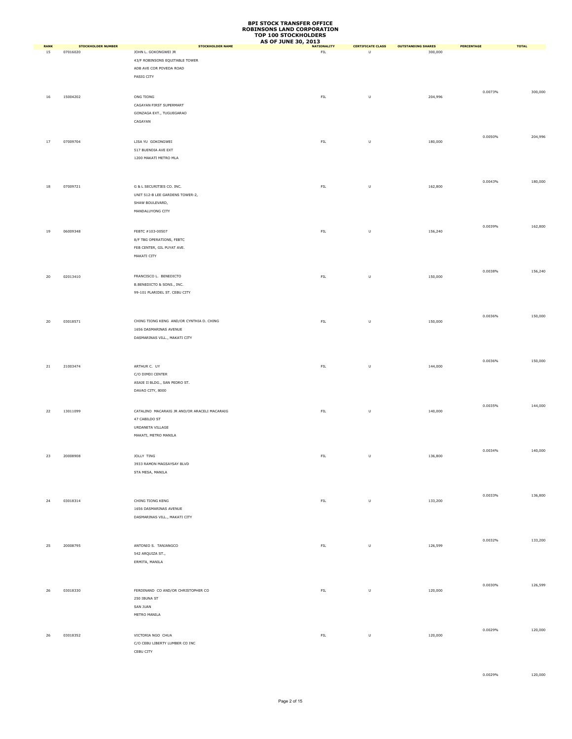# BPI STOCK TRANSFER OFFICE
## ROBINSONS LAND CORPORATION
## TOP 100 STOCKHOLDERS
## AS OF JUNE 30, 2013

| RANK | STOCKHOLDER NUMBER | STOCKHOLDER NAME | NATIONALITY | CERTIFICATE CLASS | OUTSTANDING SHARES | PERCENTAGE | TOTAL |
|---|---|---|---|---|---|---|---|
| 15 | 07016020 | JOHN L. GOKONGWEI JR<br>43/F ROBINSONS EQUITABLE TOWER<br>ADB AVE COR POVEDA ROAD<br>PASIG CITY | FIL | U | 300,000 | 0.0073% | 300,000 |
| 16 | 15004202 | ONG TIONG<br>CAGAYAN FIRST SUPERMART<br>GONZAGA EXT., TUGUEGARAO<br>CAGAYAN | FIL | U | 204,996 | 0.0050% | 204,996 |
| 17 | 07009704 | LISA YU GOKONGWEI<br>517 BUENDIA AVE EXT<br>1200 MAKATI METRO MLA | FIL | U | 180,000 | 0.0043% | 180,000 |
| 18 | 07009721 | G & L SECURITIES CO. INC.<br>UNIT 512-B LEE GARDENS TOWER-2,<br>SHAW BOULEVARD,<br>MANDALUYONG CITY | FIL | U | 162,800 | 0.0039% | 162,800 |
| 19 | 06009348 | FEBTC #103-00507<br>8/F TBG OPERATIONS, FEBTC<br>FEB CENTER, GIL PUYAT AVE.<br>MAKATI CITY | FIL | U | 156,240 | 0.0038% | 156,240 |
| 20 | 02013410 | FRANCISCO L. BENEDICTO<br>B.BENEDICTO & SONS., INC.<br>99-101 PLARIDEL ST. CEBU CITY | FIL | U | 150,000 | 0.0036% | 150,000 |
| 20 | 03018571 | CHING TIONG KENG AND/OR CYNTHIA D. CHING<br>1656 DASMARINAS AVENUE<br>DASMARINAS VILL., MAKATI CITY | FIL | U | 150,000 | 0.0036% | 150,000 |
| 21 | 21003474 | ARTHUR C. UY<br>C/O DIMDI CENTER<br>ASAJE II BLDG., SAN PEDRO ST.<br>DAVAO CITY, 8000 | FIL | U | 144,000 | 0.0035% | 144,000 |
| 22 | 13011099 | CATALINO MACARAIG JR AND/OR ARACELI MACARAIG<br>47 CABILDO ST<br>URDANETA VILLAGE<br>MAKATI, METRO MANILA | FIL | U | 140,000 | 0.0034% | 140,000 |
| 23 | 20008908 | JOLLY TING<br>3933 RAMON MAGSAYSAY BLVD<br>STA MESA, MANILA | FIL | U | 136,800 | 0.0033% | 136,800 |
| 24 | 03018314 | CHING TIONG KENG<br>1656 DASMARINAS AVENUE<br>DASMARINAS VILL., MAKATI CITY | FIL | U | 133,200 | 0.0032% | 133,200 |
| 25 | 20008795 | ANTONIO S. TANJANGCO<br>542 ARQUIZA ST.,<br>ERMITA, MANILA | FIL | U | 126,599 | 0.0030% | 126,599 |
| 26 | 03018330 | FERDINAND CO AND/OR CHRISTOPHER CO<br>250 IBUNA ST<br>SAN JUAN<br>METRO MANILA | FIL | U | 120,000 | 0.0029% | 120,000 |
| 26 | 03018352 | VICTORIA NGO CHUA<br>C/O CEBU LIBERTY LUMBER CO INC<br>CEBU CITY | FIL | U | 120,000 | 0.0029% | 120,000 |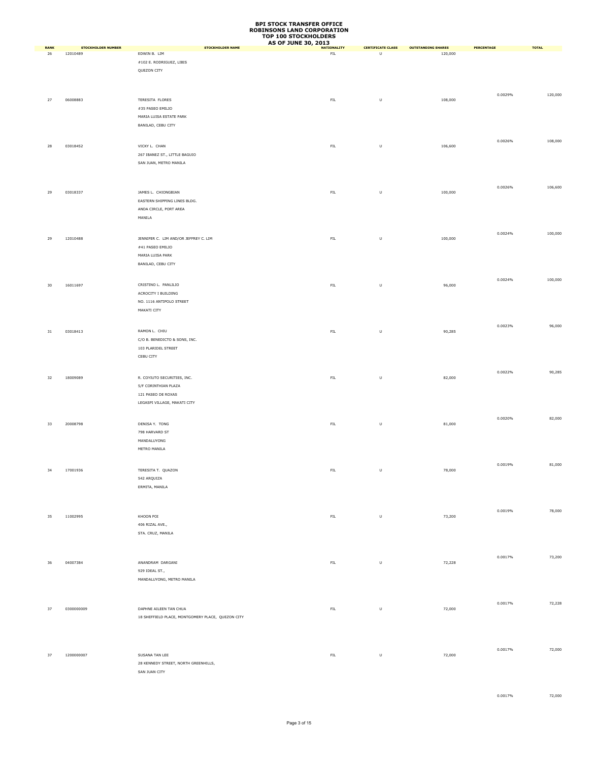# BPI STOCK TRANSFER OFFICE
# ROBINSONS LAND CORPORATION
# TOP 100 STOCKHOLDERS
# AS OF JUNE 30, 2013

| RANK | STOCKHOLDER NUMBER | STOCKHOLDER NAME | NATIONALITY | CERTIFICATE CLASS | OUTSTANDING SHARES | PERCENTAGE | TOTAL |
|---|---|---|---|---|---|---|---|
| 26 | 12010489 | EDWIN B. LIM<br>#102 E. RODRIGUEZ, LIBIS<br>QUEZON CITY | FIL | U | 120,000 | 0.0029% | 120,000 |
| 27 | 06008883 | TERESITA FLORES<br>#35 PASEO EMILIO<br>MARIA LUISA ESTATE PARK<br>BANILAD, CEBU CITY | FIL | U | 108,000 | 0.0026% | 108,000 |
| 28 | 03018452 | VICKY L. CHAN<br>267 IBANEZ ST., LITTLE BAGUIO<br>SAN JUAN, METRO MANILA | FIL | U | 106,600 | 0.0026% | 106,600 |
| 29 | 03018337 | JAMES L. CHIONGBIAN<br>EASTERN SHIPPING LINES BLDG.<br>ANDA CIRCLE, PORT AREA<br>MANILA | FIL | U | 100,000 | 0.0024% | 100,000 |
| 29 | 12010488 | JENNIFER C. LIM AND/OR JEFFREY C. LIM<br>#41 PASEO EMILIO<br>MARIA LUISA PARK<br>BANILAD, CEBU CITY | FIL | U | 100,000 | 0.0024% | 100,000 |
| 30 | 16011697 | CRISTINO L. PANLILIO<br>ACROCITY I BUILDING<br>NO. 1116 ANTIPOLO STREET<br>MAKATI CITY | FIL | U | 96,000 | 0.0023% | 96,000 |
| 31 | 03018413 | RAMON L. CHIU<br>C/O B. BENEDICTO & SONS, INC.<br>103 PLARIDEL STREET<br>CEBU CITY | FIL | U | 90,285 | 0.0022% | 90,285 |
| 32 | 18009089 | R. COYIUTO SECURITIES, INC.<br>5/F CORINTHIAN PLAZA<br>121 PASEO DE ROXAS<br>LEGASPI VILLAGE, MAKATI CITY | FIL | U | 82,000 | 0.0020% | 82,000 |
| 33 | 20008798 | DENISA Y. TONG<br>798 HARVARD ST<br>MANDALUYONG<br>METRO MANILA | FIL | U | 81,000 | 0.0019% | 81,000 |
| 34 | 17001936 | TERESITA T. QUAZON<br>542 ARQUIZA<br>ERMITA, MANILA | FIL | U | 78,000 | 0.0019% | 78,000 |
| 35 | 11002995 | KHOON POI<br>406 RIZAL AVE.,<br>STA. CRUZ, MANILA | FIL | U | 73,200 | 0.0017% | 73,200 |
| 36 | 04007384 | ANANDRAM DARGANI<br>929 IDEAL ST.,<br>MANDALUYONG, METRO MANILA | FIL | U | 72,228 | 0.0017% | 72,228 |
| 37 | 0300000009 | DAPHNE AILEEN TAN CHUA<br>18 SHEFFIELD PLACE, MONTGOMERY PLACE, QUEZON CITY | FIL | U | 72,000 | 0.0017% | 72,000 |
| 37 | 1200000007 | SUSANA TAN LEE<br>28 KENNEDY STREET, NORTH GREENHILLS,<br>SAN JUAN CITY | FIL | U | 72,000 | 0.0017% | 72,000 |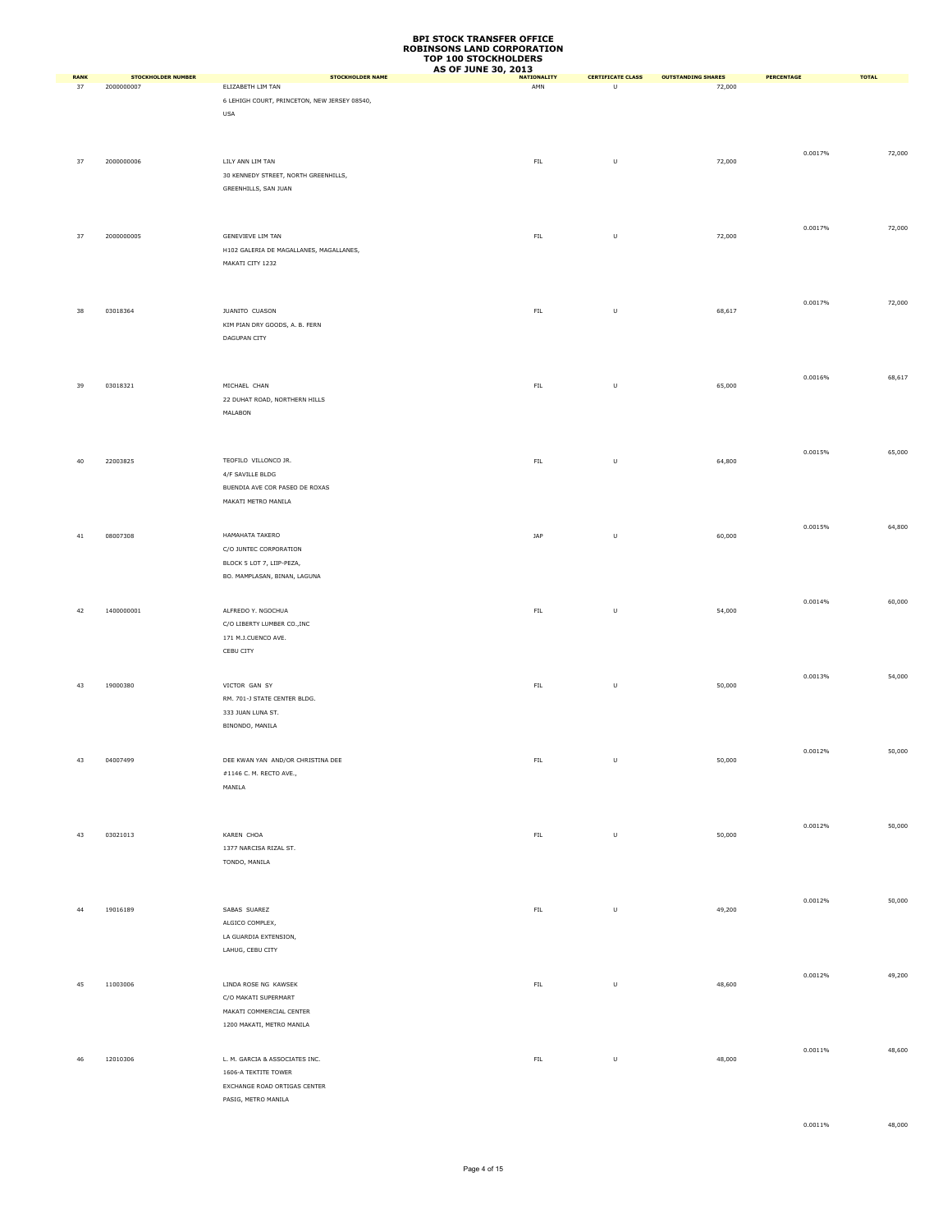**BPI STOCK TRANSFER OFFICE**
**ROBINSONS LAND CORPORATION**
**TOP 100 STOCKHOLDERS**
**AS OF JUNE 30, 2013**

| RANK | STOCKHOLDER NUMBER | STOCKHOLDER NAME | NATIONALITY | CERTIFICATE CLASS | OUTSTANDING SHARES | PERCENTAGE | TOTAL |
|---|---|---|---|---|---|---|---|
| 37 | 2000000007 | ELIZABETH LIM TAN<br>6 LEHIGH COURT, PRINCETON, NEW JERSEY 08540,<br>USA | AMN | U | 72,000 | 0.0017% | 72,000 |
| 37 | 2000000006 | LILY ANN LIM TAN<br>30 KENNEDY STREET, NORTH GREENHILLS,<br>GREENHILLS, SAN JUAN | FIL | U | 72,000 | 0.0017% | 72,000 |
| 37 | 2000000005 | GENEVIEVE LIM TAN<br>H102 GALERIA DE MAGALLANES, MAGALLANES,<br>MAKATI CITY 1232 | FIL | U | 72,000 | 0.0017% | 72,000 |
| 38 | 03018364 | JUANITO CUASON<br>KIM PIAN DRY GOODS, A. B. FERN<br>DAGUPAN CITY | FIL | U | 68,617 | 0.0016% | 68,617 |
| 39 | 03018321 | MICHAEL CHAN<br>22 DUHAT ROAD, NORTHERN HILLS<br>MALABON | FIL | U | 65,000 | 0.0015% | 65,000 |
| 40 | 22003825 | TEOFILO VILLONCO JR.<br>4/F SAVILLE BLDG<br>BUENDIA AVE COR PASEO DE ROXAS<br>MAKATI METRO MANILA | FIL | U | 64,800 | 0.0015% | 64,800 |
| 41 | 08007308 | HAMAHATA TAKERO<br>C/O JUNTEC CORPORATION<br>BLOCK 5 LOT 7, LIIP-PEZA,<br>BO. MAMPLASAN, BINAN, LAGUNA | JAP | U | 60,000 | 0.0014% | 60,000 |
| 42 | 1400000001 | ALFREDO Y. NGOCHUA<br>C/O LIBERTY LUMBER CO.,INC<br>171 M.J.CUENCO AVE.<br>CEBU CITY | FIL | U | 54,000 | 0.0013% | 54,000 |
| 43 | 19000380 | VICTOR GAN SY<br>RM. 701-J STATE CENTER BLDG.<br>333 JUAN LUNA ST.<br>BINONDO, MANILA | FIL | U | 50,000 | 0.0012% | 50,000 |
| 43 | 04007499 | DEE KWAN YAN AND/OR CHRISTINA DEE<br>#1146 C. M. RECTO AVE.,<br>MANILA | FIL | U | 50,000 | 0.0012% | 50,000 |
| 43 | 03021013 | KAREN CHOA<br>1377 NARCISA RIZAL ST.<br>TONDO, MANILA | FIL | U | 50,000 | 0.0012% | 50,000 |
| 44 | 19016189 | SABAS SUAREZ<br>ALGICO COMPLEX,<br>LA GUARDIA EXTENSION,<br>LAHUG, CEBU CITY | FIL | U | 49,200 | 0.0012% | 49,200 |
| 45 | 11003006 | LINDA ROSE NG KAWSEK<br>C/O MAKATI SUPERMART<br>MAKATI COMMERCIAL CENTER<br>1200 MAKATI, METRO MANILA | FIL | U | 48,600 | 0.0011% | 48,600 |
| 46 | 12010306 | L. M. GARCIA & ASSOCIATES INC.<br>1606-A TEKTITE TOWER<br>EXCHANGE ROAD ORTIGAS CENTER<br>PASIG, METRO MANILA | FIL | U | 48,000 | 0.0011% | 48,000 |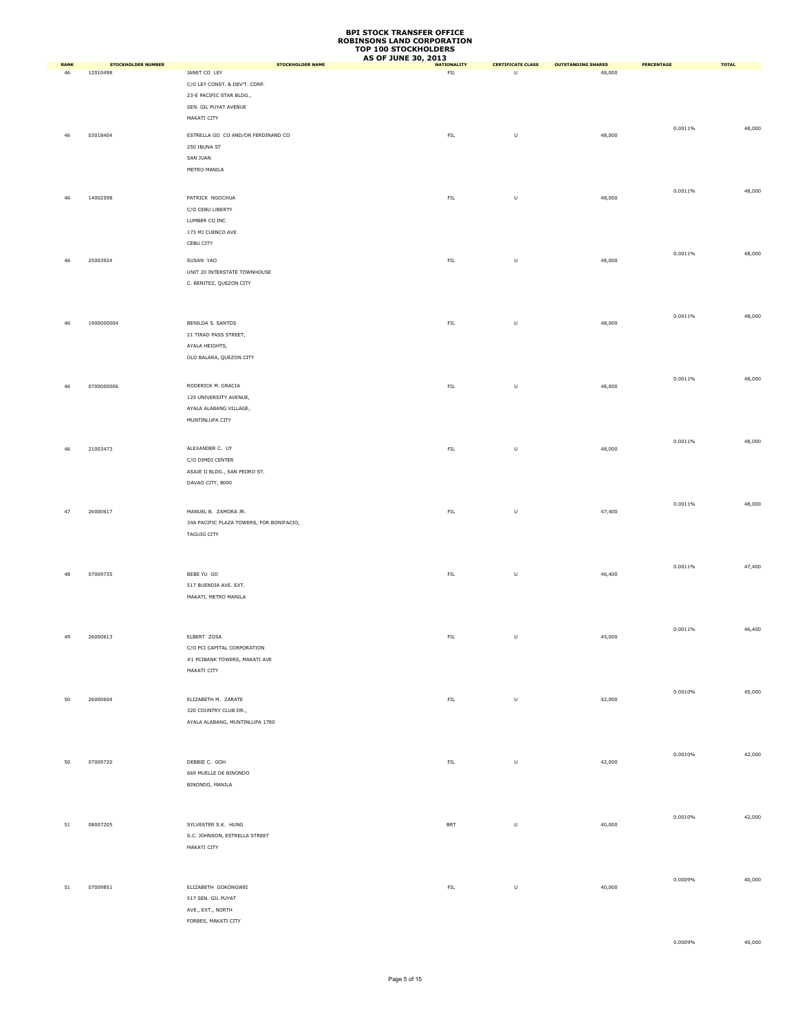| RANK | STOCKHOLDER NUMBER | STOCKHOLDER NAME | NATIONALITY | CERTIFICATE CLASS | OUTSTANDING SHARES | PERCENTAGE | TOTAL |
|---|---|---|---|---|---|---|---|
| 46 | 12010498 | JANET CO LEY<br>C/O LEY CONST. & DEV'T. CORP.<br>23-E PACIFIC STAR BLDG.,<br>SEN. GIL PUYAT AVENUE<br>MAKATI CITY | FIL | U | 48,000 | 0.0011% | 48,000 |
| 46 | 03018404 | ESTRELLA GO CO AND/OR FERDINAND CO<br>250 IBUNA ST<br>SAN JUAN<br>METRO MANILA | FIL | U | 48,000 | 0.0011% | 48,000 |
| 46 | 14002598 | PATRICK NGOCHUA<br>C/O CEBU LIBERTY<br>LUMBER CO INC<br>173 MJ CUENCO AVE<br>CEBU CITY | FIL | U | 48,000 | 0.0011% | 48,000 |
| 46 | 25003924 | SUSAN YAO<br>UNIT 20 INTERSTATE TOWNHOUSE<br>C. BENITEZ, QUEZON CITY | FIL | U | 48,000 | 0.0011% | 48,000 |
| 46 | 1900000004 | BENILDA S. SANTOS<br>21 TIRAD PASS STREET,<br>AYALA HEIGHTS,<br>OLD BALARA, QUEZON CITY | FIL | U | 48,000 | 0.0011% | 48,000 |
| 46 | 0700000006 | RODERICK M. GRACIA<br>125 UNIVERSITY AVENUE,<br>AYALA ALABANG VILLAGE,<br>MUNTINLUPA CITY | FIL | U | 48,000 | 0.0011% | 48,000 |
| 46 | 21003473 | ALEXANDER C. UY<br>C/O DIMDI CENTER<br>ASAJE II BLDG., SAN PEDRO ST.<br>DAVAO CITY, 8000 | FIL | U | 48,000 | 0.0011% | 48,000 |
| 47 | 26000617 | MANUEL B. ZAMORA JR.<br>34A PACIFIC PLAZA TOWERS, FOR BONIFACIO,<br>TAGUIG CITY | FIL | U | 47,400 | 0.0011% | 47,400 |
| 48 | 07009735 | BEBE YU GO<br>517 BUENDIA AVE. EXT.<br>MAKATI, METRO MANILA | FIL | U | 46,400 | 0.0011% | 46,400 |
| 49 | 26000613 | ELBERT ZOSA<br>C/O PCI CAPITAL CORPORATION<br>#1 PCIBANK TOWERS, MAKATI AVE<br>MAKATI CITY | FIL | U | 45,000 | 0.0010% | 45,000 |
| 50 | 26000604 | ELIZABETH M. ZARATE<br>320 COUNTRY CLUB DR.,<br>AYALA ALABANG, MUNTINLUPA 1780 | FIL | U | 42,000 | 0.0010% | 42,000 |
| 50 | 07009720 | DEBBIE C. GOH<br>669 MUELLE DE BINONDO<br>BINONDO, MANILA | FIL | U | 42,000 | 0.0010% | 42,000 |
| 51 | 08007205 | SYLVESTER S.K. HUNG<br>S.C. JOHNSON, ESTRELLA STREET<br>MAKATI CITY | BRT | U | 40,000 | 0.0009% | 40,000 |
| 51 | 07009851 | ELIZABETH GOKONGWEI<br>517 SEN. GIL PUYAT<br>AVE., EXT., NORTH<br>FORBES, MAKATI CITY | FIL | U | 40,000 | 0.0009% | 40,000 |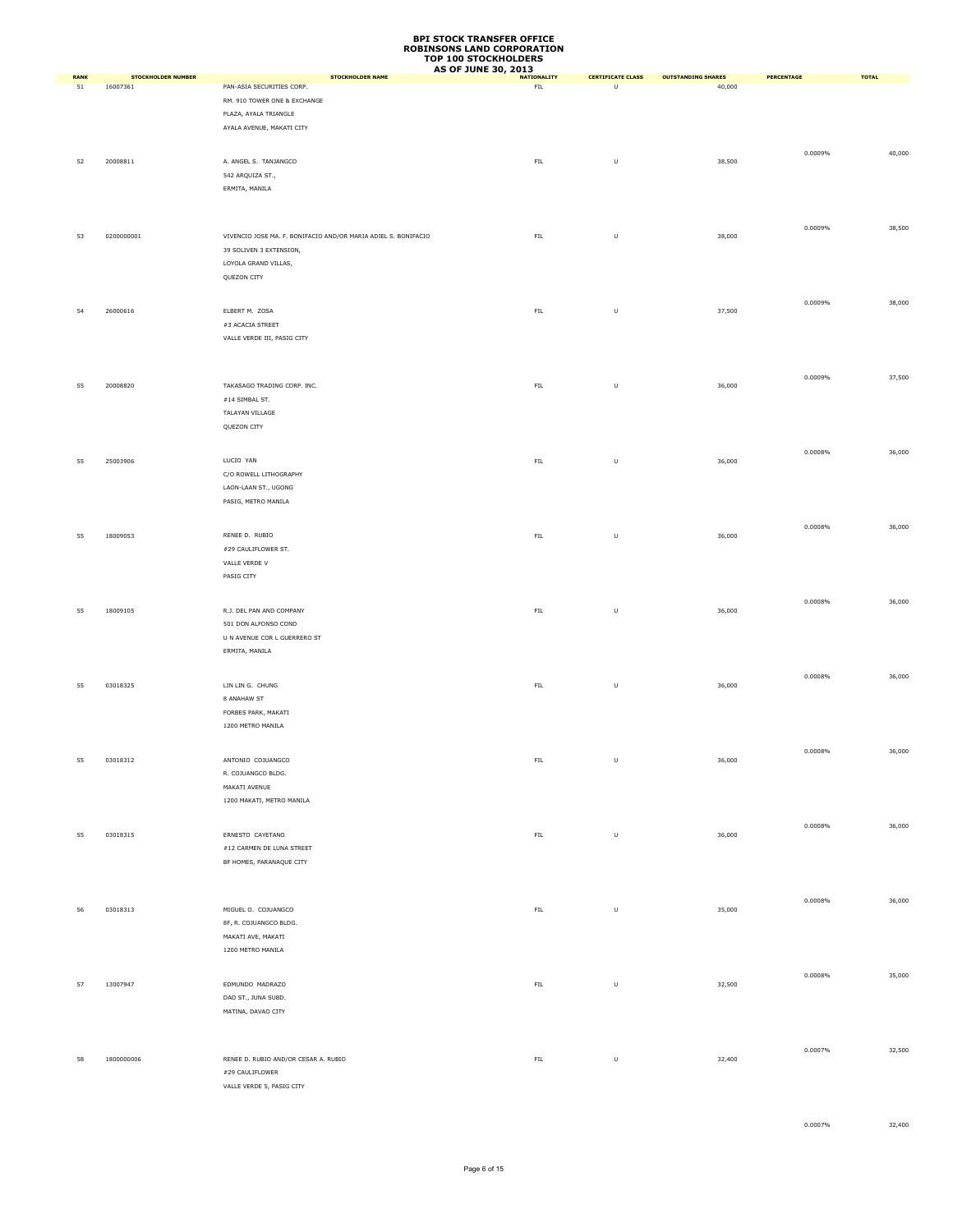# BPI STOCK TRANSFER OFFICE
# ROBINSONS LAND CORPORATION
# TOP 100 STOCKHOLDERS
# AS OF JUNE 30, 2013

| RANK | STOCKHOLDER NUMBER | STOCKHOLDER NAME | NATIONALITY | CERTIFICATE CLASS | OUTSTANDING SHARES | PERCENTAGE | TOTAL |
|---|---|---|---|---|---|---|---|
| 51 | 16007361 | PAN-ASIA SECURITIES CORP.<br>RM. 910 TOWER ONE & EXCHANGE<br>PLAZA, AYALA TRIANGLE<br>AYALA AVENUE, MAKATI CITY | FIL | U | 40,000 | 0.0009% | 40,000 |
| 52 | 20008811 | A. ANGEL S. TANJANGCO<br>542 ARQUIZA ST.,<br>ERMITA, MANILA | FIL | U | 38,500 | 0.0009% | 38,500 |
| 53 | 0200000001 | VIVENCIO JOSE MA. F. BONIFACIO AND/OR MARIA ADIEL S. BONIFACIO<br>39 SOLIVEN 3 EXTENSION,<br>LOYOLA GRAND VILLAS,<br>QUEZON CITY | FIL | U | 38,000 | 0.0009% | 38,000 |
| 54 | 26000616 | ELBERT M. ZOSA<br>#3 ACACIA STREET<br>VALLE VERDE III, PASIG CITY | FIL | U | 37,500 | 0.0009% | 37,500 |
| 55 | 20008820 | TAKASAGO TRADING CORP. INC.<br>#14 SIMBAL ST.<br>TALAYAN VILLAGE<br>QUEZON CITY | FIL | U | 36,000 | 0.0008% | 36,000 |
| 55 | 25003906 | LUCIO YAN<br>C/O ROWELL LITHOGRAPHY<br>LAON-LAAN ST., UGONG<br>PASIG, METRO MANILA | FIL | U | 36,000 | 0.0008% | 36,000 |
| 55 | 18009053 | RENEE D. RUBIO<br>#29 CAULIFLOWER ST.<br>VALLE VERDE V<br>PASIG CITY | FIL | U | 36,000 | 0.0008% | 36,000 |
| 55 | 18009105 | R.J. DEL PAN AND COMPANY<br>501 DON ALFONSO COND<br>U N AVENUE COR L GUERRERO ST<br>ERMITA, MANILA | FIL | U | 36,000 | 0.0008% | 36,000 |
| 55 | 03018325 | LIN LIN G. CHUNG<br>8 ANAHAW ST<br>FORBES PARK, MAKATI<br>1200 METRO MANILA | FIL | U | 36,000 | 0.0008% | 36,000 |
| 55 | 03018312 | ANTONIO COJUANGCO<br>R. COJUANGCO BLDG.<br>MAKATI AVENUE<br>1200 MAKATI, METRO MANILA | FIL | U | 36,000 | 0.0008% | 36,000 |
| 55 | 03018315 | ERNESTO CAYETANO<br>#12 CARMEN DE LUNA STREET<br>BF HOMES, PARANAQUE CITY | FIL | U | 36,000 | 0.0008% | 36,000 |
| 56 | 03018313 | MIGUEL O. COJUANGCO<br>8F, R. COJUANGCO BLDG.<br>MAKATI AVE, MAKATI<br>1200 METRO MANILA | FIL | U | 35,000 | 0.0008% | 35,000 |
| 57 | 13007947 | EDMUNDO MADRAZO<br>DAO ST., JUNA SUBD.<br>MATINA, DAVAO CITY | FIL | U | 32,500 | 0.0007% | 32,500 |
| 58 | 1800000006 | RENEE D. RUBIO AND/OR CESAR A. RUBIO<br>#29 CAULIFLOWER<br>VALLE VERDE 5, PASIG CITY | FIL | U | 32,400 | 0.0007% | 32,400 |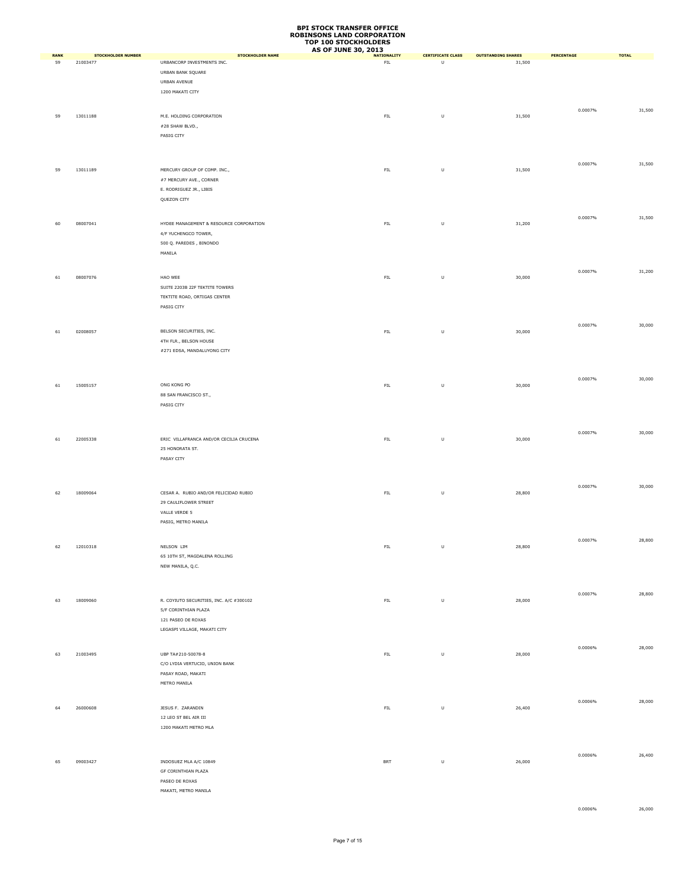| RANK | STOCKHOLDER NUMBER | STOCKHOLDER NAME | NATIONALITY | CERTIFICATE CLASS | OUTSTANDING SHARES | PERCENTAGE | TOTAL |
|---|---|---|---|---|---|---|---|
| 59 | 21003477 | URBANCORP INVESTMENTS INC.<br>URBAN BANK SQUARE<br>URBAN AVENUE<br>1200 MAKATI CITY | FIL | U | 31,500 | 0.0007% | 31,500 |
| 59 | 13011188 | M.E. HOLDING CORPORATION<br>#28 SHAW BLVD.,<br>PASIG CITY | FIL | U | 31,500 | 0.0007% | 31,500 |
| 59 | 13011189 | MERCURY GROUP OF COMP. INC.,<br>#7 MERCURY AVE., CORNER<br>E. RODRIGUEZ JR., LIBIS<br>QUEZON CITY | FIL | U | 31,500 | 0.0007% | 31,500 |
| 60 | 08007041 | HYDEE MANAGEMENT & RESOURCE CORPORATION<br>4/F YUCHENGCO TOWER,<br>500 Q. PAREDES , BINONDO<br>MANILA | FIL | U | 31,200 | 0.0007% | 31,200 |
| 61 | 08007076 | HAO WEE<br>SUITE 2203B 22F TEKTITE TOWERS<br>TEKTITE ROAD, ORTIGAS CENTER<br>PASIG CITY | FIL | U | 30,000 | 0.0007% | 30,000 |
| 61 | 02008057 | BELSON SECURITIES, INC.<br>4TH FLR., BELSON HOUSE<br>#271 EDSA, MANDALUYONG CITY | FIL | U | 30,000 | 0.0007% | 30,000 |
| 61 | 15005157 | ONG KONG PO<br>88 SAN FRANCISCO ST.,<br>PASIG CITY | FIL | U | 30,000 | 0.0007% | 30,000 |
| 61 | 22005338 | ERIC VILLAFRANCA AND/OR CECILIA CRUCENA<br>25 HONORATA ST.<br>PASAY CITY | FIL | U | 30,000 | 0.0007% | 30,000 |
| 62 | 18009064 | CESAR A. RUBIO AND/OR FELICIDAD RUBIO<br>29 CAULIFLOWER STREET<br>VALLE VERDE 5<br>PASIG, METRO MANILA | FIL | U | 28,800 | 0.0007% | 28,800 |
| 62 | 12010318 | NELSON LIM<br>65 10TH ST, MAGDALENA ROLLING<br>NEW MANILA, Q.C. | FIL | U | 28,800 | 0.0007% | 28,800 |
| 63 | 18009060 | R. COYIUTO SECURITIES, INC. A/C #300102<br>5/F CORINTHIAN PLAZA<br>121 PASEO DE ROXAS<br>LEGASPI VILLAGE, MAKATI CITY | FIL | U | 28,000 | 0.0006% | 28,000 |
| 63 | 21003495 | UBP TA#210-50078-8<br>C/O LYDIA VERTUCIO, UNION BANK<br>PASAY ROAD, MAKATI<br>METRO MANILA | FIL | U | 28,000 | 0.0006% | 28,000 |
| 64 | 26000608 | JESUS F. ZARANDIN<br>12 LEO ST BEL AIR III<br>1200 MAKATI METRO MLA | FIL | U | 26,400 | 0.0006% | 26,400 |
| 65 | 09003427 | INDOSUEZ MLA A/C 10849<br>GF CORINTHIAN PLAZA<br>PASEO DE ROXAS<br>MAKATI, METRO MANILA | BRT | U | 26,000 | 0.0006% | 26,000 |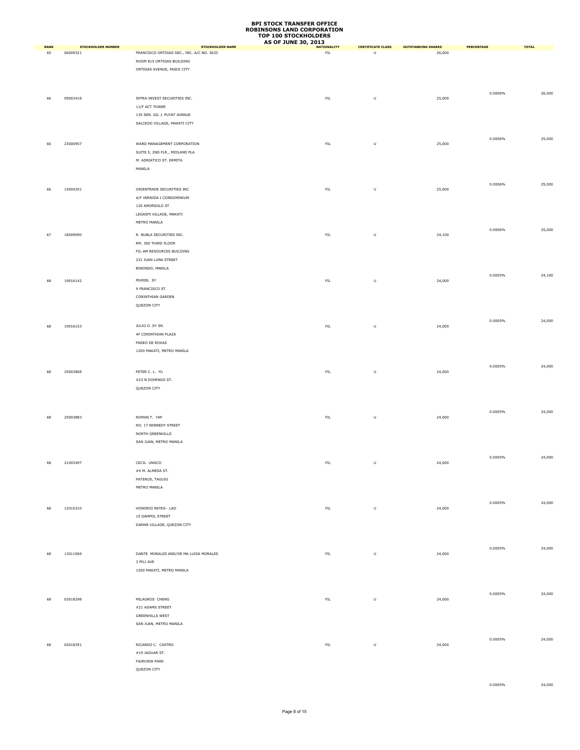# BPI STOCK TRANSFER OFFICE
# ROBINSONS LAND CORPORATION
# TOP 100 STOCKHOLDERS
# AS OF JUNE 30, 2013

| RANK | STOCKHOLDER NUMBER | STOCKHOLDER NAME | NATIONALITY | CERTIFICATE CLASS | OUTSTANDING SHARES | PERCENTAGE | TOTAL |
|---|---|---|---|---|---|---|---|
| 65 | 06009321 | FRANCISCO ORTIGAS SEC., INC. A/C NO. 3633<br>ROOM 815 ORTIGAS BUILDING<br>ORTIGAS AVENUE, PASIG CITY | FIL | U | 26,000 | 0.0006% | 26,000 |
| 66 | 09003418 | INTRA-INVEST SECURITIES INC.<br>11/F ACT TOWER<br>135 SEN. GIL J. PUYAT AVENUE<br>SALCEDO VILLAGE, MAKATI CITY | FIL | U | 25,000 | 0.0006% | 25,000 |
| 66 | 23000957 | WARD MANAGEMENT CORPORATION<br>SUITE 5, 2ND FLR., MIDLAND PLA<br>M. ADRIATICO ST. ERMITA<br>MANILA | FIL | U | 25,000 | 0.0006% | 25,000 |
| 66 | 15004201 | ORIENTRADE SECURITIES INC<br>4/F VERNIDA I CONDOMINIUM<br>120 AMORSOLO ST<br>LEGASPI VILLAGE, MAKATI<br>METRO MANILA | FIL | U | 25,000 | 0.0006% | 25,000 |
| 67 | 18009090 | R. NUBLA SECURITIES INC.<br>RM. 300 THIRD FLOOR<br>FIL-AM RESOURCES BUILDING<br>231 JUAN LUNA STREET<br>BINONDO, MANILA | FIL | U | 24,100 | 0.0005% | 24,100 |
| 68 | 19016142 | MURIEL SY<br>9 FRANCISCO ST.<br>CORINTHIAN GARDEN<br>QUEZON CITY | FIL | U | 24,000 | 0.0005% | 24,000 |
| 68 | 19016153 | JULIO O. SY SR.<br>4F CORINTHIAN PLAZA<br>PASEO DE ROXAS<br>1200 MAKATI, METRO MANILA | FIL | U | 24,000 | 0.0005% | 24,000 |
| 68 | 25003868 | PETER C. L. YU<br>#23 N DOMINGO ST.<br>QUEZON CITY | FIL | U | 24,000 | 0.0005% | 24,000 |
| 68 | 25003883 | ROMAN T. YAP<br>NO. 17 KENNEDY STREET<br>NORTH GREENHILLS<br>SAN JUAN, METRO MANILA | FIL | U | 24,000 | 0.0005% | 24,000 |
| 68 | 21003497 | CECIL UNGCO<br>#4 M. ALMEDA ST.<br>PATEROS, TAGUIG<br>METRO MANILA | FIL | U | 24,000 | 0.0005% | 24,000 |
| 68 | 12010310 | HONORIO REYES- LAO<br>10 DAMPOL STREET<br>DAMAR VILLAGE, QUEZON CITY | FIL | U | 24,000 | 0.0005% | 24,000 |
| 68 | 13011069 | DANTE MORALES AND/OR MA LUISA MORALES<br>3 PILI AVE<br>1200 MAKATI, METRO MANILA | FIL | U | 24,000 | 0.0005% | 24,000 |
| 68 | 03018298 | MILAGROS CHENG<br>#21 ADAMS STREET<br>GREENHILLS WEST<br>SAN JUAN, METRO MANILA | FIL | U | 24,000 | 0.0005% | 24,000 |
| 68 | 03018391 | RICARDO C. CASTRO<br>#19 JAGUAR ST.<br>FAIRVIEW PARK<br>QUEZON CITY | FIL | U | 24,000 | 0.0005% | 24,000 |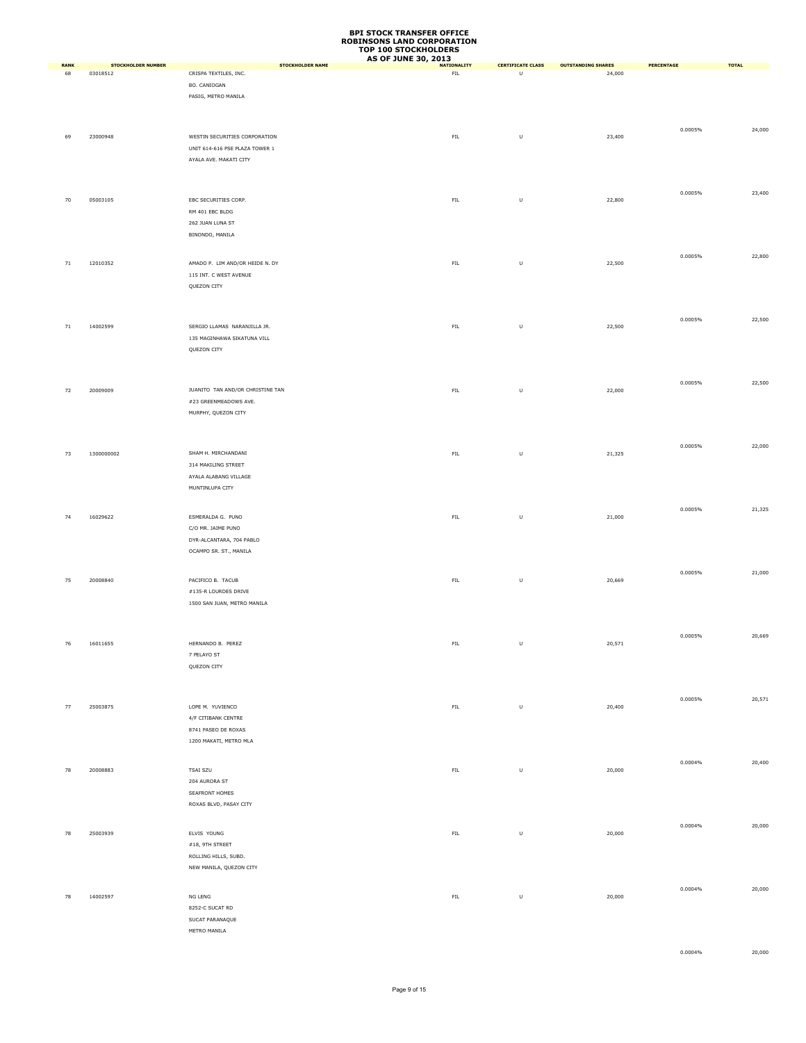# BPI STOCK TRANSFER OFFICE
# ROBINSONS LAND CORPORATION
# TOP 100 STOCKHOLDERS
# AS OF JUNE 30, 2013

| RANK | STOCKHOLDER NUMBER | STOCKHOLDER NAME | NATIONALITY | CERTIFICATE CLASS | OUTSTANDING SHARES | PERCENTAGE | TOTAL |
|---|---|---|---|---|---|---|---|
| 68 | 03018512 | CRISPA TEXTILES, INC.<br>BO. CANIOGAN<br>PASIG, METRO MANILA | FIL | U | 24,000 | 0.0005% | 24,000 |
| 69 | 23000948 | WESTIN SECURITIES CORPORATION<br>UNIT 614-616 PSE PLAZA TOWER 1<br>AYALA AVE. MAKATI CITY | FIL | U | 23,400 | 0.0005% | 23,400 |
| 70 | 05003105 | EBC SECURITIES CORP.<br>RM 401 EBC BLDG<br>262 JUAN LUNA ST<br>BINONDO, MANILA | FIL | U | 22,800 | 0.0005% | 22,800 |
| 71 | 12010352 | AMADO P. LIM AND/OR HEIDE N. DY<br>115 INT. C WEST AVENUE<br>QUEZON CITY | FIL | U | 22,500 | 0.0005% | 22,500 |
| 71 | 14002599 | SERGIO LLAMAS NARANJILLA JR.<br>135 MAGINHAWA SIKATUNA VILL<br>QUEZON CITY | FIL | U | 22,500 | 0.0005% | 22,500 |
| 72 | 20009009 | JUANITO TAN AND/OR CHRISTINE TAN<br>#23 GREENMEADOWS AVE.<br>MURPHY, QUEZON CITY | FIL | U | 22,000 | 0.0005% | 22,000 |
| 73 | 1300000002 | SHAM H. MIRCHANDANI<br>314 MAKILING STREET<br>AYALA ALABANG VILLAGE<br>MUNTINLUPA CITY | FIL | U | 21,325 | 0.0005% | 21,325 |
| 74 | 16029622 | ESMERALDA G. PUNO<br>C/O MR. JAIME PUNO<br>DYR-ALCANTARA, 704 PABLO<br>OCAMPO SR. ST., MANILA | FIL | U | 21,000 | 0.0005% | 21,000 |
| 75 | 20008840 | PACIFICO B. TACUB<br>#135-R LOURDES DRIVE<br>1500 SAN JUAN, METRO MANILA | FIL | U | 20,669 | 0.0005% | 20,669 |
| 76 | 16011655 | HERNANDO B. PEREZ<br>7 PELAYO ST<br>QUEZON CITY | FIL | U | 20,571 | 0.0005% | 20,571 |
| 77 | 25003875 | LOPE M. YUVIENCO<br>4/F CITIBANK CENTRE<br>8741 PASEO DE ROXAS<br>1200 MAKATI, METRO MLA | FIL | U | 20,400 | 0.0004% | 20,400 |
| 78 | 20008883 | TSAI SZU<br>204 AURORA ST<br>SEAFRONT HOMES<br>ROXAS BLVD, PASAY CITY | FIL | U | 20,000 | 0.0004% | 20,000 |
| 78 | 25003939 | ELVIS YOUNG<br>#18, 9TH STREET<br>ROLLING HILLS, SUBD.<br>NEW MANILA, QUEZON CITY | FIL | U | 20,000 | 0.0004% | 20,000 |
| 78 | 14002597 | NG LENG<br>8252-C SUCAT RD<br>SUCAT PARANAQUE<br>METRO MANILA | FIL | U | 20,000 | 0.0004% | 20,000 |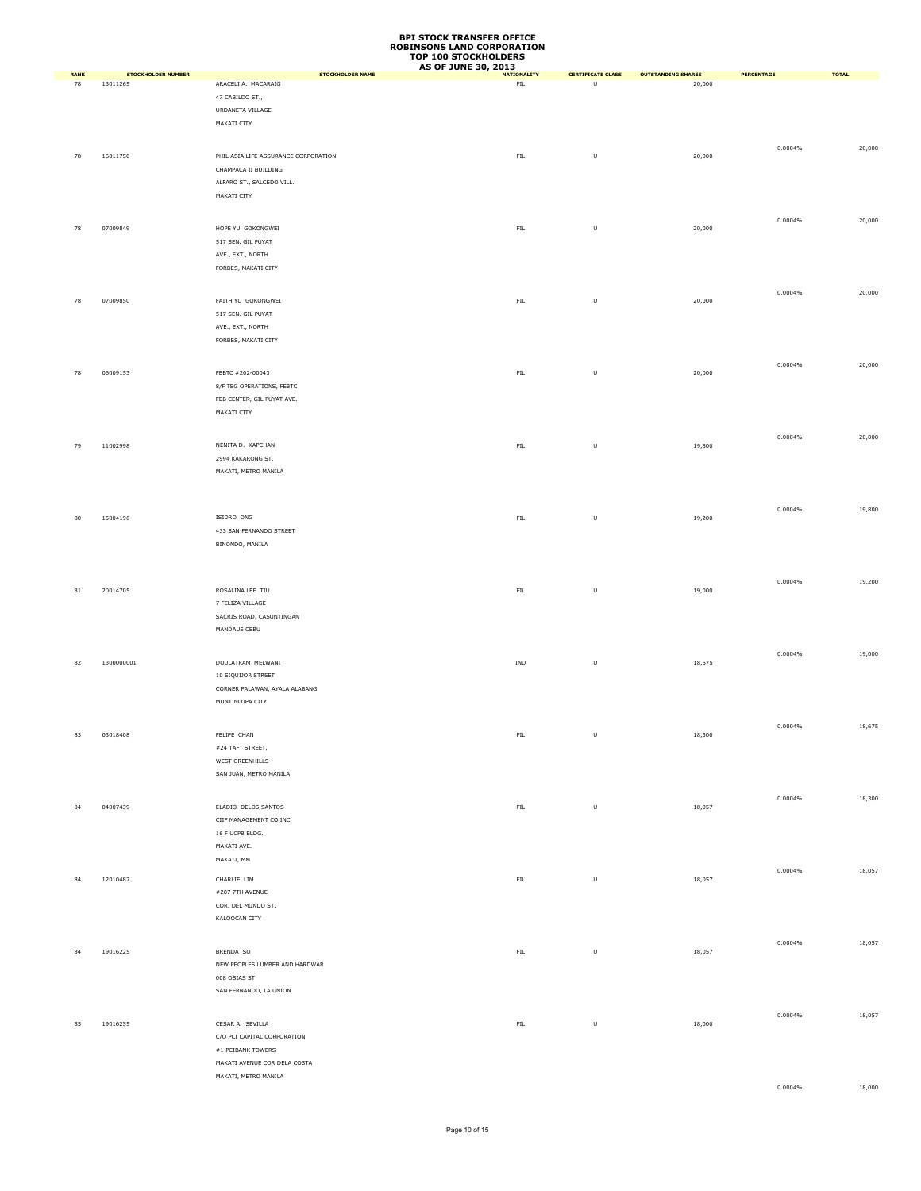# BPI STOCK TRANSFER OFFICE
# ROBINSONS LAND CORPORATION
# TOP 100 STOCKHOLDERS
# AS OF JUNE 30, 2013

| RANK | STOCKHOLDER NUMBER | STOCKHOLDER NAME | NATIONALITY | CERTIFICATE CLASS | OUTSTANDING SHARES | PERCENTAGE | TOTAL |
|---|---|---|---|---|---|---|---|
| 78 | 13011265 | ARACELI A. MACARAIG<br>47 CABILDO ST.,<br>URDANETA VILLAGE<br>MAKATI CITY | FIL | U | 20,000 | 0.0004% | 20,000 |
| 78 | 16011750 | PHIL ASIA LIFE ASSURANCE CORPORATION<br>CHAMPACA II BUILDING<br>ALFARO ST., SALCEDO VILL.<br>MAKATI CITY | FIL | U | 20,000 | 0.0004% | 20,000 |
| 78 | 07009849 | HOPE YU GOKONGWEI<br>517 SEN. GIL PUYAT<br>AVE., EXT., NORTH<br>FORBES, MAKATI CITY | FIL | U | 20,000 | 0.0004% | 20,000 |
| 78 | 07009850 | FAITH YU GOKONGWEI<br>517 SEN. GIL PUYAT<br>AVE., EXT., NORTH<br>FORBES, MAKATI CITY | FIL | U | 20,000 | 0.0004% | 20,000 |
| 78 | 06009153 | FEBTC #202-00043<br>8/F TBG OPERATIONS, FEBTC<br>FEB CENTER, GIL PUYAT AVE.<br>MAKATI CITY | FIL | U | 20,000 | 0.0004% | 20,000 |
| 79 | 11002998 | NENITA D. KAPCHAN<br>2994 KAKARONG ST.<br>MAKATI, METRO MANILA | FIL | U | 19,800 | 0.0004% | 19,800 |
| 80 | 15004196 | ISIDRO ONG<br>433 SAN FERNANDO STREET<br>BINONDO, MANILA | FIL | U | 19,200 | 0.0004% | 19,200 |
| 81 | 20014705 | ROSALINA LEE TIU<br>7 FELIZA VILLAGE<br>SACRIS ROAD, CASUNTINGAN<br>MANDAUE CEBU | FIL | U | 19,000 | 0.0004% | 19,000 |
| 82 | 1300000001 | DOULATRAM MELWANI<br>10 SIQUIJOR STREET<br>CORNER PALAWAN, AYALA ALABANG<br>MUNTINLUPA CITY | IND | U | 18,675 | 0.0004% | 18,675 |
| 83 | 03018408 | FELIPE CHAN<br>#24 TAFT STREET,<br>WEST GREENHILLS<br>SAN JUAN, METRO MANILA | FIL | U | 18,300 | 0.0004% | 18,300 |
| 84 | 04007439 | ELADIO DELOS SANTOS<br>CIIF MANAGEMENT CO INC.<br>16 F UCPB BLDG.<br>MAKATI AVE.<br>MAKATI, MM | FIL | U | 18,057 | 0.0004% | 18,057 |
| 84 | 12010487 | CHARLIE LIM<br>#207 7TH AVENUE<br>COR. DEL MUNDO ST.<br>KALOOCAN CITY | FIL | U | 18,057 | 0.0004% | 18,057 |
| 84 | 19016225 | BRENDA SO<br>NEW PEOPLES LUMBER AND HARDWAR<br>008 OSIAS ST<br>SAN FERNANDO, LA UNION | FIL | U | 18,057 | 0.0004% | 18,057 |
| 85 | 19016255 | CESAR A. SEVILLA<br>C/O PCI CAPITAL CORPORATION<br>#1 PCIBANK TOWERS<br>MAKATI AVENUE COR DELA COSTA<br>MAKATI, METRO MANILA | FIL | U | 18,000 | 0.0004% | 18,000 |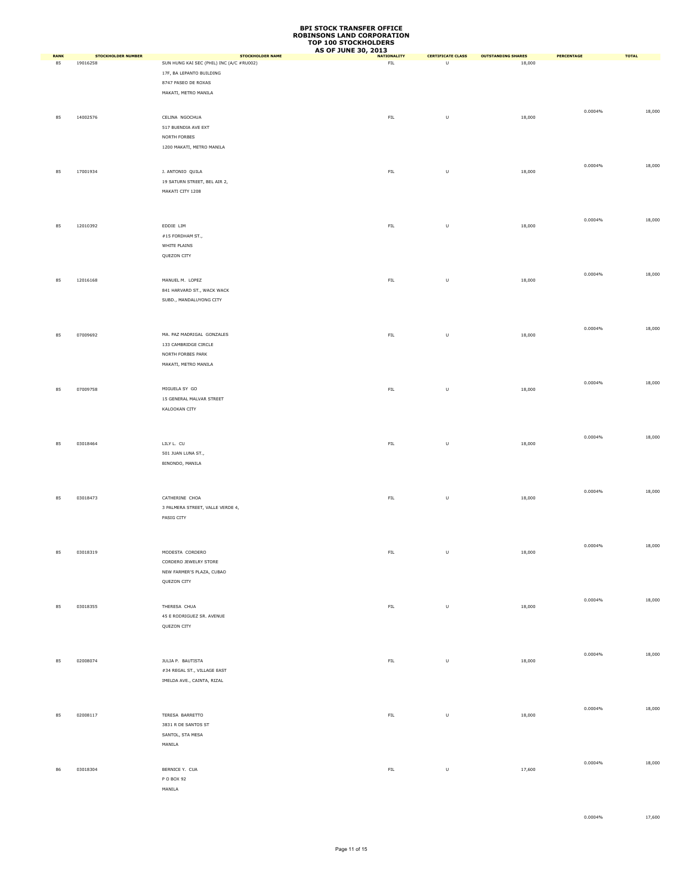# BPI STOCK TRANSFER OFFICE
# ROBINSONS LAND CORPORATION
# TOP 100 STOCKHOLDERS
# AS OF JUNE 30, 2013

| RANK | STOCKHOLDER NUMBER | STOCKHOLDER NAME | NATIONALITY | CERTIFICATE CLASS | OUTSTANDING SHARES | PERCENTAGE | TOTAL |
| --- | --- | --- | --- | --- | --- | --- | --- |
| 85 | 19016258 | SUN HUNG KAI SEC (PHIL) INC (A/C #RU002)<br>17F, BA LEPANTO BUILDING<br>8747 PASEO DE ROXAS<br>MAKATI, METRO MANILA | FIL | U | 18,000 | 0.0004% | 18,000 |
| 85 | 14002576 | CELINA NGOCHUA<br>517 BUENDIA AVE EXT<br>NORTH FORBES<br>1200 MAKATI, METRO MANILA | FIL | U | 18,000 | 0.0004% | 18,000 |
| 85 | 17001934 | J. ANTONIO QUILA<br>19 SATURN STREET, BEL AIR 2,<br>MAKATI CITY 1208 | FIL | U | 18,000 | 0.0004% | 18,000 |
| 85 | 12010392 | EDDIE LIM<br>#15 FORDHAM ST.,<br>WHITE PLAINS<br>QUEZON CITY | FIL | U | 18,000 | 0.0004% | 18,000 |
| 85 | 12016168 | MANUEL M. LOPEZ<br>841 HARVARD ST., WACK WACK<br>SUBD., MANDALUYONG CITY | FIL | U | 18,000 | 0.0004% | 18,000 |
| 85 | 07009692 | MA. PAZ MADRIGAL GONZALES<br>133 CAMBRIDGE CIRCLE<br>NORTH FORBES PARK<br>MAKATI, METRO MANILA | FIL | U | 18,000 | 0.0004% | 18,000 |
| 85 | 07009758 | MIGUELA SY GO<br>15 GENERAL MALVAR STREET<br>KALOOKAN CITY | FIL | U | 18,000 | 0.0004% | 18,000 |
| 85 | 03018464 | LILY L. CU<br>501 JUAN LUNA ST.,<br>BINONDO, MANILA | FIL | U | 18,000 | 0.0004% | 18,000 |
| 85 | 03018473 | CATHERINE CHOA<br>3 PALMERA STREET, VALLE VERDE 4,<br>PASIG CITY | FIL | U | 18,000 | 0.0004% | 18,000 |
| 85 | 03018319 | MODESTA CORDERO<br>CORDERO JEWELRY STORE<br>NEW FARMER'S PLAZA, CUBAO<br>QUEZON CITY | FIL | U | 18,000 | 0.0004% | 18,000 |
| 85 | 03018355 | THERESA CHUA<br>45 E RODRIGUEZ SR. AVENUE<br>QUEZON CITY | FIL | U | 18,000 | 0.0004% | 18,000 |
| 85 | 02008074 | JULIA P. BAUTISTA<br>#34 REGAL ST., VILLAGE EAST<br>IMELDA AVE., CAINTA, RIZAL | FIL | U | 18,000 | 0.0004% | 18,000 |
| 85 | 02008117 | TERESA BARRETTO<br>3831 R DE SANTOS ST<br>SANTOL, STA MESA<br>MANILA | FIL | U | 18,000 | 0.0004% | 18,000 |
| 86 | 03018304 | BERNICE Y. CUA<br>P O BOX 92<br>MANILA | FIL | U | 17,600 | 0.0004% | 17,600 |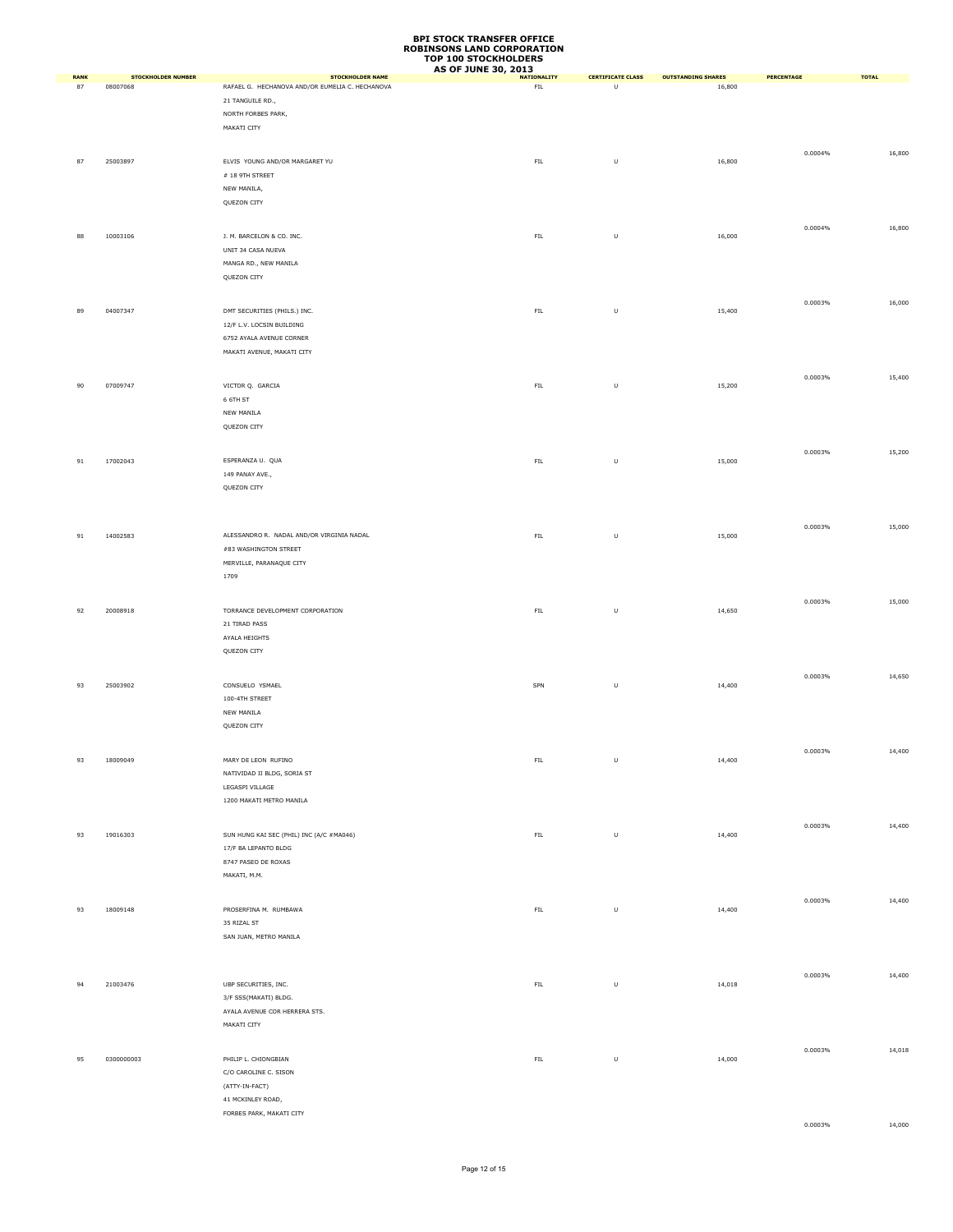**BPI STOCK TRANSFER OFFICE**
**ROBINSONS LAND CORPORATION**
**TOP 100 STOCKHOLDERS**
**AS OF JUNE 30, 2013**

| RANK | STOCKHOLDER NUMBER | STOCKHOLDER NAME | NATIONALITY | CERTIFICATE CLASS | OUTSTANDING SHARES | PERCENTAGE | TOTAL |
|---|---|---|---|---|---|---|---|
| 87 | 08007068 | RAFAEL G. HECHANOVA AND/OR EUMELIA C. HECHANOVA<br>21 TANGUILE RD.,<br>NORTH FORBES PARK,<br>MAKATI CITY | FIL | U | 16,800 | 0.0004% | 16,800 |
| 87 | 25003897 | ELVIS YOUNG AND/OR MARGARET YU<br># 18 9TH STREET<br>NEW MANILA,<br>QUEZON CITY | FIL | U | 16,800 | 0.0004% | 16,800 |
| 88 | 10003106 | J. M. BARCELON & CO. INC.<br>UNIT 34 CASA NUEVA<br>MANGA RD., NEW MANILA<br>QUEZON CITY | FIL | U | 16,000 | 0.0003% | 16,000 |
| 89 | 04007347 | DMT SECURITIES (PHILS.) INC.<br>12/F L.V. LOCSIN BUILDING<br>6752 AYALA AVENUE CORNER<br>MAKATI AVENUE, MAKATI CITY | FIL | U | 15,400 | 0.0003% | 15,400 |
| 90 | 07009747 | VICTOR Q. GARCIA<br>6 6TH ST<br>NEW MANILA<br>QUEZON CITY | FIL | U | 15,200 | 0.0003% | 15,200 |
| 91 | 17002043 | ESPERANZA U. QUA<br>149 PANAY AVE.,<br>QUEZON CITY | FIL | U | 15,000 | 0.0003% | 15,000 |
| 91 | 14002583 | ALESSANDRO R. NADAL AND/OR VIRGINIA NADAL<br>#83 WASHINGTON STREET<br>MERVILLE, PARANAQUE CITY<br>1709 | FIL | U | 15,000 | 0.0003% | 15,000 |
| 92 | 20008918 | TORRANCE DEVELOPMENT CORPORATION<br>21 TIRAD PASS<br>AYALA HEIGHTS<br>QUEZON CITY | FIL | U | 14,650 | 0.0003% | 14,650 |
| 93 | 25003902 | CONSUELO YSMAEL<br>100-4TH STREET<br>NEW MANILA<br>QUEZON CITY | SPN | U | 14,400 | 0.0003% | 14,400 |
| 93 | 18009049 | MARY DE LEON RUFINO<br>NATIVIDAD II BLDG, SORIA ST<br>LEGASPI VILLAGE<br>1200 MAKATI METRO MANILA | FIL | U | 14,400 | 0.0003% | 14,400 |
| 93 | 19016303 | SUN HUNG KAI SEC (PHIL) INC (A/C #MA046)<br>17/F BA LEPANTO BLDG<br>8747 PASEO DE ROXAS<br>MAKATI, M.M. | FIL | U | 14,400 | 0.0003% | 14,400 |
| 93 | 18009148 | PROSERFINA M. RUMBAWA<br>35 RIZAL ST<br>SAN JUAN, METRO MANILA | FIL | U | 14,400 | 0.0003% | 14,400 |
| 94 | 21003476 | UBP SECURITIES, INC.<br>3/F SSS(MAKATI) BLDG.<br>AYALA AVENUE COR HERRERA STS.<br>MAKATI CITY | FIL | U | 14,018 | 0.0003% | 14,018 |
| 95 | 0300000003 | PHILIP L. CHIONGBIAN<br>C/O CAROLINE C. SISON<br>(ATTY-IN-FACT)<br>41 MCKINLEY ROAD,<br>FORBES PARK, MAKATI CITY | FIL | U | 14,000 | 0.0003% | 14,000 |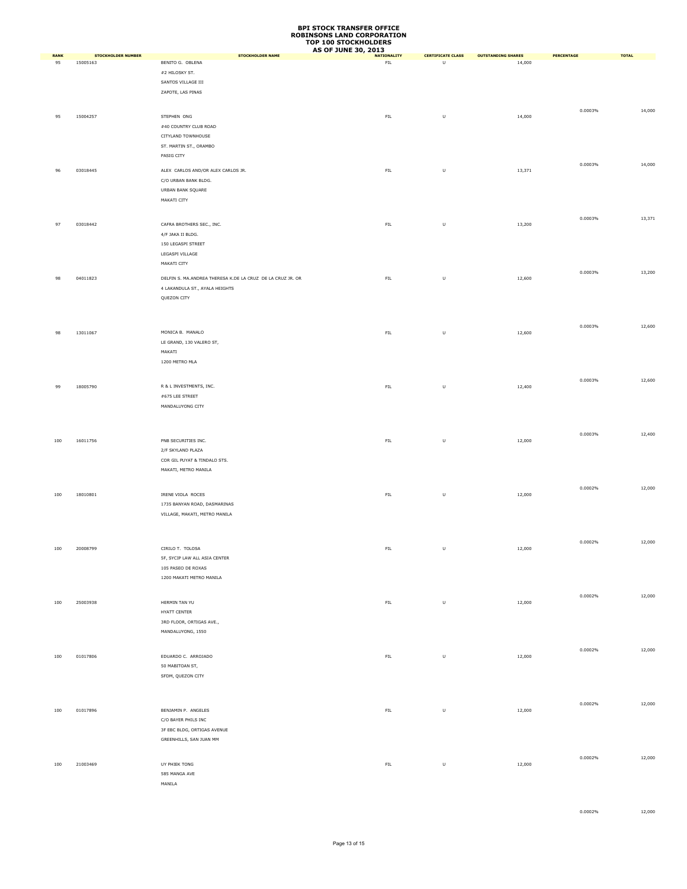# BPI STOCK TRANSFER OFFICE
# ROBINSONS LAND CORPORATION
# TOP 100 STOCKHOLDERS
# AS OF JUNE 30, 2013

| RANK | STOCKHOLDER NUMBER | STOCKHOLDER NAME | NATIONALITY | CERTIFICATE CLASS | OUTSTANDING SHARES | PERCENTAGE | TOTAL |
|---|---|---|---|---|---|---|---|
| 95 | 15005163 | BENITO G. OBLENA<br>#2 HILOSKY ST.<br>SANTOS VILLAGE III<br>ZAPOTE, LAS PINAS | FIL | U | 14,000 | 0.0003% | 14,000 |
| 95 | 15004257 | STEPHEN ONG<br>#40 COUNTRY CLUB ROAD<br>CITYLAND TOWNHOUSE<br>ST. MARTIN ST., ORAMBO<br>PASIG CITY | FIL | U | 14,000 | 0.0003% | 14,000 |
| 96 | 03018445 | ALEX CARLOS AND/OR ALEX CARLOS JR.<br>C/O URBAN BANK BLDG.<br>URBAN BANK SQUARE<br>MAKATI CITY | FIL | U | 13,371 | 0.0003% | 13,371 |
| 97 | 03018442 | CAFRA BROTHERS SEC., INC.<br>4/F JAKA II BLDG.<br>150 LEGASPI STREET<br>LEGASPI VILLAGE<br>MAKATI CITY | FIL | U | 13,200 | 0.0003% | 13,200 |
| 98 | 04011823 | DELFIN S. MA.ANDREA THERESA K.DE LA CRUZ DE LA CRUZ JR. OR<br>4 LAKANDULA ST., AYALA HEIGHTS<br>QUEZON CITY | FIL | U | 12,600 | 0.0003% | 12,600 |
| 98 | 13011067 | MONICA B. MANALO<br>LE GRAND, 130 VALERO ST,<br>MAKATI<br>1200 METRO MLA | FIL | U | 12,600 | 0.0003% | 12,600 |
| 99 | 18005790 | R & L INVESTMENTS, INC.<br>#675 LEE STREET<br>MANDALUYONG CITY | FIL | U | 12,400 | 0.0003% | 12,400 |
| 100 | 16011756 | PNB SECURITIES INC.<br>2/F SKYLAND PLAZA<br>COR GIL PUYAT & TINDALO STS.<br>MAKATI, METRO MANILA | FIL | U | 12,000 | 0.0002% | 12,000 |
| 100 | 18010801 | IRENE VIOLA ROCES<br>1735 BANYAN ROAD, DASMARINAS<br>VILLAGE, MAKATI, METRO MANILA | FIL | U | 12,000 | 0.0002% | 12,000 |
| 100 | 20008799 | CIRILO T. TOLOSA<br>5F, SYCIP LAW ALL ASIA CENTER<br>105 PASEO DE ROXAS<br>1200 MAKATI METRO MANILA | FIL | U | 12,000 | 0.0002% | 12,000 |
| 100 | 25003938 | HERMIN TAN YU<br>HYATT CENTER<br>3RD FLOOR, ORTIGAS AVE.,<br>MANDALUYONG, 1550 | FIL | U | 12,000 | 0.0002% | 12,000 |
| 100 | 01017806 | EDUARDO C. ARROJADO<br>50 MABITOAN ST,<br>SFDM, QUEZON CITY | FIL | U | 12,000 | 0.0002% | 12,000 |
| 100 | 01017896 | BENJAMIN P. ANGELES<br>C/O BAYER PHILS INC<br>3F EBC BLDG, ORTIGAS AVENUE<br>GREENHILLS, SAN JUAN MM | FIL | U | 12,000 | 0.0002% | 12,000 |
| 100 | 21003469 | UY PHIEK TONG<br>585 MANGA AVE<br>MANILA | FIL | U | 12,000 | 0.0002% | 12,000 |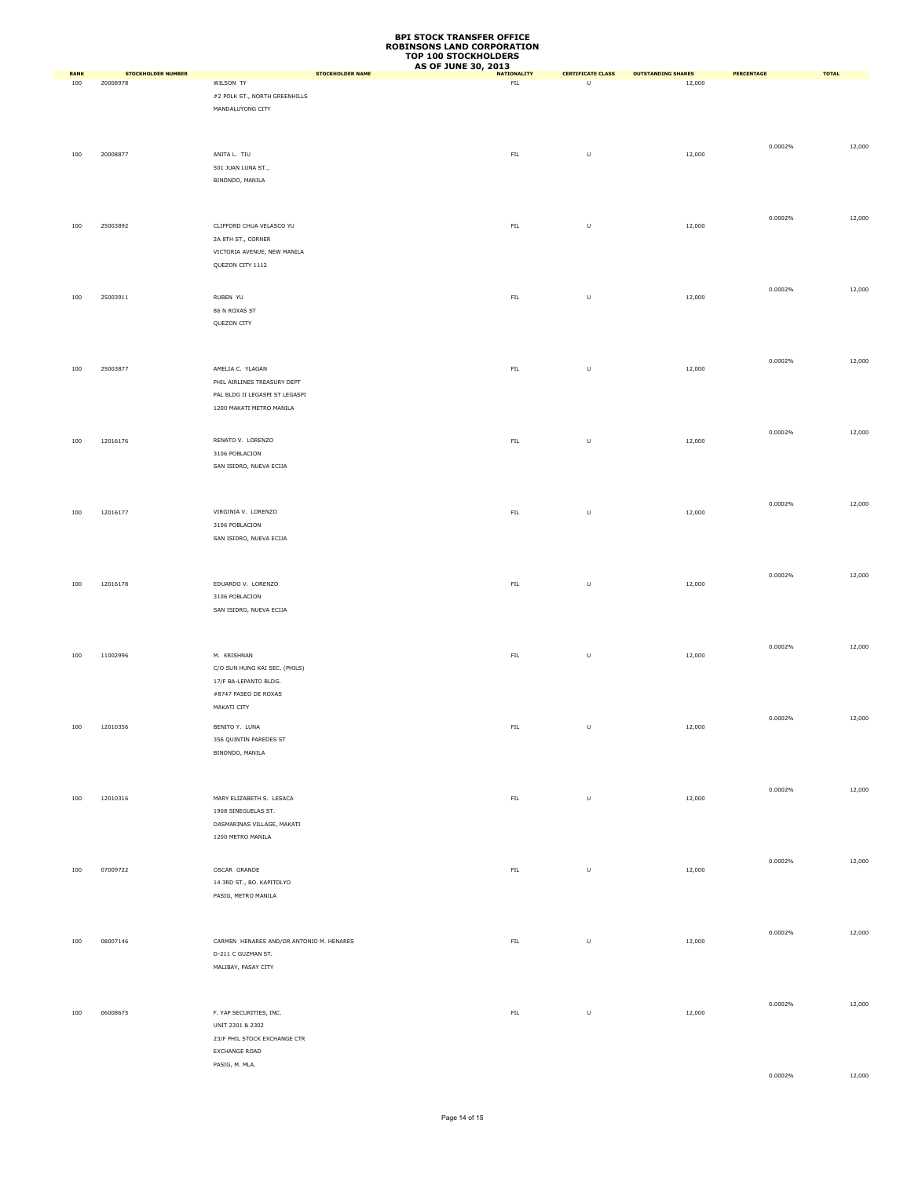# BPI STOCK TRANSFER OFFICE
# ROBINSONS LAND CORPORATION
# TOP 100 STOCKHOLDERS
# AS OF JUNE 30, 2013

| RANK | STOCKHOLDER NUMBER | STOCKHOLDER NAME | NATIONALITY | CERTIFICATE CLASS | OUTSTANDING SHARES | PERCENTAGE | TOTAL |
|---|---|---|---|---|---|---|---|
| 100 | 20008978 | WILSON TY<br>#2 POLK ST., NORTH GREENHILLS<br>MANDALUYONG CITY | FIL | U | 12,000 | 0.0002% | 12,000 |
| 100 | 20008877 | ANITA L. TIU<br>501 JUAN LUNA ST.,<br>BINONDO, MANILA | FIL | U | 12,000 | 0.0002% | 12,000 |
| 100 | 25003892 | CLIFFORD CHUA VELASCO YU<br>2A 8TH ST., CORNER<br>VICTORIA AVENUE, NEW MANILA<br>QUEZON CITY 1112 | FIL | U | 12,000 | 0.0002% | 12,000 |
| 100 | 25003911 | RUBEN YU<br>86 N ROXAS ST<br>QUEZON CITY | FIL | U | 12,000 | 0.0002% | 12,000 |
| 100 | 25003877 | AMELIA C. YLAGAN<br>PHIL AIRLINES TREASURY DEPT<br>PAL BLDG II LEGASPI ST LEGASPI<br>1200 MAKATI METRO MANILA | FIL | U | 12,000 | 0.0002% | 12,000 |
| 100 | 12016176 | RENATO V. LORENZO<br>3106 POBLACION<br>SAN ISIDRO, NUEVA ECIJA | FIL | U | 12,000 | 0.0002% | 12,000 |
| 100 | 12016177 | VIRGINIA V. LORENZO<br>3106 POBLACION<br>SAN ISIDRO, NUEVA ECIJA | FIL | U | 12,000 | 0.0002% | 12,000 |
| 100 | 12016178 | EDUARDO V. LORENZO<br>3106 POBLACION<br>SAN ISIDRO, NUEVA ECIJA | FIL | U | 12,000 | 0.0002% | 12,000 |
| 100 | 11002996 | M. KRISHNAN<br>C/O SUN HUNG KAI SEC. (PHILS)<br>17/F BA-LEPANTO BLDG.<br>#8747 PASEO DE ROXAS<br>MAKATI CITY | FIL | U | 12,000 | 0.0002% | 12,000 |
| 100 | 12010356 | BENITO Y. LUNA<br>356 QUINTIN PAREDES ST<br>BINONDO, MANILA | FIL | U | 12,000 | 0.0002% | 12,000 |
| 100 | 12010316 | MARY ELIZABETH S. LESACA<br>1908 SINEGUELAS ST.<br>DASMARINAS VILLAGE, MAKATI<br>1200 METRO MANILA | FIL | U | 12,000 | 0.0002% | 12,000 |
| 100 | 07009722 | OSCAR GRANDE<br>14 3RD ST., BO. KAPITOLYO<br>PASIG, METRO MANILA | FIL | U | 12,000 | 0.0002% | 12,000 |
| 100 | 08007146 | CARMEN HENARES AND/OR ANTONIO M. HENARES<br>D-211 C GUZMAN ST.<br>MALIBAY, PASAY CITY | FIL | U | 12,000 | 0.0002% | 12,000 |
| 100 | 06008675 | F. YAP SECURITIES, INC.<br>UNIT 2301 & 2302<br>23/F PHIL STOCK EXCHANGE CTR<br>EXCHANGE ROAD<br>PASIG, M. MLA. | FIL | U | 12,000 | 0.0002% | 12,000 |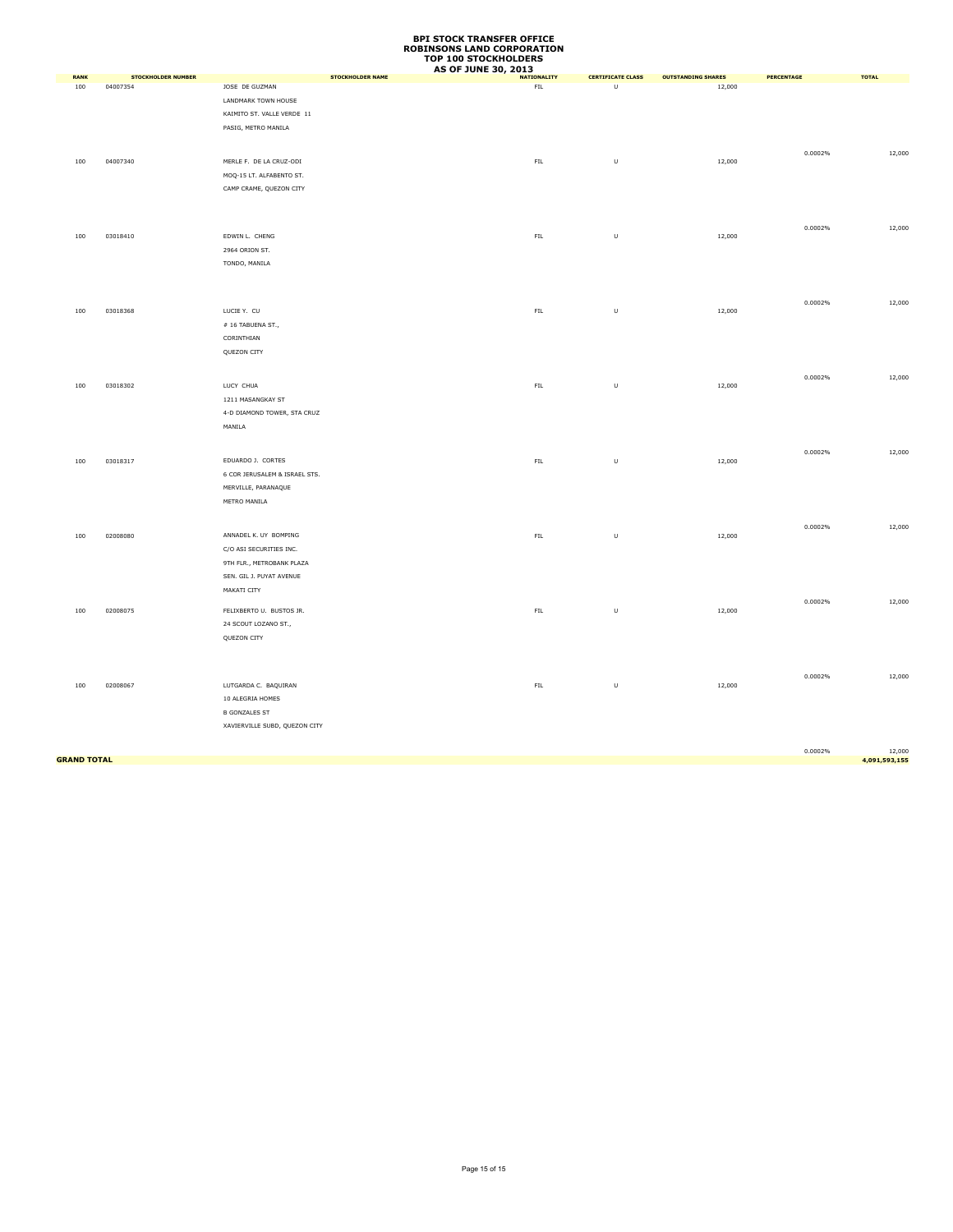**BPI STOCK TRANSFER OFFICE**
**ROBINSONS LAND CORPORATION**
**TOP 100 STOCKHOLDERS**
**AS OF JUNE 30, 2013**

| RANK | STOCKHOLDER NUMBER | STOCKHOLDER NAME | NATIONALITY | CERTIFICATE CLASS | OUTSTANDING SHARES | PERCENTAGE | TOTAL |
|---|---|---|---|---|---|---|---|
| 100 | 04007354 | JOSE DE GUZMAN<br>LANDMARK TOWN HOUSE<br>KAIMITO ST. VALLE VERDE 11<br>PASIG, METRO MANILA | FIL | U | 12,000 | 0.0002% | 12,000 |
| 100 | 04007340 | MERLE F. DE LA CRUZ-ODI<br>MOQ-15 LT. ALFABENTO ST.<br>CAMP CRAME, QUEZON CITY | FIL | U | 12,000 | 0.0002% | 12,000 |
| 100 | 03018410 | EDWIN L. CHENG<br>2964 ORION ST.<br>TONDO, MANILA | FIL | U | 12,000 | 0.0002% | 12,000 |
| 100 | 03018368 | LUCIE Y. CU<br># 16 TABUENA ST.,<br>CORINTHIAN<br>QUEZON CITY | FIL | U | 12,000 | 0.0002% | 12,000 |
| 100 | 03018302 | LUCY CHUA<br>1211 MASANGKAY ST<br>4-D DIAMOND TOWER, STA CRUZ<br>MANILA | FIL | U | 12,000 | 0.0002% | 12,000 |
| 100 | 03018317 | EDUARDO J. CORTES<br>6 COR JERUSALEM & ISRAEL STS.<br>MERVILLE, PARANAQUE<br>METRO MANILA | FIL | U | 12,000 | 0.0002% | 12,000 |
| 100 | 02008080 | ANNADEL K. UY BOMPING<br>C/O ASI SECURITIES INC.<br>9TH FLR., METROBANK PLAZA<br>SEN. GIL J. PUYAT AVENUE<br>MAKATI CITY | FIL | U | 12,000 | 0.0002% | 12,000 |
| 100 | 02008075 | FELIXBERTO U. BUSTOS JR.<br>24 SCOUT LOZANO ST.,<br>QUEZON CITY | FIL | U | 12,000 | 0.0002% | 12,000 |
| 100 | 02008067 | LUTGARDA C. BAQUIRAN<br>10 ALEGRIA HOMES<br>B GONZALES ST<br>XAVIERVILLE SUBD, QUEZON CITY | FIL | U | 12,000 | 0.0002% | 12,000 |
| **GRAND TOTAL** | | | | | | | **4,091,593,155** |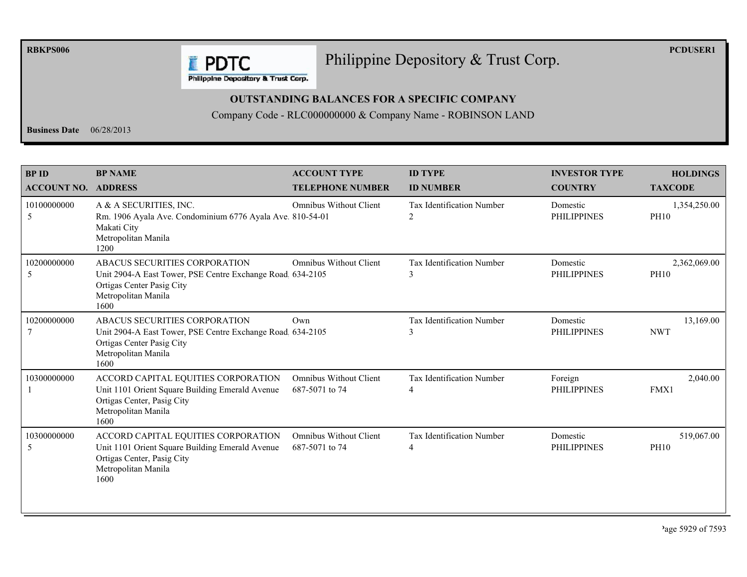RBKPS006

PCDUSER1

# Philippine Depository & Trust Corp.

**OUTSTANDING BALANCES FOR A SPECIFIC COMPANY**

Company Code - RLC000000000 & Company Name - ROBINSON LAND

**Business Date** 06/28/2013

| BP ID<br>ACCOUNT NO. | BP NAME<br>ADDRESS | ACCOUNT TYPE<br>TELEPHONE NUMBER | ID TYPE<br>ID NUMBER | INVESTOR TYPE<br>COUNTRY | HOLDINGS<br>TAXCODE |
|---|---|---|---|---|---|
| 10100000000<br>5 | A & A SECURITIES, INC.<br>Rm. 1906 Ayala Ave. Condominium 6776 Ayala Ave.<br>Makati City<br>Metropolitan Manila<br>1200 | Omnibus Without Client<br>810-54-01 | Tax Identification Number<br>2 | Domestic<br>PHILIPPINES | 1,354,250.00<br>PH10 |
| 10200000000<br>5 | ABACUS SECURITIES CORPORATION<br>Unit 2904-A East Tower, PSE Centre Exchange Road.<br>Ortigas Center Pasig City<br>Metropolitan Manila<br>1600 | Omnibus Without Client<br>634-2105 | Tax Identification Number<br>3 | Domestic<br>PHILIPPINES | 2,362,069.00<br>PH10 |
| 10200000000<br>7 | ABACUS SECURITIES CORPORATION<br>Unit 2904-A East Tower, PSE Centre Exchange Road.<br>Ortigas Center Pasig City<br>Metropolitan Manila<br>1600 | Own<br>634-2105 | Tax Identification Number<br>3 | Domestic<br>PHILIPPINES | 13,169.00<br>NWT |
| 10300000000<br>1 | ACCORD CAPITAL EQUITIES CORPORATION<br>Unit 1101 Orient Square Building Emerald Avenue<br>Ortigas Center, Pasig City<br>Metropolitan Manila<br>1600 | Omnibus Without Client<br>687-5071 to 74 | Tax Identification Number<br>4 | Foreign<br>PHILIPPINES | 2,040.00<br>FMX1 |
| 10300000000<br>5 | ACCORD CAPITAL EQUITIES CORPORATION<br>Unit 1101 Orient Square Building Emerald Avenue<br>Ortigas Center, Pasig City<br>Metropolitan Manila<br>1600 | Omnibus Without Client<br>687-5071 to 74 | Tax Identification Number<br>4 | Domestic<br>PHILIPPINES | 519,067.00<br>PH10 |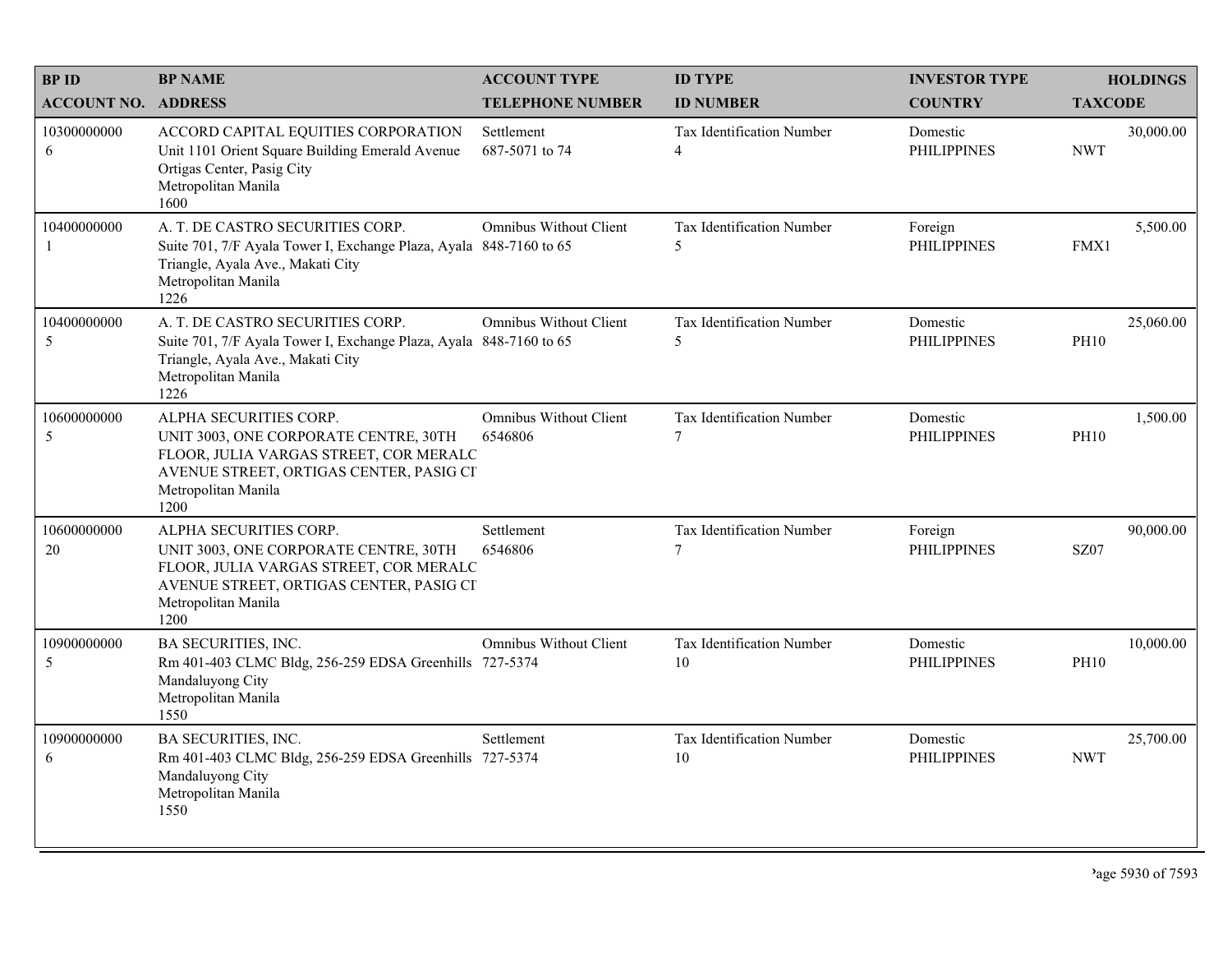| BP ID<br>ACCOUNT NO. | BP NAME<br>ADDRESS | ACCOUNT TYPE<br>TELEPHONE NUMBER | ID TYPE<br>ID NUMBER | INVESTOR TYPE<br>COUNTRY | HOLDINGS<br>TAXCODE |
|---|---|---|---|---|---|
| 10300000000<br>6 | ACCORD CAPITAL EQUITIES CORPORATION<br>Unit 1101 Orient Square Building Emerald Avenue Ortigas Center, Pasig City<br>Metropolitan Manila<br>1600 | Settlement<br>687-5071 to 74 | Tax Identification Number<br>4 | Domestic<br>PHILIPPINES | 30,000.00<br>NWT |
| 10400000000<br>1 | A. T. DE CASTRO SECURITIES CORP.<br>Suite 701, 7/F Ayala Tower I, Exchange Plaza, Ayala Triangle, Ayala Ave., Makati City<br>Metropolitan Manila<br>1226 | Omnibus Without Client<br>848-7160 to 65 | Tax Identification Number<br>5 | Foreign<br>PHILIPPINES | 5,500.00<br>FMX1 |
| 10400000000<br>5 | A. T. DE CASTRO SECURITIES CORP.<br>Suite 701, 7/F Ayala Tower I, Exchange Plaza, Ayala Triangle, Ayala Ave., Makati City<br>Metropolitan Manila<br>1226 | Omnibus Without Client<br>848-7160 to 65 | Tax Identification Number<br>5 | Domestic<br>PHILIPPINES | 25,060.00<br>PH10 |
| 10600000000<br>5 | ALPHA SECURITIES CORP.<br>UNIT 3003, ONE CORPORATE CENTRE, 30TH FLOOR, JULIA VARGAS STREET, COR MERALC AVENUE STREET, ORTIGAS CENTER, PASIG CI<br>Metropolitan Manila<br>1200 | Omnibus Without Client<br>6546806 | Tax Identification Number<br>7 | Domestic<br>PHILIPPINES | 1,500.00<br>PH10 |
| 10600000000<br>20 | ALPHA SECURITIES CORP.<br>UNIT 3003, ONE CORPORATE CENTRE, 30TH FLOOR, JULIA VARGAS STREET, COR MERALC AVENUE STREET, ORTIGAS CENTER, PASIG CI<br>Metropolitan Manila<br>1200 | Settlement<br>6546806 | Tax Identification Number<br>7 | Foreign<br>PHILIPPINES | 90,000.00<br>SZ07 |
| 10900000000<br>5 | BA SECURITIES, INC.<br>Rm 401-403 CLMC Bldg, 256-259 EDSA Greenhills Mandaluyong City<br>Metropolitan Manila<br>1550 | Omnibus Without Client<br>727-5374 | Tax Identification Number<br>10 | Domestic<br>PHILIPPINES | 10,000.00<br>PH10 |
| 10900000000<br>6 | BA SECURITIES, INC.<br>Rm 401-403 CLMC Bldg, 256-259 EDSA Greenhills Mandaluyong City<br>Metropolitan Manila<br>1550 | Settlement<br>727-5374 | Tax Identification Number<br>10 | Domestic<br>PHILIPPINES | 25,700.00<br>NWT |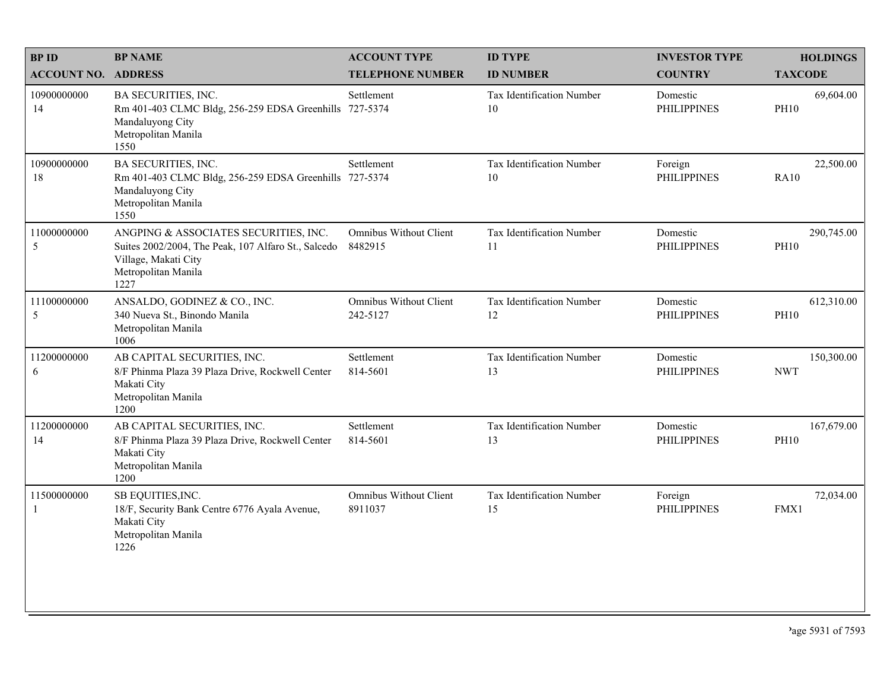| BP ID<br>ACCOUNT NO. | BP NAME<br>ADDRESS | ACCOUNT TYPE<br>TELEPHONE NUMBER | ID TYPE<br>ID NUMBER | INVESTOR TYPE<br>COUNTRY | HOLDINGS<br>TAXCODE |
|---|---|---|---|---|---|
| 10900000000<br>14 | BA SECURITIES, INC.<br>Rm 401-403 CLMC Bldg, 256-259 EDSA Greenhills<br>Mandaluyong City<br>Metropolitan Manila<br>1550 | Settlement<br>727-5374 | Tax Identification Number<br>10 | Domestic<br>PHILIPPINES | 69,604.00<br>PH10 |
| 10900000000<br>18 | BA SECURITIES, INC.<br>Rm 401-403 CLMC Bldg, 256-259 EDSA Greenhills<br>Mandaluyong City<br>Metropolitan Manila<br>1550 | Settlement<br>727-5374 | Tax Identification Number<br>10 | Foreign<br>PHILIPPINES | 22,500.00<br>RA10 |
| 11000000000<br>5 | ANGPING & ASSOCIATES SECURITIES, INC.<br>Suites 2002/2004, The Peak, 107 Alfaro St., Salcedo Village, Makati City<br>Metropolitan Manila<br>1227 | Omnibus Without Client<br>8482915 | Tax Identification Number<br>11 | Domestic<br>PHILIPPINES | 290,745.00<br>PH10 |
| 11100000000<br>5 | ANSALDO, GODINEZ & CO., INC.<br>340 Nueva St., Binondo Manila<br>Metropolitan Manila<br>1006 | Omnibus Without Client<br>242-5127 | Tax Identification Number<br>12 | Domestic<br>PHILIPPINES | 612,310.00<br>PH10 |
| 11200000000<br>6 | AB CAPITAL SECURITIES, INC.<br>8/F Phinma Plaza 39 Plaza Drive, Rockwell Center<br>Makati City<br>Metropolitan Manila<br>1200 | Settlement<br>814-5601 | Tax Identification Number<br>13 | Domestic<br>PHILIPPINES | 150,300.00<br>NWT |
| 11200000000<br>14 | AB CAPITAL SECURITIES, INC.<br>8/F Phinma Plaza 39 Plaza Drive, Rockwell Center<br>Makati City<br>Metropolitan Manila<br>1200 | Settlement<br>814-5601 | Tax Identification Number<br>13 | Domestic<br>PHILIPPINES | 167,679.00<br>PH10 |
| 11500000000<br>1 | SB EQUITIES,INC.<br>18/F, Security Bank Centre 6776 Ayala Avenue,<br>Makati City<br>Metropolitan Manila<br>1226 | Omnibus Without Client<br>8911037 | Tax Identification Number<br>15 | Foreign<br>PHILIPPINES | 72,034.00<br>FMX1 |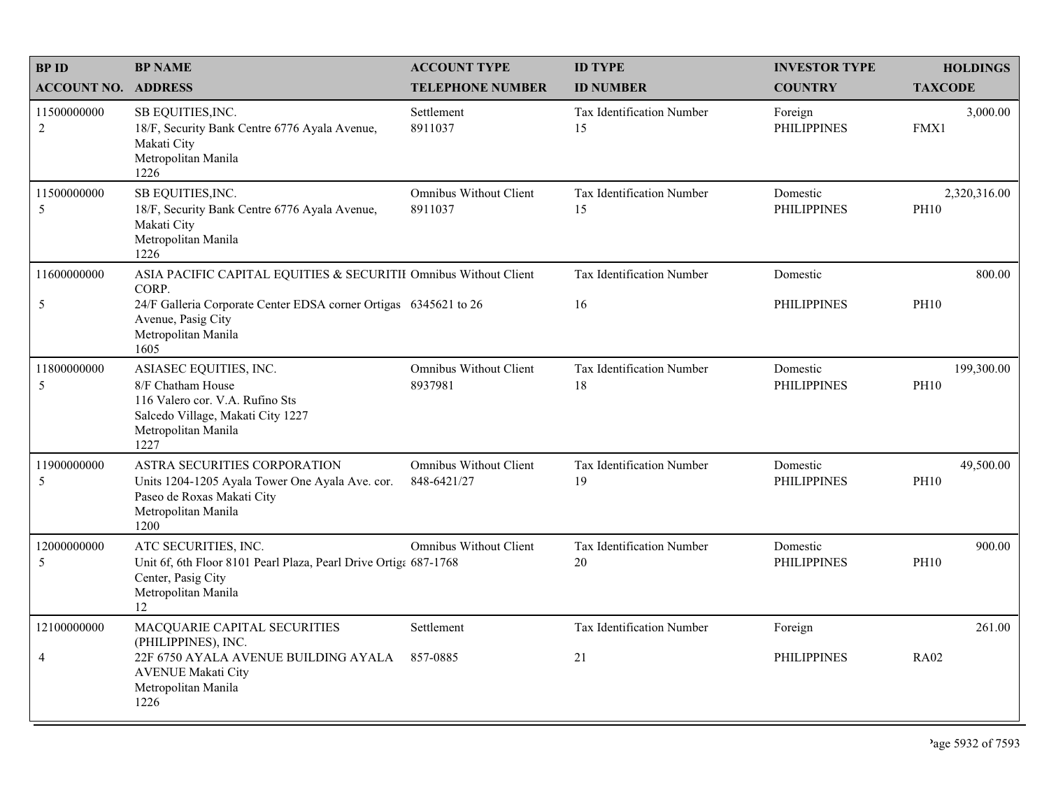| BP ID<br>ACCOUNT NO. | BP NAME<br>ADDRESS | ACCOUNT TYPE<br>TELEPHONE NUMBER | ID TYPE<br>ID NUMBER | INVESTOR TYPE<br>COUNTRY | HOLDINGS<br>TAXCODE |
|---|---|---|---|---|---|
| 11500000000<br>2 | SB EQUITIES,INC.<br>18/F, Security Bank Centre 6776 Ayala Avenue, Makati City<br>Metropolitan Manila<br>1226 | Settlement<br>8911037 | Tax Identification Number<br>15 | Foreign<br>PHILIPPINES | 3,000.00<br>FMX1 |
| 11500000000<br>5 | SB EQUITIES,INC.<br>18/F, Security Bank Centre 6776 Ayala Avenue, Makati City<br>Metropolitan Manila<br>1226 | Omnibus Without Client<br>8911037 | Tax Identification Number<br>15 | Domestic<br>PHILIPPINES | 2,320,316.00<br>PH10 |
| 11600000000<br>5 | ASIA PACIFIC CAPITAL EQUITIES & SECURITII CORP.<br>24/F Galleria Corporate Center EDSA corner Ortigas Avenue, Pasig City<br>Metropolitan Manila<br>1605 | Omnibus Without Client<br>6345621 to 26 | Tax Identification Number<br>16 | Domestic<br>PHILIPPINES | 800.00<br>PH10 |
| 11800000000<br>5 | ASIASEC EQUITIES, INC.<br>8/F Chatham House<br>116 Valero cor. V.A. Rufino Sts<br>Salcedo Village, Makati City 1227<br>Metropolitan Manila<br>1227 | Omnibus Without Client<br>8937981 | Tax Identification Number<br>18 | Domestic<br>PHILIPPINES | 199,300.00<br>PH10 |
| 11900000000<br>5 | ASTRA SECURITIES CORPORATION<br>Units 1204-1205 Ayala Tower One Ayala Ave. cor. Paseo de Roxas Makati City<br>Metropolitan Manila<br>1200 | Omnibus Without Client<br>848-6421/27 | Tax Identification Number<br>19 | Domestic<br>PHILIPPINES | 49,500.00<br>PH10 |
| 12000000000<br>5 | ATC SECURITIES, INC.<br>Unit 6f, 6th Floor 8101 Pearl Plaza, Pearl Drive Ortiga Center, Pasig City<br>Metropolitan Manila<br>12 | Omnibus Without Client<br>687-1768 | Tax Identification Number<br>20 | Domestic<br>PHILIPPINES | 900.00<br>PH10 |
| 12100000000<br>4 | MACQUARIE CAPITAL SECURITIES (PHILIPPINES), INC.<br>22F 6750 AYALA AVENUE BUILDING AYALA AVENUE Makati City<br>Metropolitan Manila<br>1226 | Settlement<br>857-0885 | Tax Identification Number<br>21 | Foreign<br>PHILIPPINES | 261.00<br>RA02 |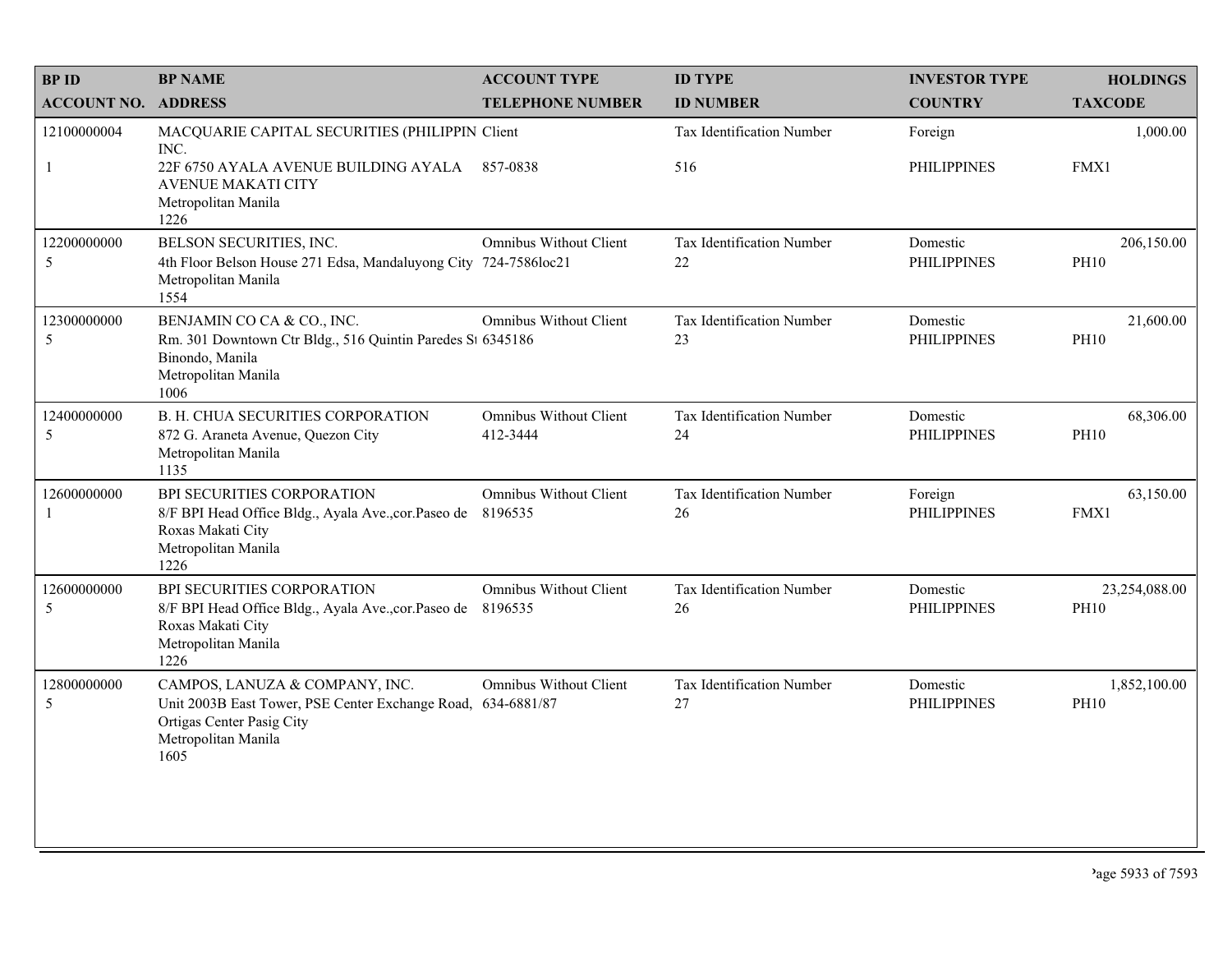| BP ID<br>ACCOUNT NO. | BP NAME<br>ADDRESS | ACCOUNT TYPE<br>TELEPHONE NUMBER | ID TYPE<br>ID NUMBER | INVESTOR TYPE<br>COUNTRY | HOLDINGS<br>TAXCODE |
|---|---|---|---|---|---|
| 12100000004<br>1 | MACQUARIE CAPITAL SECURITIES (PHILIPPIN INC.<br>22F 6750 AYALA AVENUE BUILDING AYALA AVENUE MAKATI CITY<br>Metropolitan Manila<br>1226 | Client<br>857-0838 | Tax Identification Number<br>516 | Foreign<br>PHILIPPINES | 1,000.00<br>FMX1 |
| 12200000000<br>5 | BELSON SECURITIES, INC.<br>4th Floor Belson House 271 Edsa, Mandaluyong City<br>Metropolitan Manila<br>1554 | Omnibus Without Client<br>724-7586loc21 | Tax Identification Number<br>22 | Domestic<br>PHILIPPINES | 206,150.00<br>PH10 |
| 12300000000<br>5 | BENJAMIN CO CA & CO., INC.<br>Rm. 301 Downtown Ctr Bldg., 516 Quintin Paredes St Binondo, Manila<br>Metropolitan Manila<br>1006 | Omnibus Without Client<br>6345186 | Tax Identification Number<br>23 | Domestic<br>PHILIPPINES | 21,600.00<br>PH10 |
| 12400000000<br>5 | B. H. CHUA SECURITIES CORPORATION<br>872 G. Araneta Avenue, Quezon City<br>Metropolitan Manila<br>1135 | Omnibus Without Client<br>412-3444 | Tax Identification Number<br>24 | Domestic<br>PHILIPPINES | 68,306.00<br>PH10 |
| 12600000000<br>1 | BPI SECURITIES CORPORATION<br>8/F BPI Head Office Bldg., Ayala Ave.,cor.Paseo de Roxas Makati City<br>Metropolitan Manila<br>1226 | Omnibus Without Client<br>8196535 | Tax Identification Number<br>26 | Foreign<br>PHILIPPINES | 63,150.00<br>FMX1 |
| 12600000000<br>5 | BPI SECURITIES CORPORATION<br>8/F BPI Head Office Bldg., Ayala Ave.,cor.Paseo de Roxas Makati City<br>Metropolitan Manila<br>1226 | Omnibus Without Client<br>8196535 | Tax Identification Number<br>26 | Domestic<br>PHILIPPINES | 23,254,088.00<br>PH10 |
| 12800000000<br>5 | CAMPOS, LANUZA & COMPANY, INC.<br>Unit 2003B East Tower, PSE Center Exchange Road, Ortigas Center Pasig City<br>Metropolitan Manila<br>1605 | Omnibus Without Client<br>634-6881/87 | Tax Identification Number<br>27 | Domestic<br>PHILIPPINES | 1,852,100.00<br>PH10 |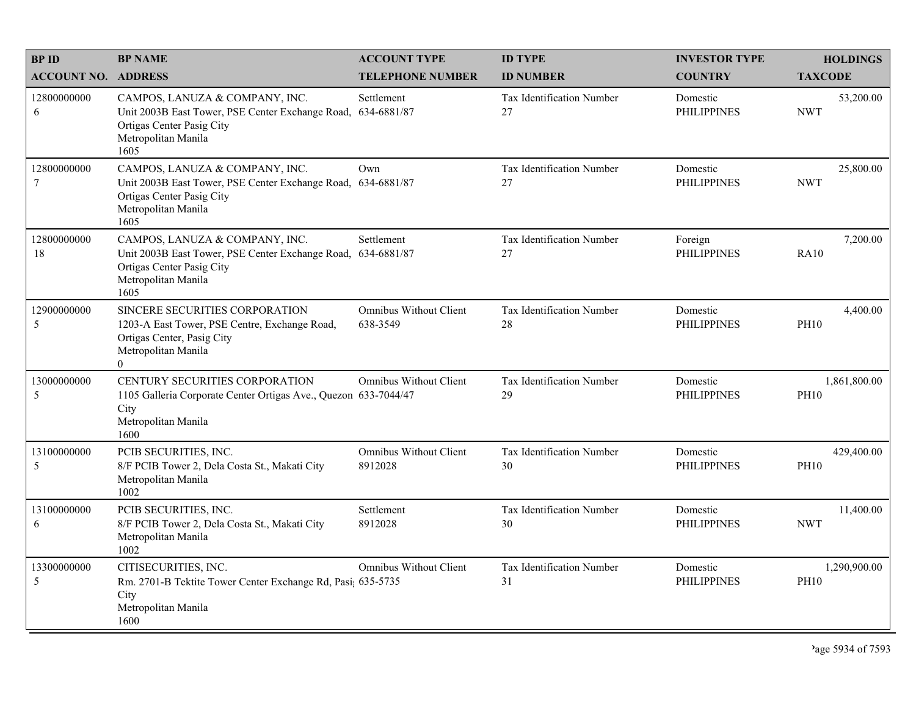| BP ID<br>ACCOUNT NO. | BP NAME<br>ADDRESS | ACCOUNT TYPE<br>TELEPHONE NUMBER | ID TYPE<br>ID NUMBER | INVESTOR TYPE<br>COUNTRY | HOLDINGS<br>TAXCODE |
|---|---|---|---|---|---|
| 12800000000<br>6 | CAMPOS, LANUZA & COMPANY, INC.<br>Unit 2003B East Tower, PSE Center Exchange Road, Ortigas Center Pasig City<br>Metropolitan Manila<br>1605 | Settlement<br>634-6881/87 | Tax Identification Number<br>27 | Domestic<br>PHILIPPINES | 53,200.00<br>NWT |
| 12800000000<br>7 | CAMPOS, LANUZA & COMPANY, INC.<br>Unit 2003B East Tower, PSE Center Exchange Road, Ortigas Center Pasig City<br>Metropolitan Manila<br>1605 | Own<br>634-6881/87 | Tax Identification Number<br>27 | Domestic<br>PHILIPPINES | 25,800.00<br>NWT |
| 12800000000<br>18 | CAMPOS, LANUZA & COMPANY, INC.<br>Unit 2003B East Tower, PSE Center Exchange Road, Ortigas Center Pasig City<br>Metropolitan Manila<br>1605 | Settlement<br>634-6881/87 | Tax Identification Number<br>27 | Foreign<br>PHILIPPINES | 7,200.00<br>RA10 |
| 12900000000<br>5 | SINCERE SECURITIES CORPORATION<br>1203-A East Tower, PSE Centre, Exchange Road, Ortigas Center, Pasig City<br>Metropolitan Manila<br>0 | Omnibus Without Client<br>638-3549 | Tax Identification Number<br>28 | Domestic<br>PHILIPPINES | 4,400.00<br>PH10 |
| 13000000000<br>5 | CENTURY SECURITIES CORPORATION<br>1105 Galleria Corporate Center Ortigas Ave., Quezon City<br>Metropolitan Manila<br>1600 | Omnibus Without Client<br>633-7044/47 | Tax Identification Number<br>29 | Domestic<br>PHILIPPINES | 1,861,800.00<br>PH10 |
| 13100000000<br>5 | PCIB SECURITIES, INC.<br>8/F PCIB Tower 2, Dela Costa St., Makati City<br>Metropolitan Manila<br>1002 | Omnibus Without Client<br>8912028 | Tax Identification Number<br>30 | Domestic<br>PHILIPPINES | 429,400.00<br>PH10 |
| 13100000000<br>6 | PCIB SECURITIES, INC.<br>8/F PCIB Tower 2, Dela Costa St., Makati City<br>Metropolitan Manila<br>1002 | Settlement<br>8912028 | Tax Identification Number<br>30 | Domestic<br>PHILIPPINES | 11,400.00<br>NWT |
| 13300000000<br>5 | CITISECURITIES, INC.<br>Rm. 2701-B Tektite Tower Center Exchange Rd, Pasig City<br>Metropolitan Manila<br>1600 | Omnibus Without Client<br>635-5735 | Tax Identification Number<br>31 | Domestic<br>PHILIPPINES | 1,290,900.00<br>PH10 |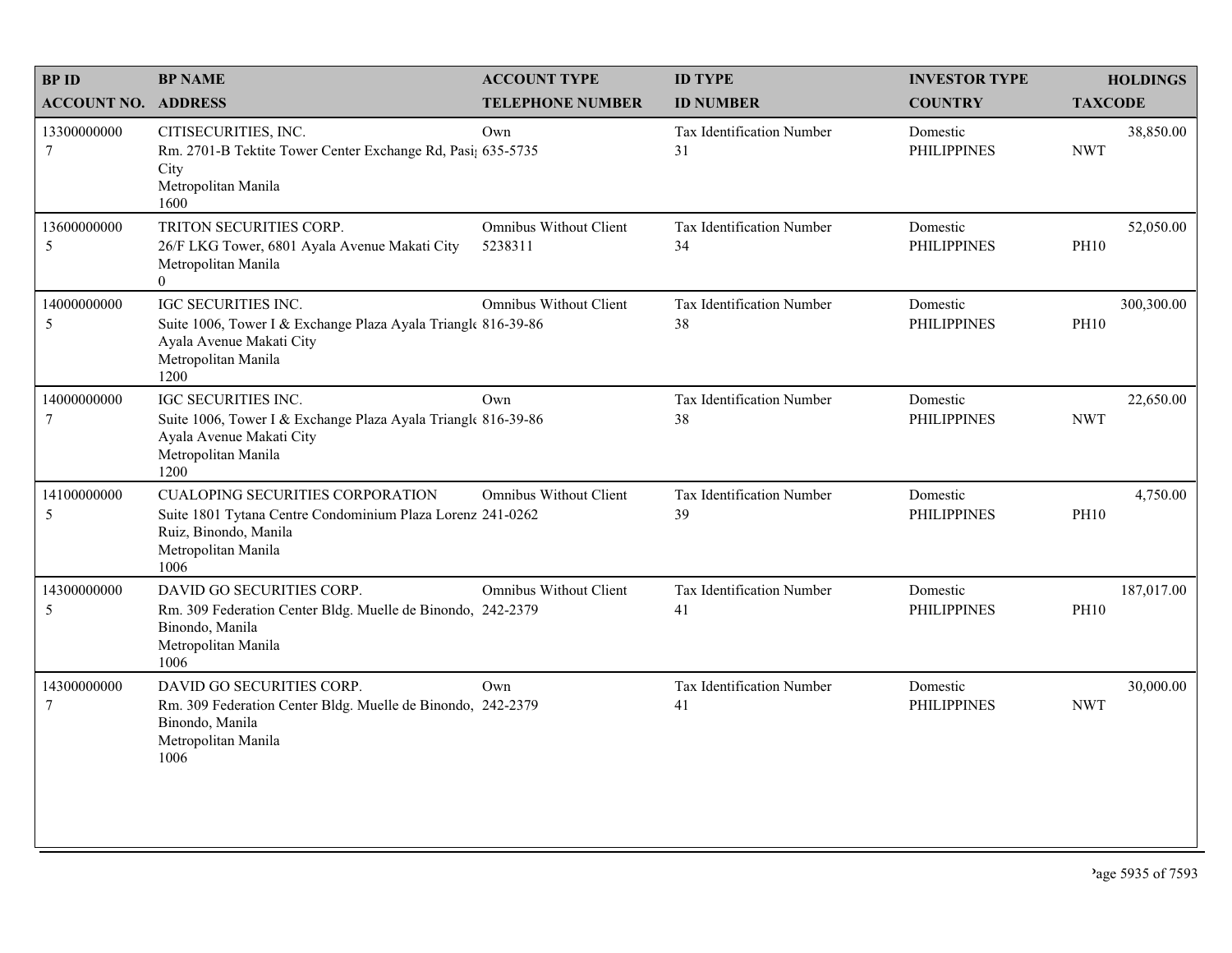| BP ID<br>ACCOUNT NO. | BP NAME<br>ADDRESS | ACCOUNT TYPE<br>TELEPHONE NUMBER | ID TYPE<br>ID NUMBER | INVESTOR TYPE<br>COUNTRY | HOLDINGS<br>TAXCODE |
|---|---|---|---|---|---|
| 13300000000<br>7 | CITISECURITIES, INC.<br>Rm. 2701-B Tektite Tower Center Exchange Rd, Pasig City<br>Metropolitan Manila<br>1600 | Own<br>635-5735 | Tax Identification Number<br>31 | Domestic<br>PHILIPPINES | 38,850.00<br>NWT |
| 13600000000<br>5 | TRITON SECURITIES CORP.<br>26/F LKG Tower, 6801 Ayala Avenue Makati City<br>Metropolitan Manila<br>0 | Omnibus Without Client<br>5238311 | Tax Identification Number<br>34 | Domestic<br>PHILIPPINES | 52,050.00<br>PH10 |
| 14000000000<br>5 | IGC SECURITIES INC.<br>Suite 1006, Tower I & Exchange Plaza Ayala Triangle Ayala Avenue Makati City<br>Metropolitan Manila<br>1200 | Omnibus Without Client<br>816-39-86 | Tax Identification Number<br>38 | Domestic<br>PHILIPPINES | 300,300.00<br>PH10 |
| 14000000000<br>7 | IGC SECURITIES INC.<br>Suite 1006, Tower I & Exchange Plaza Ayala Triangle Ayala Avenue Makati City<br>Metropolitan Manila<br>1200 | Own<br>816-39-86 | Tax Identification Number<br>38 | Domestic<br>PHILIPPINES | 22,650.00<br>NWT |
| 14100000000<br>5 | CUALOPING SECURITIES CORPORATION<br>Suite 1801 Tytana Centre Condominium Plaza Lorenz Ruiz, Binondo, Manila<br>Metropolitan Manila<br>1006 | Omnibus Without Client<br>241-0262 | Tax Identification Number<br>39 | Domestic<br>PHILIPPINES | 4,750.00<br>PH10 |
| 14300000000<br>5 | DAVID GO SECURITIES CORP.<br>Rm. 309 Federation Center Bldg. Muelle de Binondo, Binondo, Manila<br>Metropolitan Manila<br>1006 | Omnibus Without Client<br>242-2379 | Tax Identification Number<br>41 | Domestic<br>PHILIPPINES | 187,017.00<br>PH10 |
| 14300000000<br>7 | DAVID GO SECURITIES CORP.<br>Rm. 309 Federation Center Bldg. Muelle de Binondo, Binondo, Manila<br>Metropolitan Manila<br>1006 | Own<br>242-2379 | Tax Identification Number<br>41 | Domestic<br>PHILIPPINES | 30,000.00<br>NWT |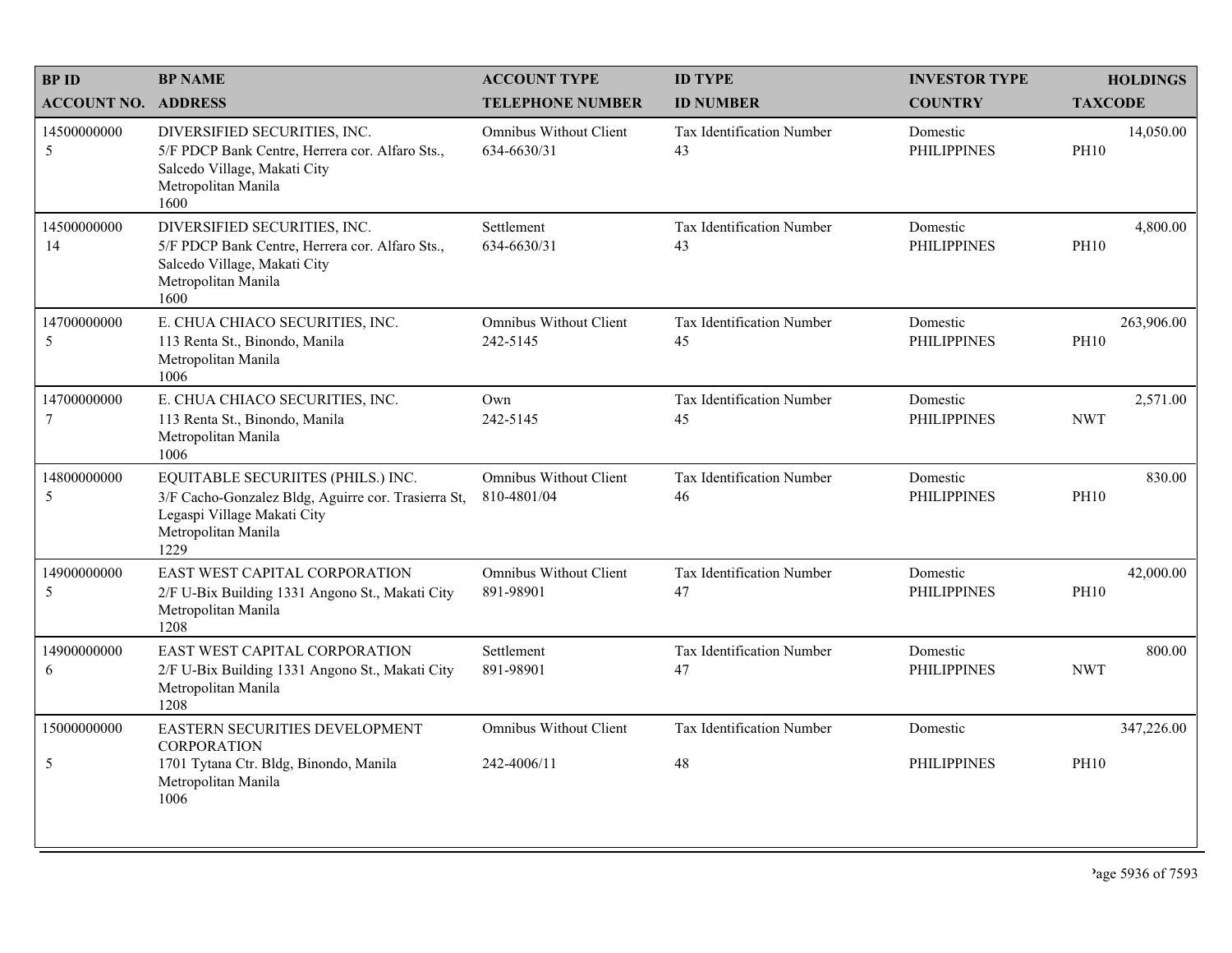| BP ID<br>ACCOUNT NO. | BP NAME<br>ADDRESS | ACCOUNT TYPE<br>TELEPHONE NUMBER | ID TYPE<br>ID NUMBER | INVESTOR TYPE<br>COUNTRY | HOLDINGS<br>TAXCODE |
|---|---|---|---|---|---|
| 14500000000<br>5 | DIVERSIFIED SECURITIES, INC.<br>5/F PDCP Bank Centre, Herrera cor. Alfaro Sts., Salcedo Village, Makati City<br>Metropolitan Manila<br>1600 | Omnibus Without Client<br>634-6630/31 | Tax Identification Number<br>43 | Domestic<br>PHILIPPINES | 14,050.00<br>PH10 |
| 14500000000<br>14 | DIVERSIFIED SECURITIES, INC.<br>5/F PDCP Bank Centre, Herrera cor. Alfaro Sts., Salcedo Village, Makati City<br>Metropolitan Manila<br>1600 | Settlement<br>634-6630/31 | Tax Identification Number<br>43 | Domestic<br>PHILIPPINES | 4,800.00<br>PH10 |
| 14700000000<br>5 | E. CHUA CHIACO SECURITIES, INC.<br>113 Renta St., Binondo, Manila<br>Metropolitan Manila<br>1006 | Omnibus Without Client<br>242-5145 | Tax Identification Number<br>45 | Domestic<br>PHILIPPINES | 263,906.00<br>PH10 |
| 14700000000<br>7 | E. CHUA CHIACO SECURITIES, INC.<br>113 Renta St., Binondo, Manila<br>Metropolitan Manila<br>1006 | Own<br>242-5145 | Tax Identification Number<br>45 | Domestic<br>PHILIPPINES | 2,571.00<br>NWT |
| 14800000000<br>5 | EQUITABLE SECURIITES (PHILS.) INC.<br>3/F Cacho-Gonzalez Bldg, Aguirre cor. Trasierra St, Legaspi Village Makati City<br>Metropolitan Manila<br>1229 | Omnibus Without Client<br>810-4801/04 | Tax Identification Number<br>46 | Domestic<br>PHILIPPINES | 830.00<br>PH10 |
| 14900000000<br>5 | EAST WEST CAPITAL CORPORATION<br>2/F U-Bix Building 1331 Angono St., Makati City<br>Metropolitan Manila<br>1208 | Omnibus Without Client<br>891-98901 | Tax Identification Number<br>47 | Domestic<br>PHILIPPINES | 42,000.00<br>PH10 |
| 14900000000<br>6 | EAST WEST CAPITAL CORPORATION<br>2/F U-Bix Building 1331 Angono St., Makati City<br>Metropolitan Manila<br>1208 | Settlement<br>891-98901 | Tax Identification Number<br>47 | Domestic<br>PHILIPPINES | 800.00<br>NWT |
| 15000000000<br>5 | EASTERN SECURITIES DEVELOPMENT CORPORATION<br>1701 Tytana Ctr. Bldg, Binondo, Manila<br>Metropolitan Manila<br>1006 | Omnibus Without Client<br>242-4006/11 | Tax Identification Number<br>48 | Domestic<br>PHILIPPINES | 347,226.00<br>PH10 |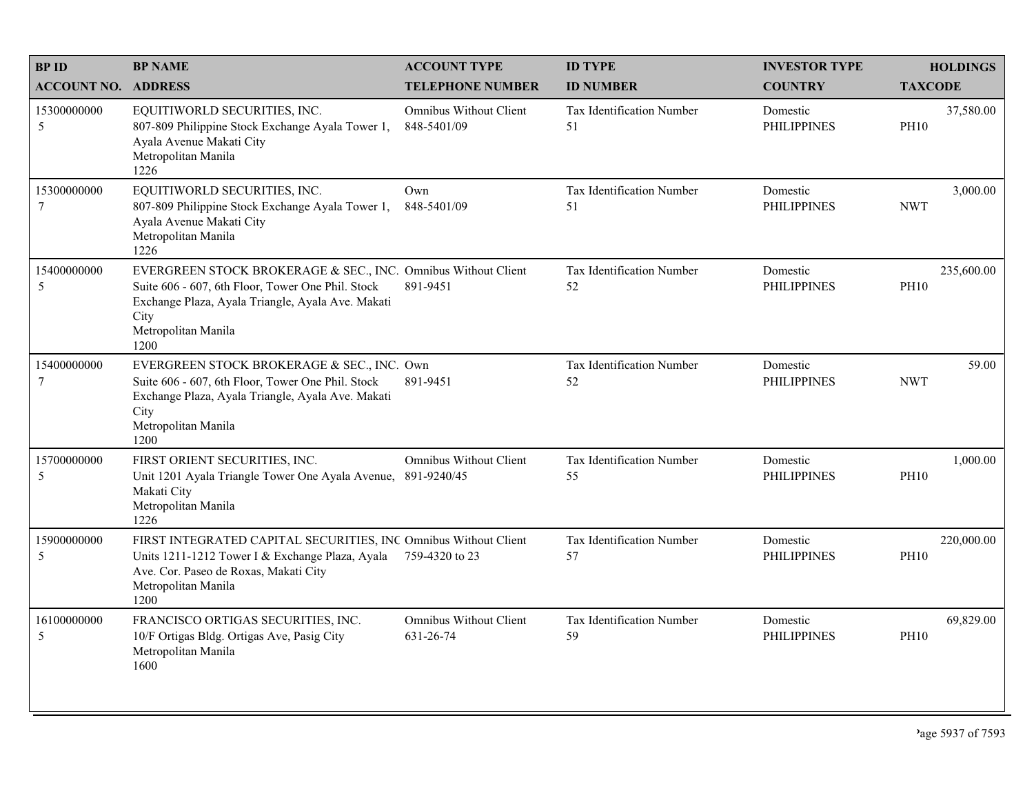| BP ID<br>ACCOUNT NO. | BP NAME<br>ADDRESS | ACCOUNT TYPE<br>TELEPHONE NUMBER | ID TYPE<br>ID NUMBER | INVESTOR TYPE<br>COUNTRY | HOLDINGS<br>TAXCODE |
|---|---|---|---|---|---|
| 15300000000<br>5 | EQUITIWORLD SECURITIES, INC.<br>807-809 Philippine Stock Exchange Ayala Tower 1, Ayala Avenue Makati City<br>Metropolitan Manila<br>1226 | Omnibus Without Client<br>848-5401/09 | Tax Identification Number<br>51 | Domestic<br>PHILIPPINES | 37,580.00<br>PH10 |
| 15300000000<br>7 | EQUITIWORLD SECURITIES, INC.<br>807-809 Philippine Stock Exchange Ayala Tower 1, Ayala Avenue Makati City<br>Metropolitan Manila<br>1226 | Own<br>848-5401/09 | Tax Identification Number<br>51 | Domestic<br>PHILIPPINES | 3,000.00<br>NWT |
| 15400000000<br>5 | EVERGREEN STOCK BROKERAGE & SEC., INC.<br>Suite 606 - 607, 6th Floor, Tower One Phil. Stock Exchange Plaza, Ayala Triangle, Ayala Ave. Makati City<br>Metropolitan Manila<br>1200 | Omnibus Without Client<br>891-9451 | Tax Identification Number<br>52 | Domestic<br>PHILIPPINES | 235,600.00<br>PH10 |
| 15400000000<br>7 | EVERGREEN STOCK BROKERAGE & SEC., INC.<br>Suite 606 - 607, 6th Floor, Tower One Phil. Stock Exchange Plaza, Ayala Triangle, Ayala Ave. Makati City<br>Metropolitan Manila<br>1200 | Own<br>891-9451 | Tax Identification Number<br>52 | Domestic<br>PHILIPPINES | 59.00<br>NWT |
| 15700000000<br>5 | FIRST ORIENT SECURITIES, INC.<br>Unit 1201 Ayala Triangle Tower One Ayala Avenue, Makati City<br>Metropolitan Manila<br>1226 | Omnibus Without Client<br>891-9240/45 | Tax Identification Number<br>55 | Domestic<br>PHILIPPINES | 1,000.00<br>PH10 |
| 15900000000<br>5 | FIRST INTEGRATED CAPITAL SECURITIES, INC<br>Units 1211-1212 Tower I & Exchange Plaza, Ayala Ave. Cor. Paseo de Roxas, Makati City<br>Metropolitan Manila<br>1200 | Omnibus Without Client<br>759-4320 to 23 | Tax Identification Number<br>57 | Domestic<br>PHILIPPINES | 220,000.00<br>PH10 |
| 16100000000<br>5 | FRANCISCO ORTIGAS SECURITIES, INC.<br>10/F Ortigas Bldg. Ortigas Ave, Pasig City<br>Metropolitan Manila<br>1600 | Omnibus Without Client<br>631-26-74 | Tax Identification Number<br>59 | Domestic<br>PHILIPPINES | 69,829.00<br>PH10 |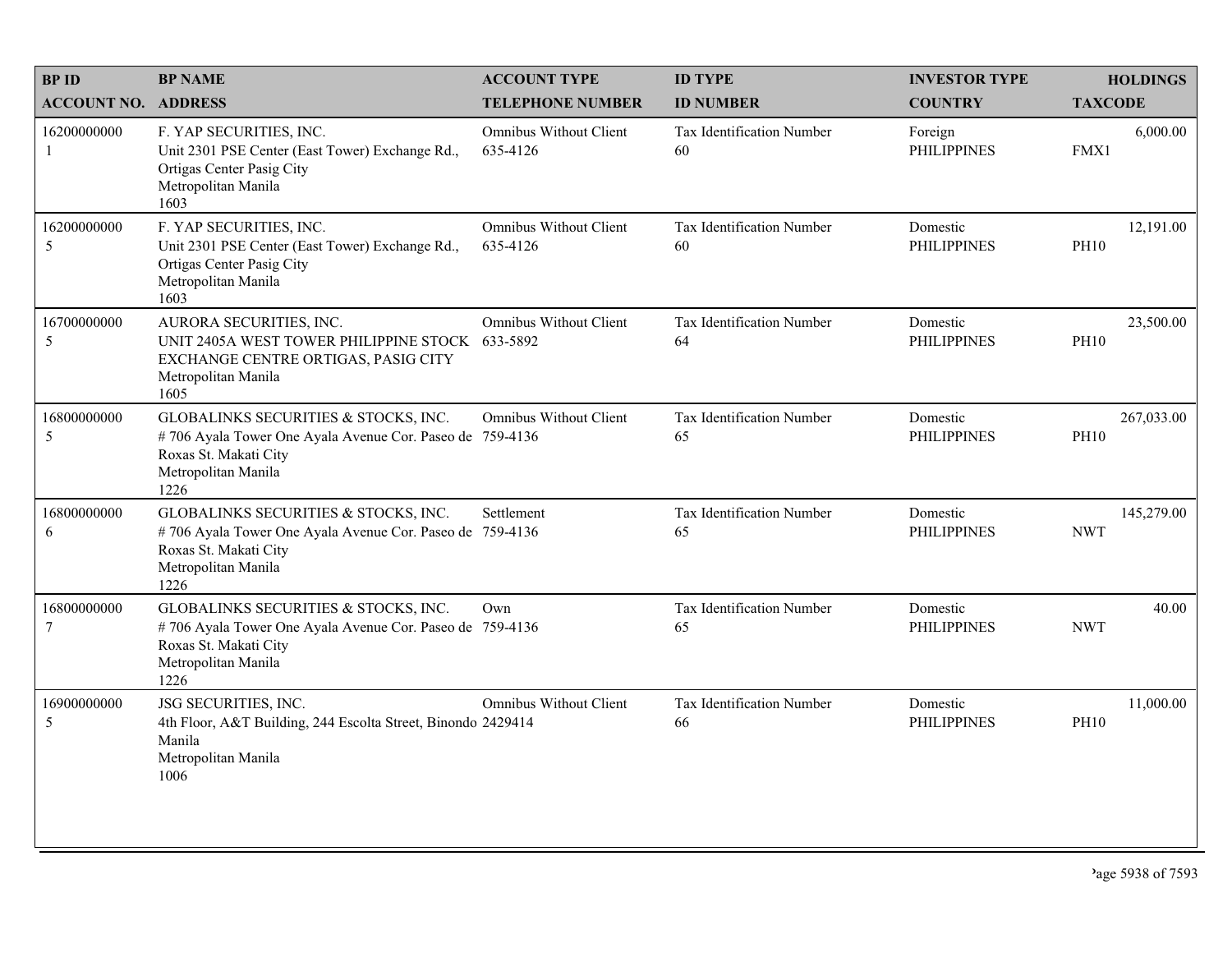| BP ID<br>ACCOUNT NO. | BP NAME<br>ADDRESS | ACCOUNT TYPE<br>TELEPHONE NUMBER | ID TYPE<br>ID NUMBER | INVESTOR TYPE<br>COUNTRY | HOLDINGS<br>TAXCODE |
|---|---|---|---|---|---|
| 16200000000<br>1 | F. YAP SECURITIES, INC.<br>Unit 2301 PSE Center (East Tower) Exchange Rd., Ortigas Center Pasig City<br>Metropolitan Manila<br>1603 | Omnibus Without Client<br>635-4126 | Tax Identification Number<br>60 | Foreign<br>PHILIPPINES | 6,000.00<br>FMX1 |
| 16200000000<br>5 | F. YAP SECURITIES, INC.<br>Unit 2301 PSE Center (East Tower) Exchange Rd., Ortigas Center Pasig City<br>Metropolitan Manila<br>1603 | Omnibus Without Client<br>635-4126 | Tax Identification Number<br>60 | Domestic<br>PHILIPPINES | 12,191.00<br>PH10 |
| 16700000000<br>5 | AURORA SECURITIES, INC.<br>UNIT 2405A WEST TOWER PHILIPPINE STOCK EXCHANGE CENTRE ORTIGAS, PASIG CITY<br>Metropolitan Manila<br>1605 | Omnibus Without Client<br>633-5892 | Tax Identification Number<br>64 | Domestic<br>PHILIPPINES | 23,500.00<br>PH10 |
| 16800000000<br>5 | GLOBALINKS SECURITIES & STOCKS, INC.<br># 706 Ayala Tower One Ayala Avenue Cor. Paseo de Roxas St. Makati City<br>Metropolitan Manila<br>1226 | Omnibus Without Client<br>759-4136 | Tax Identification Number<br>65 | Domestic<br>PHILIPPINES | 267,033.00<br>PH10 |
| 16800000000<br>6 | GLOBALINKS SECURITIES & STOCKS, INC.<br># 706 Ayala Tower One Ayala Avenue Cor. Paseo de Roxas St. Makati City<br>Metropolitan Manila<br>1226 | Settlement<br>759-4136 | Tax Identification Number<br>65 | Domestic<br>PHILIPPINES | 145,279.00<br>NWT |
| 16800000000<br>7 | GLOBALINKS SECURITIES & STOCKS, INC.<br># 706 Ayala Tower One Ayala Avenue Cor. Paseo de Roxas St. Makati City<br>Metropolitan Manila<br>1226 | Own<br>759-4136 | Tax Identification Number<br>65 | Domestic<br>PHILIPPINES | 40.00<br>NWT |
| 16900000000<br>5 | JSG SECURITIES, INC.<br>4th Floor, A&T Building, 244 Escolta Street, Binondo Manila<br>Metropolitan Manila<br>1006 | Omnibus Without Client<br>2429414 | Tax Identification Number<br>66 | Domestic<br>PHILIPPINES | 11,000.00<br>PH10 |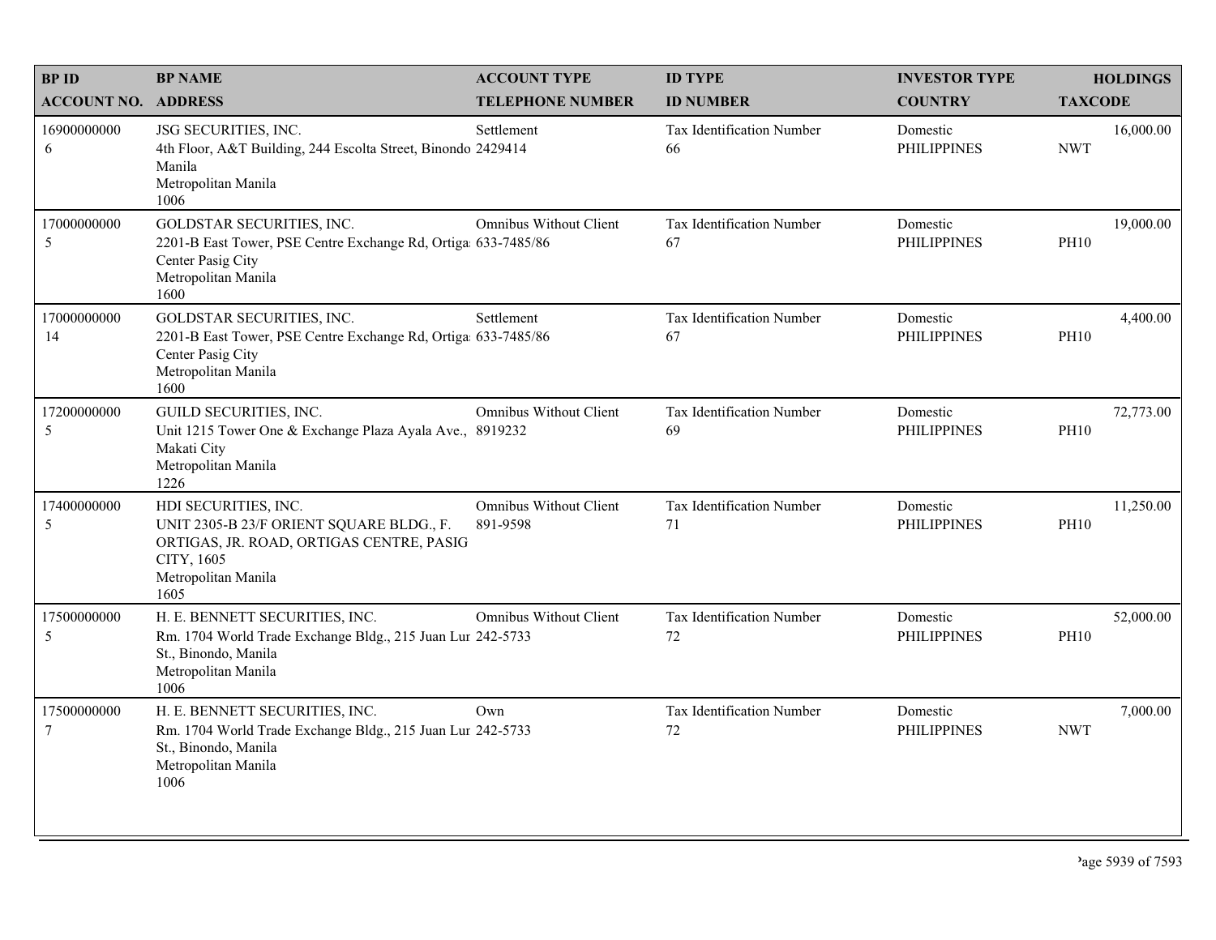| BP ID<br>ACCOUNT NO. | BP NAME<br>ADDRESS | ACCOUNT TYPE<br>TELEPHONE NUMBER | ID TYPE<br>ID NUMBER | INVESTOR TYPE<br>COUNTRY | HOLDINGS<br>TAXCODE |
|---|---|---|---|---|---|
| 16900000000<br>6 | JSG SECURITIES, INC.<br>4th Floor, A&T Building, 244 Escolta Street, Binondo Manila<br>Metropolitan Manila<br>1006 | Settlement<br>2429414 | Tax Identification Number<br>66 | Domestic<br>PHILIPPINES | 16,000.00<br>NWT |
| 17000000000<br>5 | GOLDSTAR SECURITIES, INC.<br>2201-B East Tower, PSE Centre Exchange Rd, Ortiga Center Pasig City<br>Metropolitan Manila<br>1600 | Omnibus Without Client<br>633-7485/86 | Tax Identification Number<br>67 | Domestic<br>PHILIPPINES | 19,000.00<br>PH10 |
| 17000000000<br>14 | GOLDSTAR SECURITIES, INC.<br>2201-B East Tower, PSE Centre Exchange Rd, Ortiga Center Pasig City<br>Metropolitan Manila<br>1600 | Settlement<br>633-7485/86 | Tax Identification Number<br>67 | Domestic<br>PHILIPPINES | 4,400.00<br>PH10 |
| 17200000000<br>5 | GUILD SECURITIES, INC.<br>Unit 1215 Tower One & Exchange Plaza Ayala Ave., Makati City<br>Metropolitan Manila<br>1226 | Omnibus Without Client<br>8919232 | Tax Identification Number<br>69 | Domestic<br>PHILIPPINES | 72,773.00<br>PH10 |
| 17400000000<br>5 | HDI SECURITIES, INC.<br>UNIT 2305-B 23/F ORIENT SQUARE BLDG., F. ORTIGAS, JR. ROAD, ORTIGAS CENTRE, PASIG CITY, 1605<br>Metropolitan Manila<br>1605 | Omnibus Without Client<br>891-9598 | Tax Identification Number<br>71 | Domestic<br>PHILIPPINES | 11,250.00<br>PH10 |
| 17500000000<br>5 | H. E. BENNETT SECURITIES, INC.<br>Rm. 1704 World Trade Exchange Bldg., 215 Juan Lur St., Binondo, Manila<br>Metropolitan Manila<br>1006 | Omnibus Without Client<br>242-5733 | Tax Identification Number<br>72 | Domestic<br>PHILIPPINES | 52,000.00<br>PH10 |
| 17500000000<br>7 | H. E. BENNETT SECURITIES, INC.<br>Rm. 1704 World Trade Exchange Bldg., 215 Juan Lur St., Binondo, Manila<br>Metropolitan Manila<br>1006 | Own<br>242-5733 | Tax Identification Number<br>72 | Domestic<br>PHILIPPINES | 7,000.00<br>NWT |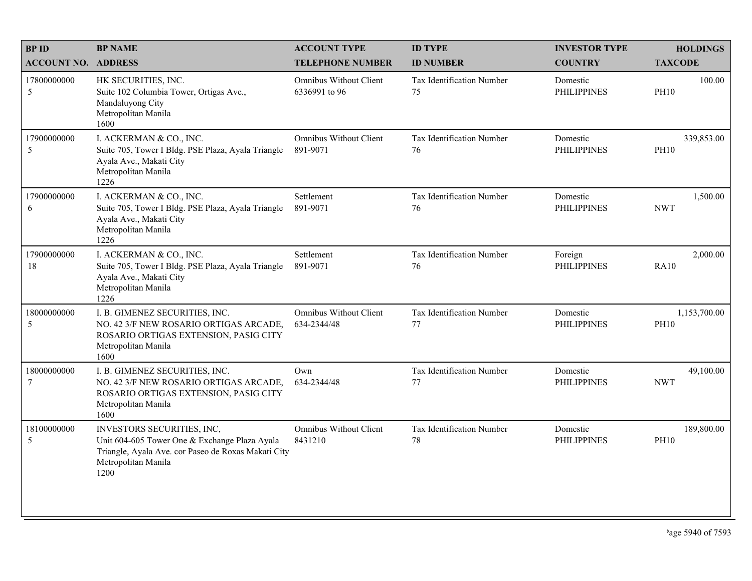| BP ID<br>ACCOUNT NO. | BP NAME<br>ADDRESS | ACCOUNT TYPE<br>TELEPHONE NUMBER | ID TYPE<br>ID NUMBER | INVESTOR TYPE<br>COUNTRY | HOLDINGS<br>TAXCODE |
|---|---|---|---|---|---|
| 17800000000<br>5 | HK SECURITIES, INC.<br>Suite 102 Columbia Tower, Ortigas Ave., Mandaluyong City<br>Metropolitan Manila<br>1600 | Omnibus Without Client<br>6336991 to 96 | Tax Identification Number<br>75 | Domestic<br>PHILIPPINES | 100.00<br>PH10 |
| 17900000000<br>5 | I. ACKERMAN & CO., INC.<br>Suite 705, Tower I Bldg. PSE Plaza, Ayala Triangle Ayala Ave., Makati City<br>Metropolitan Manila<br>1226 | Omnibus Without Client<br>891-9071 | Tax Identification Number<br>76 | Domestic<br>PHILIPPINES | 339,853.00<br>PH10 |
| 17900000000<br>6 | I. ACKERMAN & CO., INC.<br>Suite 705, Tower I Bldg. PSE Plaza, Ayala Triangle Ayala Ave., Makati City<br>Metropolitan Manila<br>1226 | Settlement<br>891-9071 | Tax Identification Number<br>76 | Domestic<br>PHILIPPINES | 1,500.00<br>NWT |
| 17900000000<br>18 | I. ACKERMAN & CO., INC.<br>Suite 705, Tower I Bldg. PSE Plaza, Ayala Triangle Ayala Ave., Makati City<br>Metropolitan Manila<br>1226 | Settlement<br>891-9071 | Tax Identification Number<br>76 | Foreign<br>PHILIPPINES | 2,000.00<br>RA10 |
| 18000000000<br>5 | I. B. GIMENEZ SECURITIES, INC.<br>NO. 42 3/F NEW ROSARIO ORTIGAS ARCADE, ROSARIO ORTIGAS EXTENSION, PASIG CITY<br>Metropolitan Manila<br>1600 | Omnibus Without Client<br>634-2344/48 | Tax Identification Number<br>77 | Domestic<br>PHILIPPINES | 1,153,700.00<br>PH10 |
| 18000000000<br>7 | I. B. GIMENEZ SECURITIES, INC.<br>NO. 42 3/F NEW ROSARIO ORTIGAS ARCADE, ROSARIO ORTIGAS EXTENSION, PASIG CITY<br>Metropolitan Manila<br>1600 | Own<br>634-2344/48 | Tax Identification Number<br>77 | Domestic<br>PHILIPPINES | 49,100.00<br>NWT |
| 18100000000<br>5 | INVESTORS SECURITIES, INC,<br>Unit 604-605 Tower One & Exchange Plaza Ayala Triangle, Ayala Ave. cor Paseo de Roxas Makati City<br>Metropolitan Manila<br>1200 | Omnibus Without Client<br>8431210 | Tax Identification Number<br>78 | Domestic<br>PHILIPPINES | 189,800.00<br>PH10 |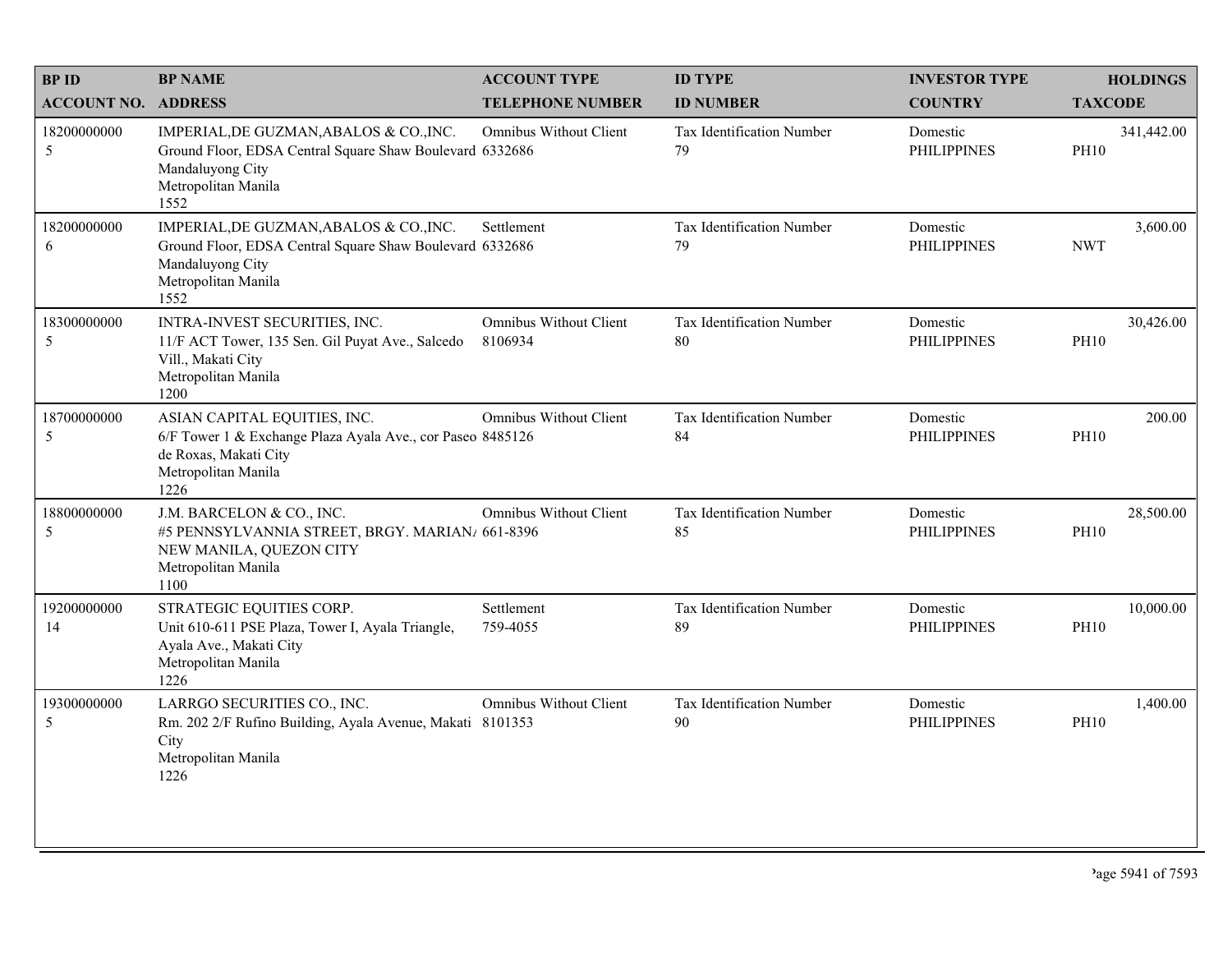| BP ID<br>ACCOUNT NO. | BP NAME<br>ADDRESS | ACCOUNT TYPE<br>TELEPHONE NUMBER | ID TYPE<br>ID NUMBER | INVESTOR TYPE<br>COUNTRY | HOLDINGS<br>TAXCODE |
|---|---|---|---|---|---|
| 18200000000<br>5 | IMPERIAL,DE GUZMAN,ABALOS & CO.,INC.<br>Ground Floor, EDSA Central Square Shaw Boulevard<br>Mandaluyong City<br>Metropolitan Manila<br>1552 | Omnibus Without Client<br>6332686 | Tax Identification Number<br>79 | Domestic<br>PHILIPPINES | 341,442.00<br>PH10 |
| 18200000000<br>6 | IMPERIAL,DE GUZMAN,ABALOS & CO.,INC.<br>Ground Floor, EDSA Central Square Shaw Boulevard<br>Mandaluyong City<br>Metropolitan Manila<br>1552 | Settlement<br>6332686 | Tax Identification Number<br>79 | Domestic<br>PHILIPPINES | 3,600.00<br>NWT |
| 18300000000<br>5 | INTRA-INVEST SECURITIES, INC.<br>11/F ACT Tower, 135 Sen. Gil Puyat Ave., Salcedo Vill., Makati City<br>Metropolitan Manila<br>1200 | Omnibus Without Client<br>8106934 | Tax Identification Number<br>80 | Domestic<br>PHILIPPINES | 30,426.00<br>PH10 |
| 18700000000<br>5 | ASIAN CAPITAL EQUITIES, INC.<br>6/F Tower 1 & Exchange Plaza Ayala Ave., cor Paseo de Roxas, Makati City<br>Metropolitan Manila<br>1226 | Omnibus Without Client<br>8485126 | Tax Identification Number<br>84 | Domestic<br>PHILIPPINES | 200.00<br>PH10 |
| 18800000000<br>5 | J.M. BARCELON & CO., INC.<br>#5 PENNSYLVANNIA STREET, BRGY. MARIAN/ NEW MANILA, QUEZON CITY<br>Metropolitan Manila<br>1100 | Omnibus Without Client<br>661-8396 | Tax Identification Number<br>85 | Domestic<br>PHILIPPINES | 28,500.00<br>PH10 |
| 19200000000<br>14 | STRATEGIC EQUITIES CORP.<br>Unit 610-611 PSE Plaza, Tower I, Ayala Triangle, Ayala Ave., Makati City<br>Metropolitan Manila<br>1226 | Settlement<br>759-4055 | Tax Identification Number<br>89 | Domestic<br>PHILIPPINES | 10,000.00<br>PH10 |
| 19300000000<br>5 | LARRGO SECURITIES CO., INC.<br>Rm. 202 2/F Rufino Building, Ayala Avenue, Makati City<br>Metropolitan Manila<br>1226 | Omnibus Without Client<br>8101353 | Tax Identification Number<br>90 | Domestic<br>PHILIPPINES | 1,400.00<br>PH10 |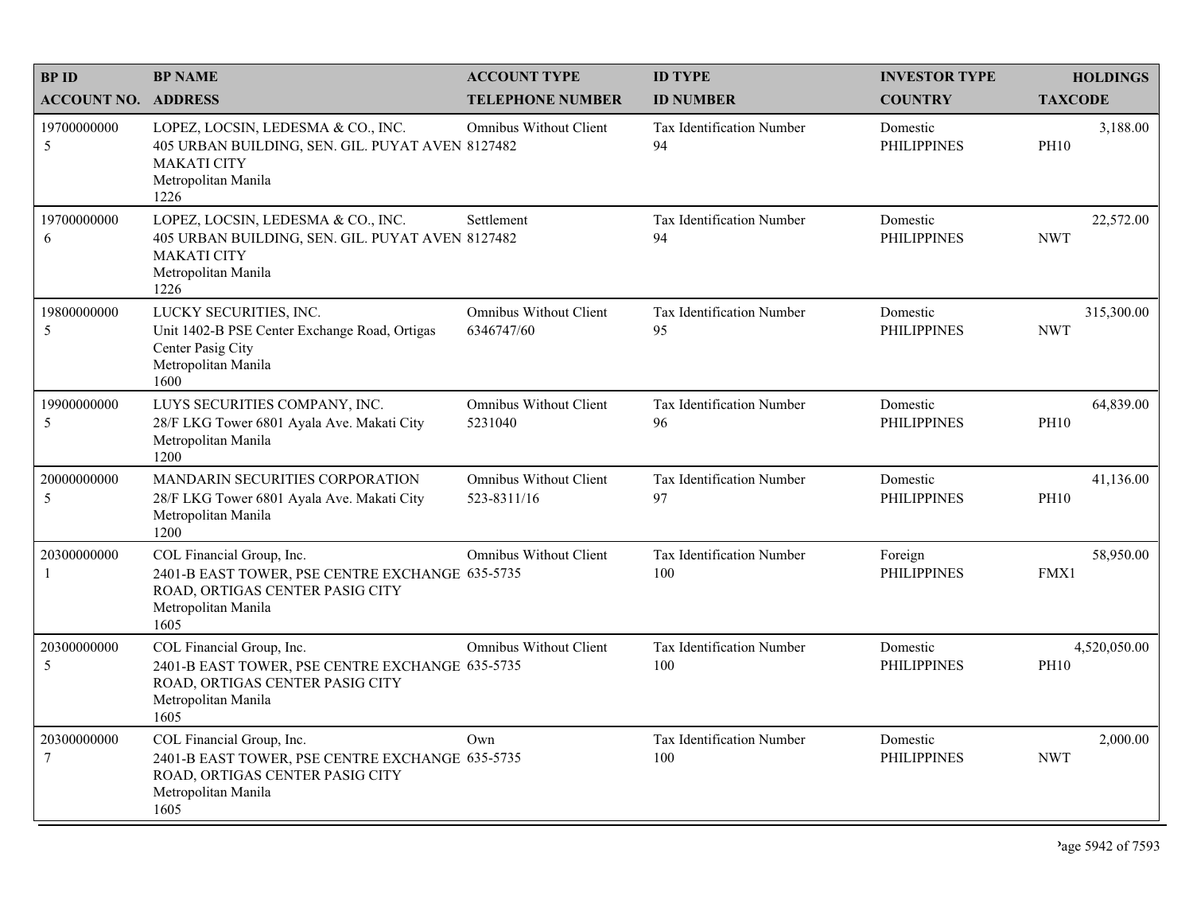| BP ID<br>ACCOUNT NO. | BP NAME<br>ADDRESS | ACCOUNT TYPE<br>TELEPHONE NUMBER | ID TYPE<br>ID NUMBER | INVESTOR TYPE<br>COUNTRY | HOLDINGS<br>TAXCODE |
|---|---|---|---|---|---|
| 19700000000<br>5 | LOPEZ, LOCSIN, LEDESMA & CO., INC.<br>405 URBAN BUILDING, SEN. GIL. PUYAT AVEN<br>MAKATI CITY<br>Metropolitan Manila<br>1226 | Omnibus Without Client<br>8127482 | Tax Identification Number<br>94 | Domestic<br>PHILIPPINES | 3,188.00<br>PH10 |
| 19700000000<br>6 | LOPEZ, LOCSIN, LEDESMA & CO., INC.<br>405 URBAN BUILDING, SEN. GIL. PUYAT AVEN<br>MAKATI CITY<br>Metropolitan Manila<br>1226 | Settlement<br>8127482 | Tax Identification Number<br>94 | Domestic<br>PHILIPPINES | 22,572.00<br>NWT |
| 19800000000<br>5 | LUCKY SECURITIES, INC.<br>Unit 1402-B PSE Center Exchange Road, Ortigas<br>Center Pasig City<br>Metropolitan Manila<br>1600 | Omnibus Without Client<br>6346747/60 | Tax Identification Number<br>95 | Domestic<br>PHILIPPINES | 315,300.00<br>NWT |
| 19900000000<br>5 | LUYS SECURITIES COMPANY, INC.<br>28/F LKG Tower 6801 Ayala Ave. Makati City<br>Metropolitan Manila<br>1200 | Omnibus Without Client<br>5231040 | Tax Identification Number<br>96 | Domestic<br>PHILIPPINES | 64,839.00<br>PH10 |
| 20000000000<br>5 | MANDARIN SECURITIES CORPORATION<br>28/F LKG Tower 6801 Ayala Ave. Makati City<br>Metropolitan Manila<br>1200 | Omnibus Without Client<br>523-8311/16 | Tax Identification Number<br>97 | Domestic<br>PHILIPPINES | 41,136.00<br>PH10 |
| 20300000000<br>1 | COL Financial Group, Inc.<br>2401-B EAST TOWER, PSE CENTRE EXCHANGE<br>ROAD, ORTIGAS CENTER PASIG CITY<br>Metropolitan Manila<br>1605 | Omnibus Without Client<br>635-5735 | Tax Identification Number<br>100 | Foreign<br>PHILIPPINES | 58,950.00<br>FMX1 |
| 20300000000<br>5 | COL Financial Group, Inc.<br>2401-B EAST TOWER, PSE CENTRE EXCHANGE<br>ROAD, ORTIGAS CENTER PASIG CITY<br>Metropolitan Manila<br>1605 | Omnibus Without Client<br>635-5735 | Tax Identification Number<br>100 | Domestic<br>PHILIPPINES | 4,520,050.00<br>PH10 |
| 20300000000<br>7 | COL Financial Group, Inc.<br>2401-B EAST TOWER, PSE CENTRE EXCHANGE<br>ROAD, ORTIGAS CENTER PASIG CITY<br>Metropolitan Manila<br>1605 | Own<br>635-5735 | Tax Identification Number<br>100 | Domestic<br>PHILIPPINES | 2,000.00<br>NWT |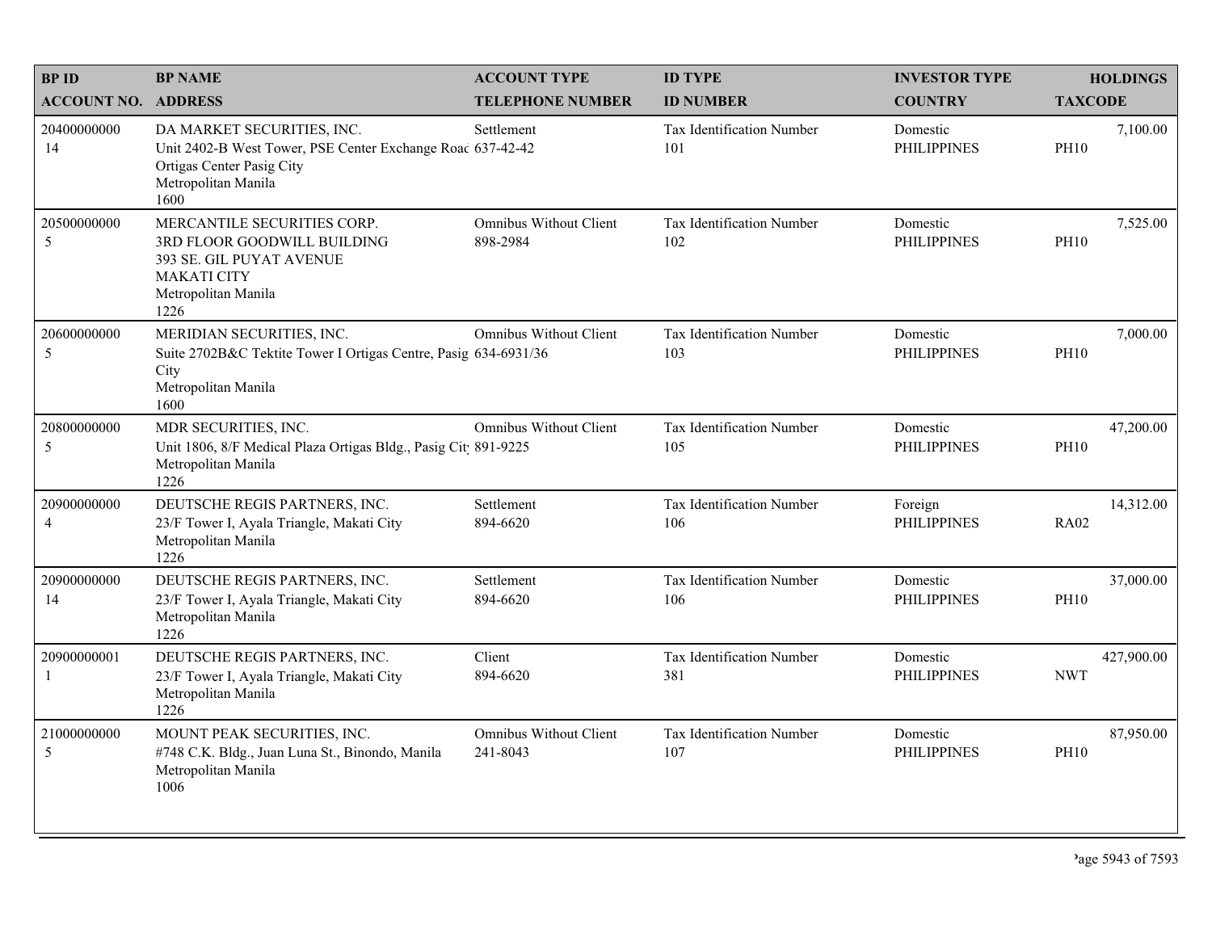| BP ID<br>ACCOUNT NO. | BP NAME<br>ADDRESS | ACCOUNT TYPE<br>TELEPHONE NUMBER | ID TYPE<br>ID NUMBER | INVESTOR TYPE<br>COUNTRY | HOLDINGS<br>TAXCODE |
|---|---|---|---|---|---|
| 20400000000<br>14 | DA MARKET SECURITIES, INC.<br>Unit 2402-B West Tower, PSE Center Exchange Roac<br>Ortigas Center Pasig City<br>Metropolitan Manila<br>1600 | Settlement<br>637-42-42 | Tax Identification Number<br>101 | Domestic<br>PHILIPPINES | 7,100.00<br>PH10 |
| 20500000000<br>5 | MERCANTILE SECURITIES CORP.<br>3RD FLOOR GOODWILL BUILDING<br>393 SE. GIL PUYAT AVENUE<br>MAKATI CITY<br>Metropolitan Manila<br>1226 | Omnibus Without Client<br>898-2984 | Tax Identification Number<br>102 | Domestic<br>PHILIPPINES | 7,525.00<br>PH10 |
| 20600000000<br>5 | MERIDIAN SECURITIES, INC.<br>Suite 2702B&C Tektite Tower I Ortigas Centre, Pasig<br>City<br>Metropolitan Manila<br>1600 | Omnibus Without Client<br>634-6931/36 | Tax Identification Number<br>103 | Domestic<br>PHILIPPINES | 7,000.00<br>PH10 |
| 20800000000<br>5 | MDR SECURITIES, INC.<br>Unit 1806, 8/F Medical Plaza Ortigas Bldg., Pasig City<br>Metropolitan Manila<br>1226 | Omnibus Without Client<br>891-9225 | Tax Identification Number<br>105 | Domestic<br>PHILIPPINES | 47,200.00<br>PH10 |
| 20900000000<br>4 | DEUTSCHE REGIS PARTNERS, INC.<br>23/F Tower I, Ayala Triangle, Makati City<br>Metropolitan Manila<br>1226 | Settlement<br>894-6620 | Tax Identification Number<br>106 | Foreign<br>PHILIPPINES | 14,312.00<br>RA02 |
| 20900000000<br>14 | DEUTSCHE REGIS PARTNERS, INC.<br>23/F Tower I, Ayala Triangle, Makati City<br>Metropolitan Manila<br>1226 | Settlement<br>894-6620 | Tax Identification Number<br>106 | Domestic<br>PHILIPPINES | 37,000.00<br>PH10 |
| 20900000001<br>1 | DEUTSCHE REGIS PARTNERS, INC.<br>23/F Tower I, Ayala Triangle, Makati City<br>Metropolitan Manila<br>1226 | Client<br>894-6620 | Tax Identification Number<br>381 | Domestic<br>PHILIPPINES | 427,900.00<br>NWT |
| 21000000000<br>5 | MOUNT PEAK SECURITIES, INC.<br>#748 C.K. Bldg., Juan Luna St., Binondo, Manila<br>Metropolitan Manila<br>1006 | Omnibus Without Client<br>241-8043 | Tax Identification Number<br>107 | Domestic<br>PHILIPPINES | 87,950.00<br>PH10 |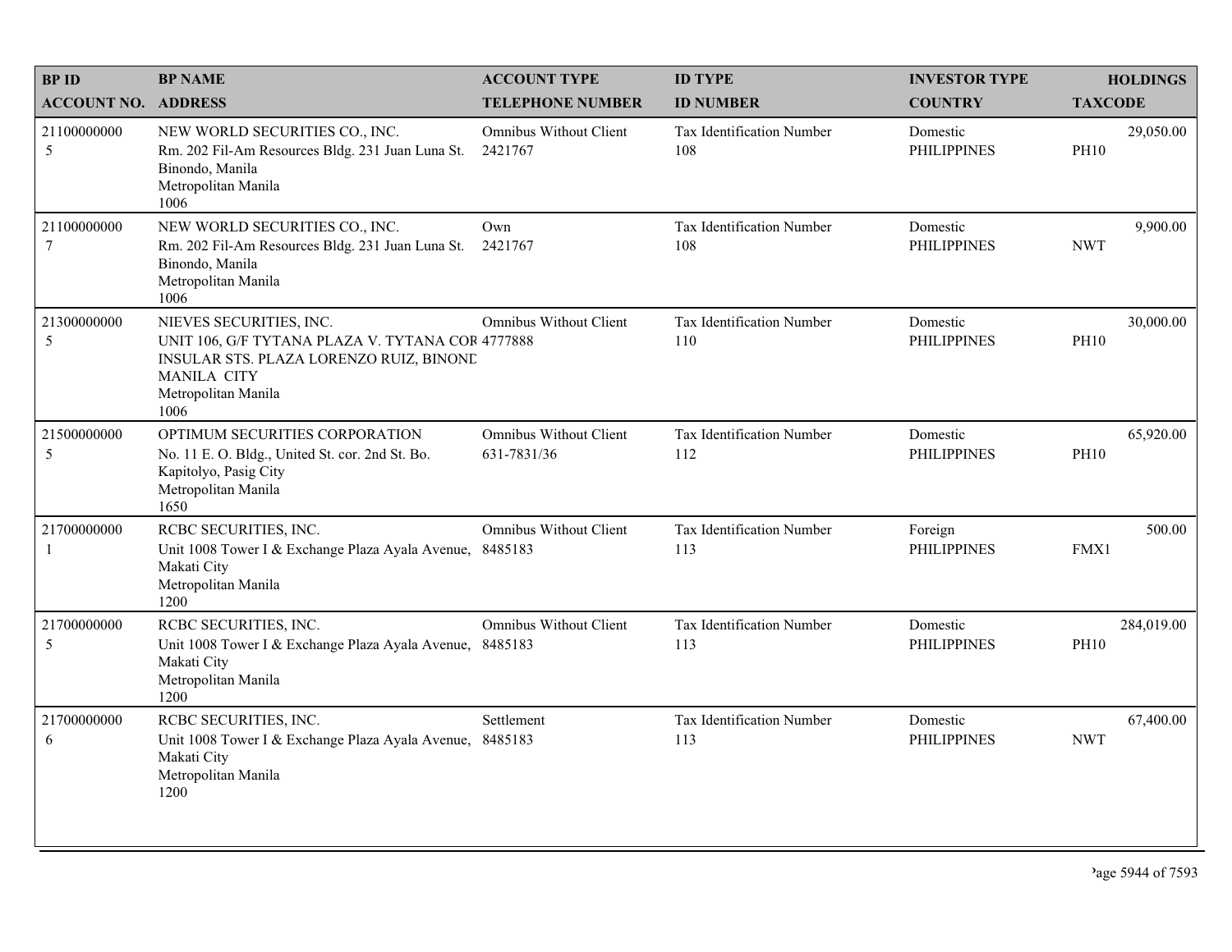| BP ID<br>ACCOUNT NO. | BP NAME<br>ADDRESS | ACCOUNT TYPE<br>TELEPHONE NUMBER | ID TYPE<br>ID NUMBER | INVESTOR TYPE<br>COUNTRY | HOLDINGS<br>TAXCODE |
|---|---|---|---|---|---|
| 21100000000<br>5 | NEW WORLD SECURITIES CO., INC.<br>Rm. 202 Fil-Am Resources Bldg. 231 Juan Luna St. Binondo, Manila<br>Metropolitan Manila<br>1006 | Omnibus Without Client<br>2421767 | Tax Identification Number<br>108 | Domestic<br>PHILIPPINES | 29,050.00<br>PH10 |
| 21100000000<br>7 | NEW WORLD SECURITIES CO., INC.<br>Rm. 202 Fil-Am Resources Bldg. 231 Juan Luna St. Binondo, Manila<br>Metropolitan Manila<br>1006 | Own<br>2421767 | Tax Identification Number<br>108 | Domestic<br>PHILIPPINES | 9,900.00<br>NWT |
| 21300000000<br>5 | NIEVES SECURITIES, INC.<br>UNIT 106, G/F TYTANA PLAZA V. TYTANA COR INSULAR STS. PLAZA LORENZO RUIZ, BINOND MANILA CITY<br>Metropolitan Manila<br>1006 | Omnibus Without Client<br>4777888 | Tax Identification Number<br>110 | Domestic<br>PHILIPPINES | 30,000.00<br>PH10 |
| 21500000000<br>5 | OPTIMUM SECURITIES CORPORATION<br>No. 11 E. O. Bldg., United St. cor. 2nd St. Bo. Kapitolyo, Pasig City<br>Metropolitan Manila<br>1650 | Omnibus Without Client<br>631-7831/36 | Tax Identification Number<br>112 | Domestic<br>PHILIPPINES | 65,920.00<br>PH10 |
| 21700000000<br>1 | RCBC SECURITIES, INC.<br>Unit 1008 Tower I & Exchange Plaza Ayala Avenue, Makati City<br>Metropolitan Manila<br>1200 | Omnibus Without Client<br>8485183 | Tax Identification Number<br>113 | Foreign<br>PHILIPPINES | 500.00<br>FMX1 |
| 21700000000<br>5 | RCBC SECURITIES, INC.<br>Unit 1008 Tower I & Exchange Plaza Ayala Avenue, Makati City<br>Metropolitan Manila<br>1200 | Omnibus Without Client<br>8485183 | Tax Identification Number<br>113 | Domestic<br>PHILIPPINES | 284,019.00<br>PH10 |
| 21700000000<br>6 | RCBC SECURITIES, INC.<br>Unit 1008 Tower I & Exchange Plaza Ayala Avenue, Makati City<br>Metropolitan Manila<br>1200 | Settlement<br>8485183 | Tax Identification Number<br>113 | Domestic<br>PHILIPPINES | 67,400.00<br>NWT |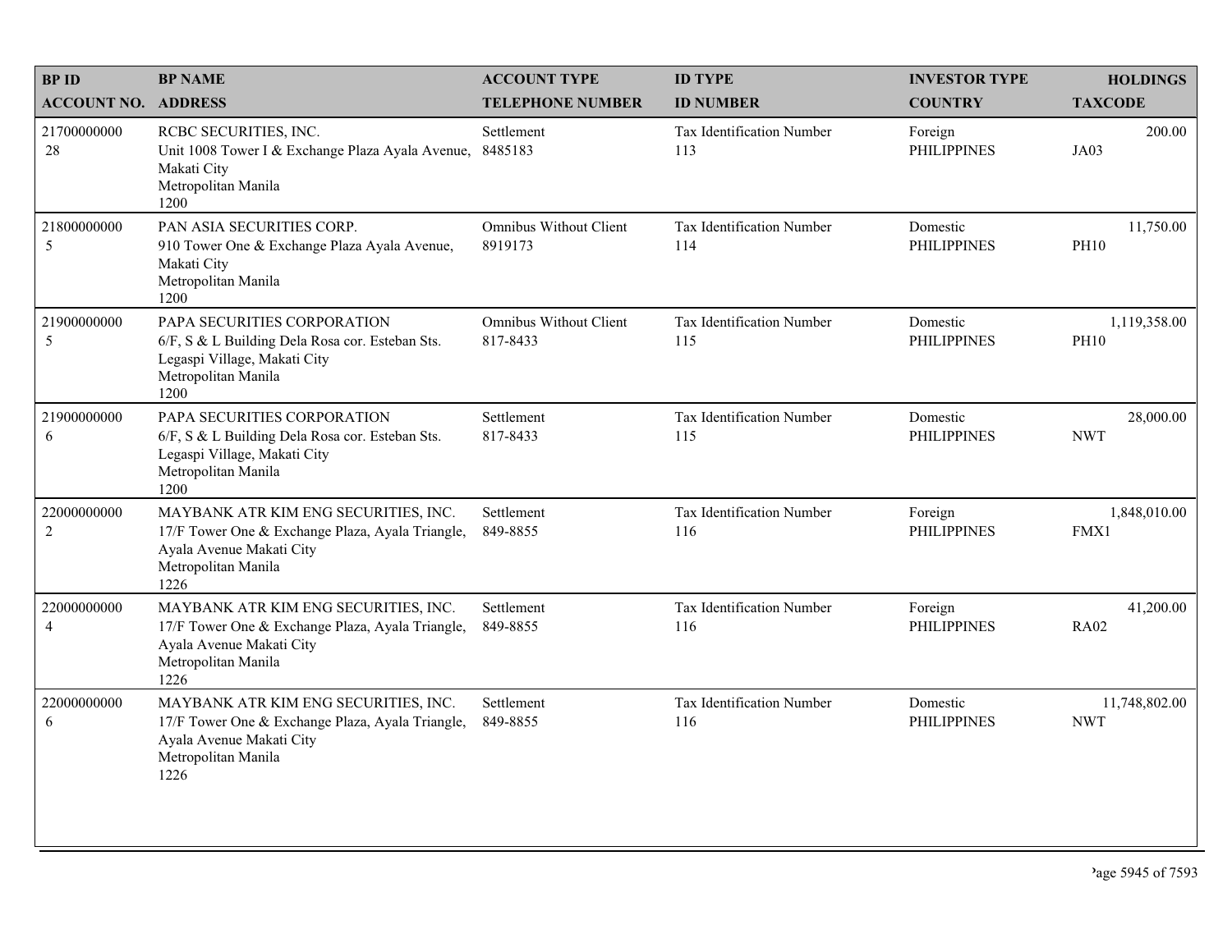| BP ID<br>ACCOUNT NO. | BP NAME<br>ADDRESS | ACCOUNT TYPE<br>TELEPHONE NUMBER | ID TYPE<br>ID NUMBER | INVESTOR TYPE<br>COUNTRY | HOLDINGS<br>TAXCODE |
|---|---|---|---|---|---|
| 21700000000<br>28 | RCBC SECURITIES, INC.<br>Unit 1008 Tower I & Exchange Plaza Ayala Avenue, Makati City<br>Metropolitan Manila<br>1200 | Settlement<br>8485183 | Tax Identification Number<br>113 | Foreign<br>PHILIPPINES | 200.00<br>JA03 |
| 21800000000<br>5 | PAN ASIA SECURITIES CORP.<br>910 Tower One & Exchange Plaza Ayala Avenue, Makati City<br>Metropolitan Manila<br>1200 | Omnibus Without Client<br>8919173 | Tax Identification Number<br>114 | Domestic<br>PHILIPPINES | 11,750.00<br>PH10 |
| 21900000000<br>5 | PAPA SECURITIES CORPORATION<br>6/F, S & L Building Dela Rosa cor. Esteban Sts. Legaspi Village, Makati City<br>Metropolitan Manila<br>1200 | Omnibus Without Client<br>817-8433 | Tax Identification Number<br>115 | Domestic<br>PHILIPPINES | 1,119,358.00<br>PH10 |
| 21900000000<br>6 | PAPA SECURITIES CORPORATION<br>6/F, S & L Building Dela Rosa cor. Esteban Sts. Legaspi Village, Makati City<br>Metropolitan Manila<br>1200 | Settlement<br>817-8433 | Tax Identification Number<br>115 | Domestic<br>PHILIPPINES | 28,000.00<br>NWT |
| 22000000000<br>2 | MAYBANK ATR KIM ENG SECURITIES, INC.<br>17/F Tower One & Exchange Plaza, Ayala Triangle, Ayala Avenue Makati City<br>Metropolitan Manila<br>1226 | Settlement<br>849-8855 | Tax Identification Number<br>116 | Foreign<br>PHILIPPINES | 1,848,010.00<br>FMX1 |
| 22000000000<br>4 | MAYBANK ATR KIM ENG SECURITIES, INC.<br>17/F Tower One & Exchange Plaza, Ayala Triangle, Ayala Avenue Makati City<br>Metropolitan Manila<br>1226 | Settlement<br>849-8855 | Tax Identification Number<br>116 | Foreign<br>PHILIPPINES | 41,200.00<br>RA02 |
| 22000000000<br>6 | MAYBANK ATR KIM ENG SECURITIES, INC.<br>17/F Tower One & Exchange Plaza, Ayala Triangle, Ayala Avenue Makati City<br>Metropolitan Manila<br>1226 | Settlement<br>849-8855 | Tax Identification Number<br>116 | Domestic<br>PHILIPPINES | 11,748,802.00<br>NWT |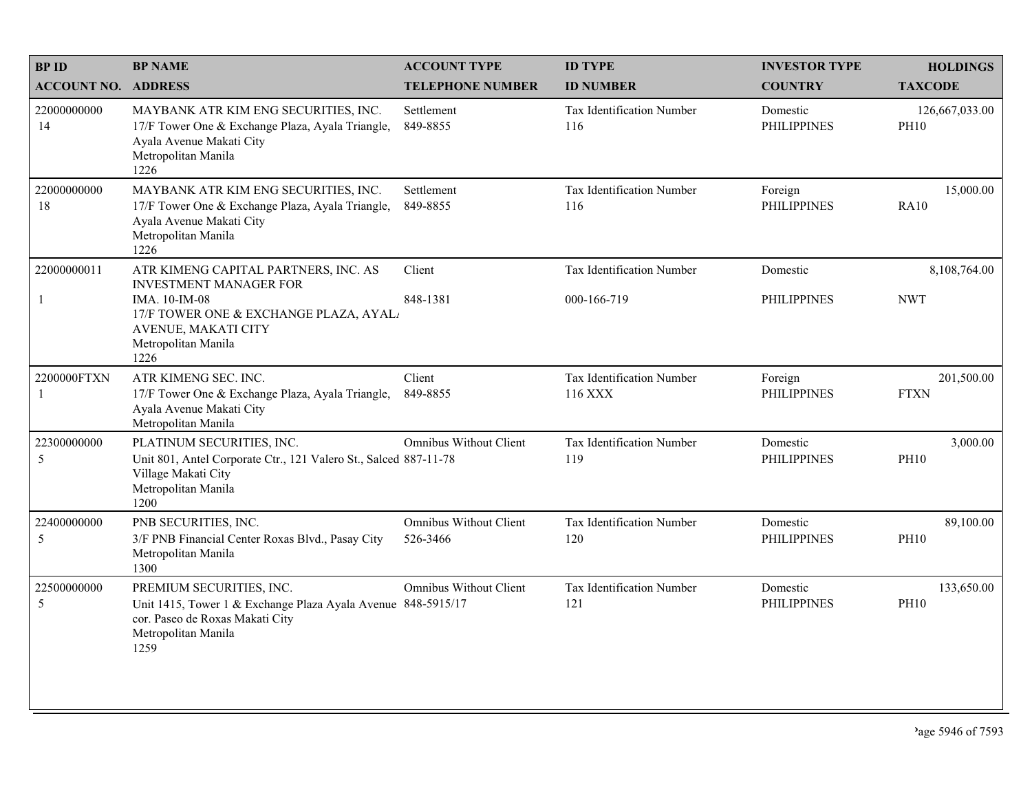| BP ID<br>ACCOUNT NO. | BP NAME<br>ADDRESS | ACCOUNT TYPE<br>TELEPHONE NUMBER | ID TYPE<br>ID NUMBER | INVESTOR TYPE<br>COUNTRY | HOLDINGS<br>TAXCODE |
|---|---|---|---|---|---|
| 22000000000<br>14 | MAYBANK ATR KIM ENG SECURITIES, INC.<br>17/F Tower One & Exchange Plaza, Ayala Triangle, Ayala Avenue Makati City<br>Metropolitan Manila<br>1226 | Settlement<br>849-8855 | Tax Identification Number<br>116 | Domestic<br>PHILIPPINES | 126,667,033.00<br>PH10 |
| 22000000000<br>18 | MAYBANK ATR KIM ENG SECURITIES, INC.<br>17/F Tower One & Exchange Plaza, Ayala Triangle, Ayala Avenue Makati City<br>Metropolitan Manila<br>1226 | Settlement<br>849-8855 | Tax Identification Number<br>116 | Foreign<br>PHILIPPINES | 15,000.00<br>RA10 |
| 22000000011<br>1 | ATR KIMENG CAPITAL PARTNERS, INC. AS INVESTMENT MANAGER FOR<br>IMA. 10-IM-08<br>17/F TOWER ONE & EXCHANGE PLAZA, AYALA AVENUE, MAKATI CITY<br>Metropolitan Manila<br>1226 | Client<br>848-1381 | Tax Identification Number<br>000-166-719 | Domestic<br>PHILIPPINES | 8,108,764.00<br>NWT |
| 2200000FTXN<br>1 | ATR KIMENG SEC. INC.<br>17/F Tower One & Exchange Plaza, Ayala Triangle, Ayala Avenue Makati City<br>Metropolitan Manila | Client<br>849-8855 | Tax Identification Number<br>116 XXX | Foreign<br>PHILIPPINES | 201,500.00<br>FTXN |
| 22300000000<br>5 | PLATINUM SECURITIES, INC.<br>Unit 801, Antel Corporate Ctr., 121 Valero St., Salced Village Makati City<br>Metropolitan Manila<br>1200 | Omnibus Without Client<br>887-11-78 | Tax Identification Number<br>119 | Domestic<br>PHILIPPINES | 3,000.00<br>PH10 |
| 22400000000<br>5 | PNB SECURITIES, INC.<br>3/F PNB Financial Center Roxas Blvd., Pasay City<br>Metropolitan Manila<br>1300 | Omnibus Without Client<br>526-3466 | Tax Identification Number<br>120 | Domestic<br>PHILIPPINES | 89,100.00<br>PH10 |
| 22500000000<br>5 | PREMIUM SECURITIES, INC.<br>Unit 1415, Tower 1 & Exchange Plaza Ayala Avenue cor. Paseo de Roxas Makati City<br>Metropolitan Manila<br>1259 | Omnibus Without Client<br>848-5915/17 | Tax Identification Number<br>121 | Domestic<br>PHILIPPINES | 133,650.00<br>PH10 |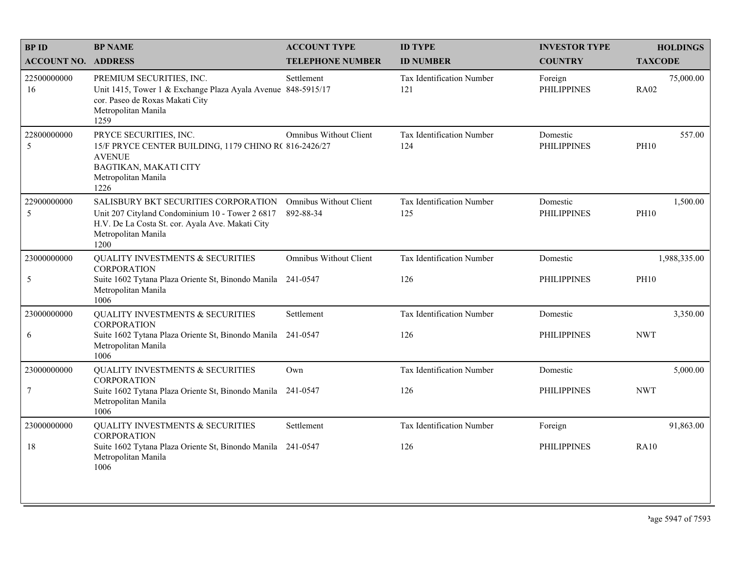| BP ID<br>ACCOUNT NO. | BP NAME<br>ADDRESS | ACCOUNT TYPE<br>TELEPHONE NUMBER | ID TYPE<br>ID NUMBER | INVESTOR TYPE<br>COUNTRY | HOLDINGS<br>TAXCODE |
|---|---|---|---|---|---|
| 22500000000<br>16 | PREMIUM SECURITIES, INC.<br>Unit 1415, Tower 1 & Exchange Plaza Ayala Avenue cor. Paseo de Roxas Makati City<br>Metropolitan Manila<br>1259 | Settlement<br>848-5915/17 | Tax Identification Number<br>121 | Foreign<br>PHILIPPINES | 75,000.00<br>RA02 |
| 22800000000<br>5 | PRYCE SECURITIES, INC.<br>15/F PRYCE CENTER BUILDING, 1179 CHINO R( AVENUE<br>BAGTIKAN, MAKATI CITY<br>Metropolitan Manila<br>1226 | Omnibus Without Client<br>816-2426/27 | Tax Identification Number<br>124 | Domestic<br>PHILIPPINES | 557.00<br>PH10 |
| 22900000000<br>5 | SALISBURY BKT SECURITIES CORPORATION<br>Unit 207 Cityland Condominium 10 - Tower 2 6817 H.V. De La Costa St. cor. Ayala Ave. Makati City<br>Metropolitan Manila<br>1200 | Omnibus Without Client<br>892-88-34 | Tax Identification Number<br>125 | Domestic<br>PHILIPPINES | 1,500.00<br>PH10 |
| 23000000000<br>5 | QUALITY INVESTMENTS & SECURITIES CORPORATION<br>Suite 1602 Tytana Plaza Oriente St, Binondo Manila<br>Metropolitan Manila<br>1006 | Omnibus Without Client<br>241-0547 | Tax Identification Number<br>126 | Domestic<br>PHILIPPINES | 1,988,335.00<br>PH10 |
| 23000000000<br>6 | QUALITY INVESTMENTS & SECURITIES CORPORATION<br>Suite 1602 Tytana Plaza Oriente St, Binondo Manila<br>Metropolitan Manila<br>1006 | Settlement<br>241-0547 | Tax Identification Number<br>126 | Domestic<br>PHILIPPINES | 3,350.00<br>NWT |
| 23000000000<br>7 | QUALITY INVESTMENTS & SECURITIES CORPORATION<br>Suite 1602 Tytana Plaza Oriente St, Binondo Manila<br>Metropolitan Manila<br>1006 | Own<br>241-0547 | Tax Identification Number<br>126 | Domestic<br>PHILIPPINES | 5,000.00<br>NWT |
| 23000000000<br>18 | QUALITY INVESTMENTS & SECURITIES CORPORATION<br>Suite 1602 Tytana Plaza Oriente St, Binondo Manila<br>Metropolitan Manila<br>1006 | Settlement<br>241-0547 | Tax Identification Number<br>126 | Foreign<br>PHILIPPINES | 91,863.00<br>RA10 |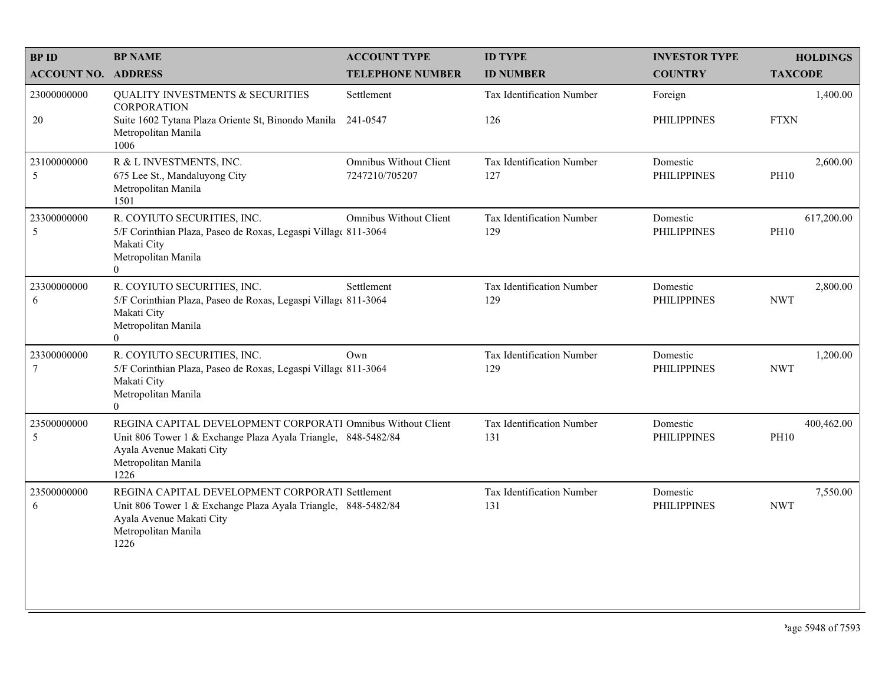| BP ID<br>ACCOUNT NO. | BP NAME<br>ADDRESS | ACCOUNT TYPE<br>TELEPHONE NUMBER | ID TYPE<br>ID NUMBER | INVESTOR TYPE<br>COUNTRY | HOLDINGS<br>TAXCODE |
|---|---|---|---|---|---|
| 23000000000<br>20 | QUALITY INVESTMENTS & SECURITIES CORPORATION<br>Suite 1602 Tytana Plaza Oriente St, Binondo Manila<br>Metropolitan Manila<br>1006 | Settlement<br>241-0547 | Tax Identification Number<br>126 | Foreign<br>PHILIPPINES | 1,400.00<br>FTXN |
| 23100000000<br>5 | R & L INVESTMENTS, INC.<br>675 Lee St., Mandaluyong City<br>Metropolitan Manila<br>1501 | Omnibus Without Client<br>7247210/705207 | Tax Identification Number<br>127 | Domestic<br>PHILIPPINES | 2,600.00<br>PH10 |
| 23300000000<br>5 | R. COYIUTO SECURITIES, INC.<br>5/F Corinthian Plaza, Paseo de Roxas, Legaspi Villag<br>Makati City<br>Metropolitan Manila<br>0 | Omnibus Without Client<br>811-3064 | Tax Identification Number<br>129 | Domestic<br>PHILIPPINES | 617,200.00<br>PH10 |
| 23300000000<br>6 | R. COYIUTO SECURITIES, INC.<br>5/F Corinthian Plaza, Paseo de Roxas, Legaspi Villag<br>Makati City<br>Metropolitan Manila<br>0 | Settlement<br>811-3064 | Tax Identification Number<br>129 | Domestic<br>PHILIPPINES | 2,800.00<br>NWT |
| 23300000000<br>7 | R. COYIUTO SECURITIES, INC.<br>5/F Corinthian Plaza, Paseo de Roxas, Legaspi Villag<br>Makati City<br>Metropolitan Manila<br>0 | Own<br>811-3064 | Tax Identification Number<br>129 | Domestic<br>PHILIPPINES | 1,200.00<br>NWT |
| 23500000000<br>5 | REGINA CAPITAL DEVELOPMENT CORPORATI<br>Unit 806 Tower 1 & Exchange Plaza Ayala Triangle,<br>Ayala Avenue Makati City<br>Metropolitan Manila<br>1226 | Omnibus Without Client<br>848-5482/84 | Tax Identification Number<br>131 | Domestic<br>PHILIPPINES | 400,462.00<br>PH10 |
| 23500000000<br>6 | REGINA CAPITAL DEVELOPMENT CORPORATI<br>Unit 806 Tower 1 & Exchange Plaza Ayala Triangle,<br>Ayala Avenue Makati City<br>Metropolitan Manila<br>1226 | Settlement<br>848-5482/84 | Tax Identification Number<br>131 | Domestic<br>PHILIPPINES | 7,550.00<br>NWT |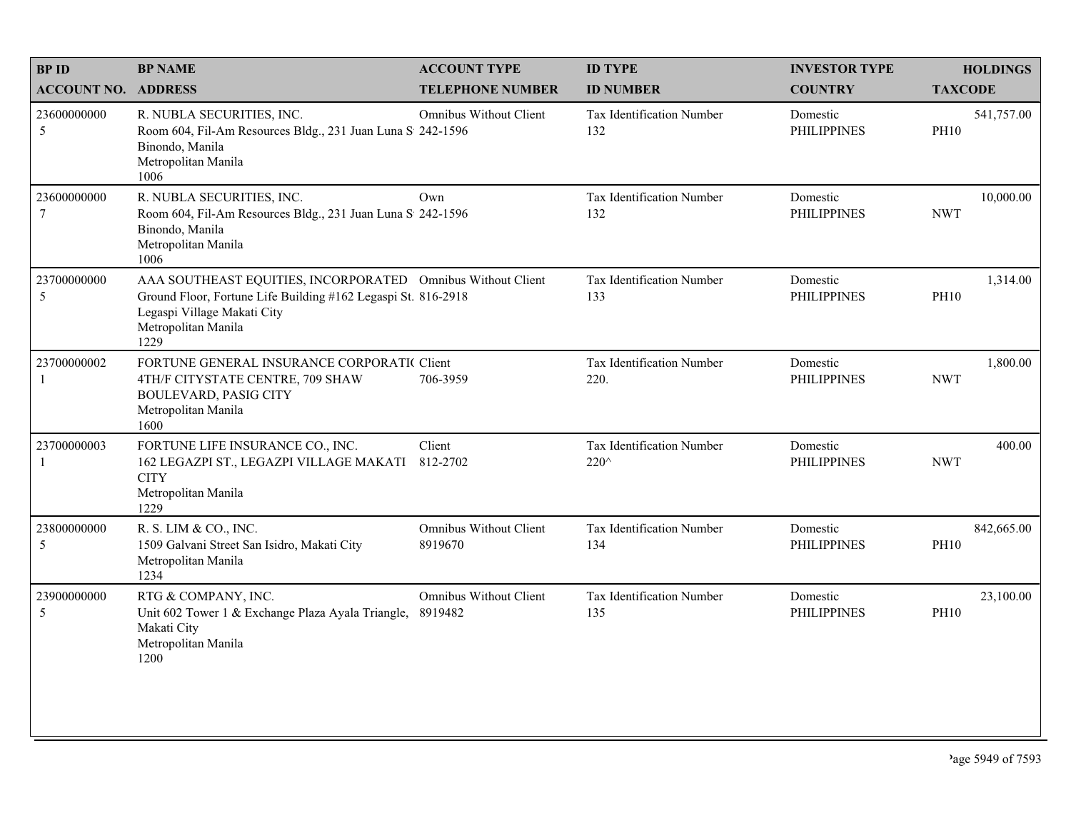| BP ID<br>ACCOUNT NO. | BP NAME<br>ADDRESS | ACCOUNT TYPE<br>TELEPHONE NUMBER | ID TYPE<br>ID NUMBER | INVESTOR TYPE<br>COUNTRY | HOLDINGS<br>TAXCODE |
|---|---|---|---|---|---|
| 23600000000<br>5 | R. NUBLA SECURITIES, INC.<br>Room 604, Fil-Am Resources Bldg., 231 Juan Luna S<br>Binondo, Manila<br>Metropolitan Manila<br>1006 | Omnibus Without Client<br>242-1596 | Tax Identification Number<br>132 | Domestic<br>PHILIPPINES | 541,757.00<br>PH10 |
| 23600000000<br>7 | R. NUBLA SECURITIES, INC.<br>Room 604, Fil-Am Resources Bldg., 231 Juan Luna S<br>Binondo, Manila<br>Metropolitan Manila<br>1006 | Own<br>242-1596 | Tax Identification Number<br>132 | Domestic<br>PHILIPPINES | 10,000.00<br>NWT |
| 23700000000<br>5 | AAA SOUTHEAST EQUITIES, INCORPORATED<br>Ground Floor, Fortune Life Building #162 Legaspi St.<br>Legaspi Village Makati City<br>Metropolitan Manila<br>1229 | Omnibus Without Client<br>816-2918 | Tax Identification Number<br>133 | Domestic<br>PHILIPPINES | 1,314.00<br>PH10 |
| 23700000002<br>1 | FORTUNE GENERAL INSURANCE CORPORATI(<br>4TH/F CITYSTATE CENTRE, 709 SHAW<br>BOULEVARD, PASIG CITY<br>Metropolitan Manila<br>1600 | Client<br>706-3959 | Tax Identification Number<br>220. | Domestic<br>PHILIPPINES | 1,800.00<br>NWT |
| 23700000003<br>1 | FORTUNE LIFE INSURANCE CO., INC.<br>162 LEGAZPI ST., LEGAZPI VILLAGE MAKATI<br>CITY<br>Metropolitan Manila<br>1229 | Client<br>812-2702 | Tax Identification Number<br>220^ | Domestic<br>PHILIPPINES | 400.00<br>NWT |
| 23800000000<br>5 | R. S. LIM & CO., INC.<br>1509 Galvani Street San Isidro, Makati City<br>Metropolitan Manila<br>1234 | Omnibus Without Client<br>8919670 | Tax Identification Number<br>134 | Domestic<br>PHILIPPINES | 842,665.00<br>PH10 |
| 23900000000<br>5 | RTG & COMPANY, INC.<br>Unit 602 Tower 1 & Exchange Plaza Ayala Triangle,<br>Makati City<br>Metropolitan Manila<br>1200 | Omnibus Without Client<br>8919482 | Tax Identification Number<br>135 | Domestic<br>PHILIPPINES | 23,100.00<br>PH10 |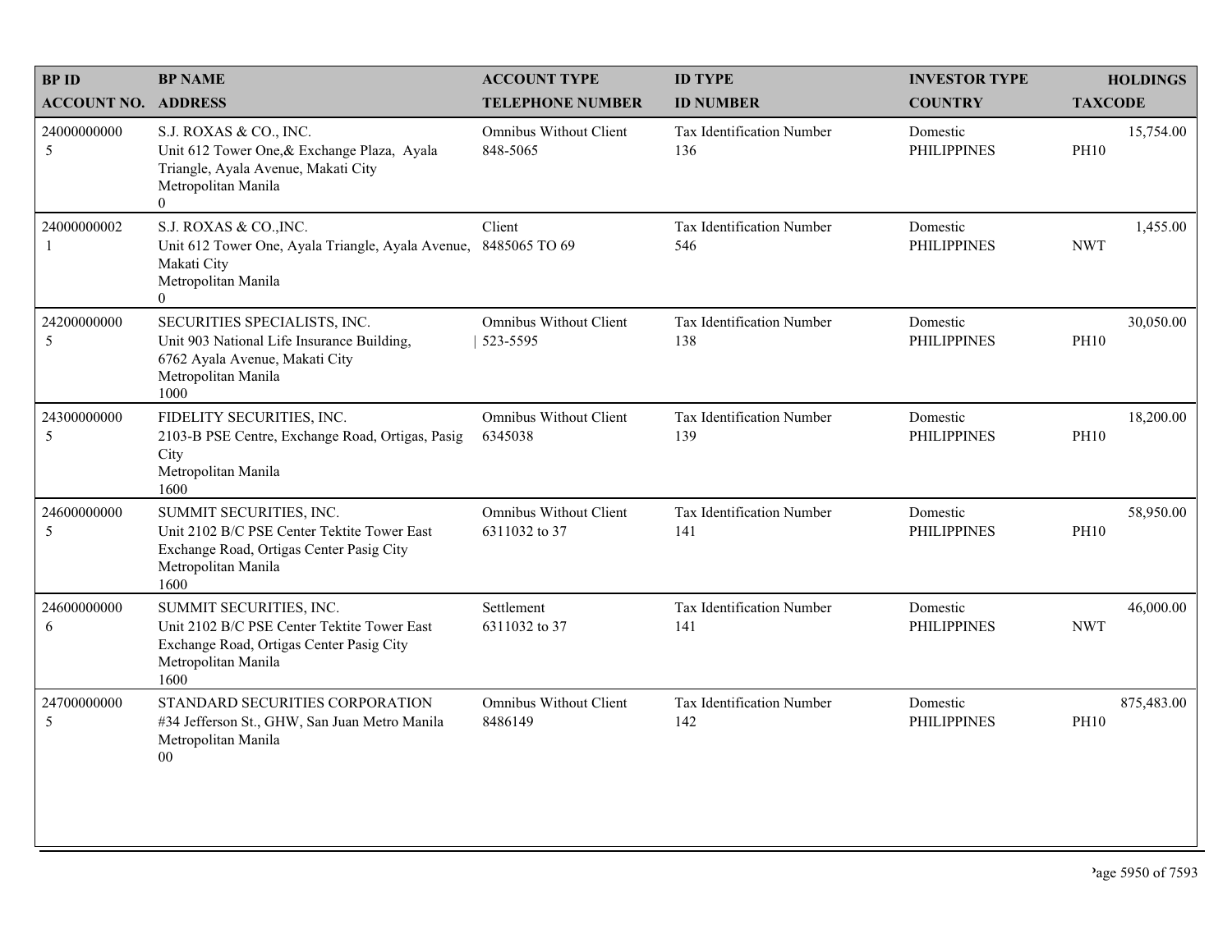| BP ID<br>ACCOUNT NO. | BP NAME<br>ADDRESS | ACCOUNT TYPE<br>TELEPHONE NUMBER | ID TYPE<br>ID NUMBER | INVESTOR TYPE<br>COUNTRY | HOLDINGS<br>TAXCODE |
|---|---|---|---|---|---|
| 24000000000<br>5 | S.J. ROXAS & CO., INC.<br>Unit 612 Tower One,& Exchange Plaza, Ayala Triangle, Ayala Avenue, Makati City<br>Metropolitan Manila<br>0 | Omnibus Without Client<br>848-5065 | Tax Identification Number<br>136 | Domestic<br>PHILIPPINES | 15,754.00<br>PH10 |
| 24000000002<br>1 | S.J. ROXAS & CO.,INC.<br>Unit 612 Tower One, Ayala Triangle, Ayala Avenue, Makati City<br>Metropolitan Manila<br>0 | Client<br>8485065 TO 69 | Tax Identification Number<br>546 | Domestic<br>PHILIPPINES | 1,455.00<br>NWT |
| 24200000000<br>5 | SECURITIES SPECIALISTS, INC.<br>Unit 903 National Life Insurance Building, 6762 Ayala Avenue, Makati City<br>Metropolitan Manila<br>1000 | Omnibus Without Client<br>523-5595 | Tax Identification Number<br>138 | Domestic<br>PHILIPPINES | 30,050.00<br>PH10 |
| 24300000000<br>5 | FIDELITY SECURITIES, INC.<br>2103-B PSE Centre, Exchange Road, Ortigas, Pasig City<br>Metropolitan Manila<br>1600 | Omnibus Without Client<br>6345038 | Tax Identification Number<br>139 | Domestic<br>PHILIPPINES | 18,200.00<br>PH10 |
| 24600000000<br>5 | SUMMIT SECURITIES, INC.<br>Unit 2102 B/C PSE Center Tektite Tower East Exchange Road, Ortigas Center Pasig City<br>Metropolitan Manila<br>1600 | Omnibus Without Client<br>6311032 to 37 | Tax Identification Number<br>141 | Domestic<br>PHILIPPINES | 58,950.00<br>PH10 |
| 24600000000<br>6 | SUMMIT SECURITIES, INC.<br>Unit 2102 B/C PSE Center Tektite Tower East Exchange Road, Ortigas Center Pasig City<br>Metropolitan Manila<br>1600 | Settlement<br>6311032 to 37 | Tax Identification Number<br>141 | Domestic<br>PHILIPPINES | 46,000.00<br>NWT |
| 24700000000<br>5 | STANDARD SECURITIES CORPORATION<br>#34 Jefferson St., GHW, San Juan Metro Manila<br>Metropolitan Manila<br>00 | Omnibus Without Client<br>8486149 | Tax Identification Number<br>142 | Domestic<br>PHILIPPINES | 875,483.00<br>PH10 |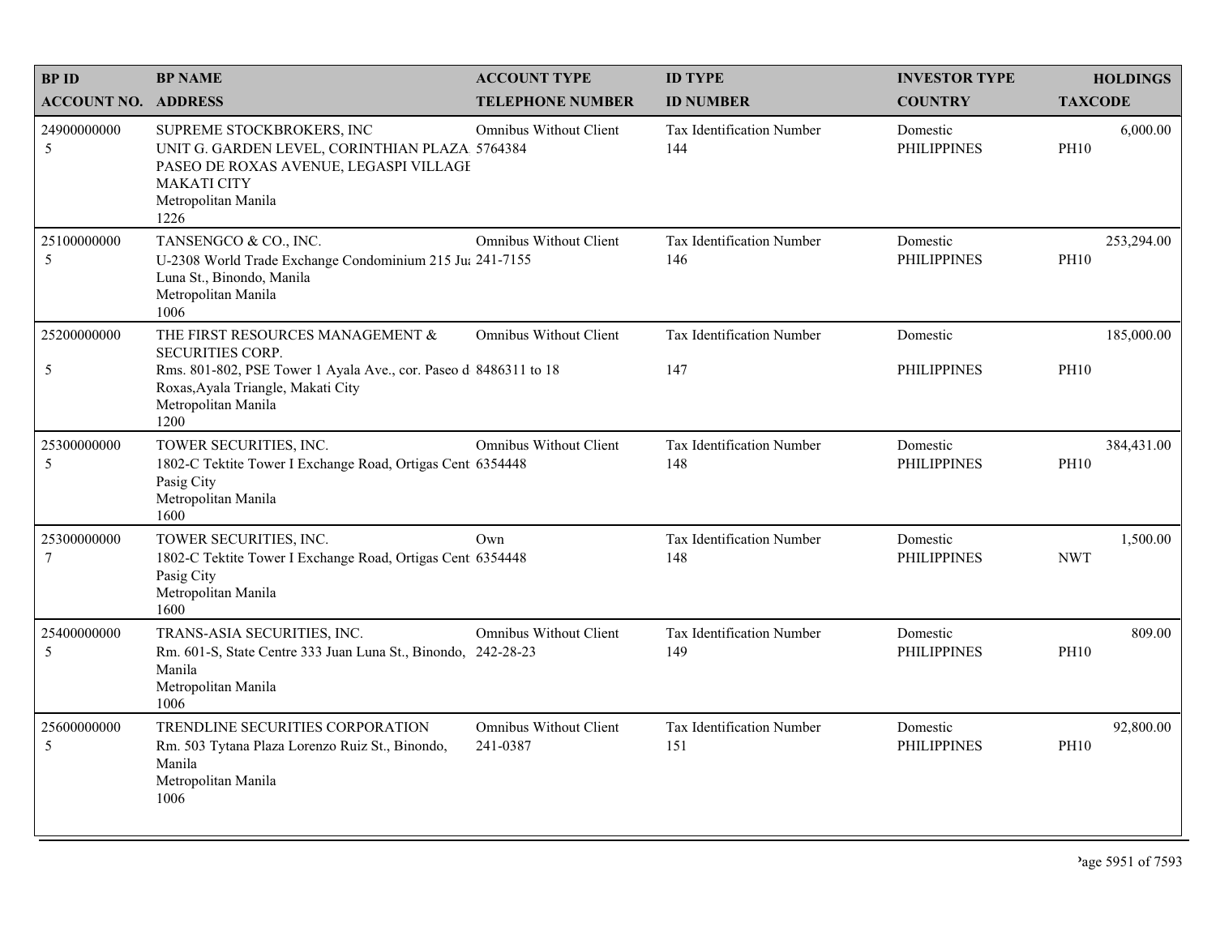| BP ID<br>ACCOUNT NO. | BP NAME<br>ADDRESS | ACCOUNT TYPE<br>TELEPHONE NUMBER | ID TYPE<br>ID NUMBER | INVESTOR TYPE<br>COUNTRY | HOLDINGS<br>TAXCODE |
|---|---|---|---|---|---|
| 24900000000<br>5 | SUPREME STOCKBROKERS, INC<br>UNIT G. GARDEN LEVEL, CORINTHIAN PLAZA PASEO DE ROXAS AVENUE, LEGASPI VILLAGE MAKATI CITY<br>Metropolitan Manila<br>1226 | Omnibus Without Client<br>5764384 | Tax Identification Number<br>144 | Domestic<br>PHILIPPINES | 6,000.00<br>PH10 |
| 25100000000<br>5 | TANSENGCO & CO., INC.<br>U-2308 World Trade Exchange Condominium 215 Jua Luna St., Binondo, Manila<br>Metropolitan Manila<br>1006 | Omnibus Without Client<br>241-7155 | Tax Identification Number<br>146 | Domestic<br>PHILIPPINES | 253,294.00<br>PH10 |
| 25200000000<br>5 | THE FIRST RESOURCES MANAGEMENT & SECURITIES CORP.<br>Rms. 801-802, PSE Tower 1 Ayala Ave., cor. Paseo d Roxas,Ayala Triangle, Makati City<br>Metropolitan Manila<br>1200 | Omnibus Without Client<br>8486311 to 18 | Tax Identification Number<br>147 | Domestic<br>PHILIPPINES | 185,000.00<br>PH10 |
| 25300000000<br>5 | TOWER SECURITIES, INC.<br>1802-C Tektite Tower I Exchange Road, Ortigas Cent Pasig City<br>Metropolitan Manila<br>1600 | Omnibus Without Client<br>6354448 | Tax Identification Number<br>148 | Domestic<br>PHILIPPINES | 384,431.00<br>PH10 |
| 25300000000<br>7 | TOWER SECURITIES, INC.<br>1802-C Tektite Tower I Exchange Road, Ortigas Cent Pasig City<br>Metropolitan Manila<br>1600 | Own<br>6354448 | Tax Identification Number<br>148 | Domestic<br>PHILIPPINES | 1,500.00<br>NWT |
| 25400000000<br>5 | TRANS-ASIA SECURITIES, INC.<br>Rm. 601-S, State Centre 333 Juan Luna St., Binondo, Manila<br>Metropolitan Manila<br>1006 | Omnibus Without Client<br>242-28-23 | Tax Identification Number<br>149 | Domestic<br>PHILIPPINES | 809.00<br>PH10 |
| 25600000000<br>5 | TRENDLINE SECURITIES CORPORATION<br>Rm. 503 Tytana Plaza Lorenzo Ruiz St., Binondo, Manila<br>Metropolitan Manila<br>1006 | Omnibus Without Client<br>241-0387 | Tax Identification Number<br>151 | Domestic<br>PHILIPPINES | 92,800.00<br>PH10 |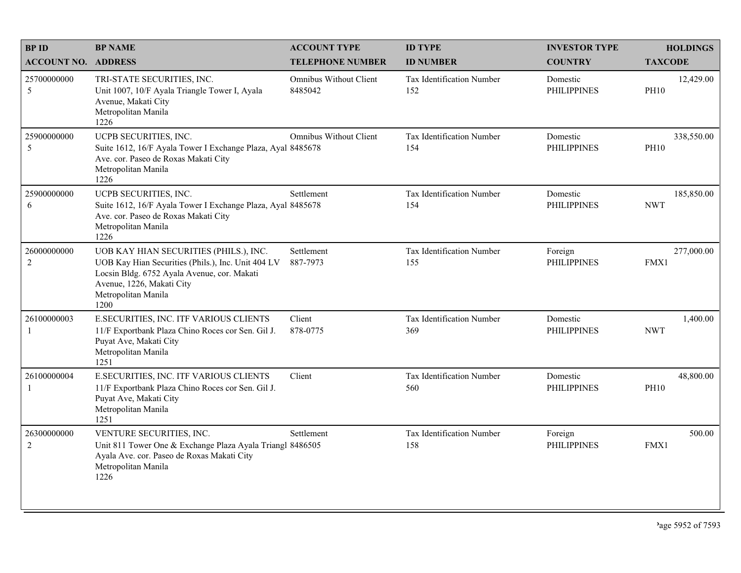| BP ID<br>ACCOUNT NO. | BP NAME<br>ADDRESS | ACCOUNT TYPE<br>TELEPHONE NUMBER | ID TYPE<br>ID NUMBER | INVESTOR TYPE<br>COUNTRY | HOLDINGS<br>TAXCODE |
|---|---|---|---|---|---|
| 25700000000<br>5 | TRI-STATE SECURITIES, INC.<br>Unit 1007, 10/F Ayala Triangle Tower I, Ayala Avenue, Makati City<br>Metropolitan Manila<br>1226 | Omnibus Without Client<br>8485042 | Tax Identification Number<br>152 | Domestic<br>PHILIPPINES | 12,429.00<br>PH10 |
| 25900000000<br>5 | UCPB SECURITIES, INC.<br>Suite 1612, 16/F Ayala Tower I Exchange Plaza, Ayal Ave. cor. Paseo de Roxas Makati City<br>Metropolitan Manila<br>1226 | Omnibus Without Client<br>8485678 | Tax Identification Number<br>154 | Domestic<br>PHILIPPINES | 338,550.00<br>PH10 |
| 25900000000<br>6 | UCPB SECURITIES, INC.<br>Suite 1612, 16/F Ayala Tower I Exchange Plaza, Ayal Ave. cor. Paseo de Roxas Makati City<br>Metropolitan Manila<br>1226 | Settlement<br>8485678 | Tax Identification Number<br>154 | Domestic<br>PHILIPPINES | 185,850.00<br>NWT |
| 26000000000<br>2 | UOB KAY HIAN SECURITIES (PHILS.), INC.<br>UOB Kay Hian Securities (Phils.), Inc. Unit 404 LV Locsin Bldg. 6752 Ayala Avenue, cor. Makati Avenue, 1226, Makati City<br>Metropolitan Manila<br>1200 | Settlement<br>887-7973 | Tax Identification Number<br>155 | Foreign<br>PHILIPPINES | 277,000.00<br>FMX1 |
| 26100000003<br>1 | E.SECURITIES, INC. ITF VARIOUS CLIENTS<br>11/F Exportbank Plaza Chino Roces cor Sen. Gil J. Puyat Ave, Makati City<br>Metropolitan Manila<br>1251 | Client<br>878-0775 | Tax Identification Number<br>369 | Domestic<br>PHILIPPINES | 1,400.00<br>NWT |
| 26100000004<br>1 | E.SECURITIES, INC. ITF VARIOUS CLIENTS<br>11/F Exportbank Plaza Chino Roces cor Sen. Gil J. Puyat Ave, Makati City<br>Metropolitan Manila<br>1251 | Client | Tax Identification Number<br>560 | Domestic<br>PHILIPPINES | 48,800.00<br>PH10 |
| 26300000000<br>2 | VENTURE SECURITIES, INC.<br>Unit 811 Tower One & Exchange Plaza Ayala Triangl Ayala Ave. cor. Paseo de Roxas Makati City<br>Metropolitan Manila<br>1226 | Settlement<br>8486505 | Tax Identification Number<br>158 | Foreign<br>PHILIPPINES | 500.00<br>FMX1 |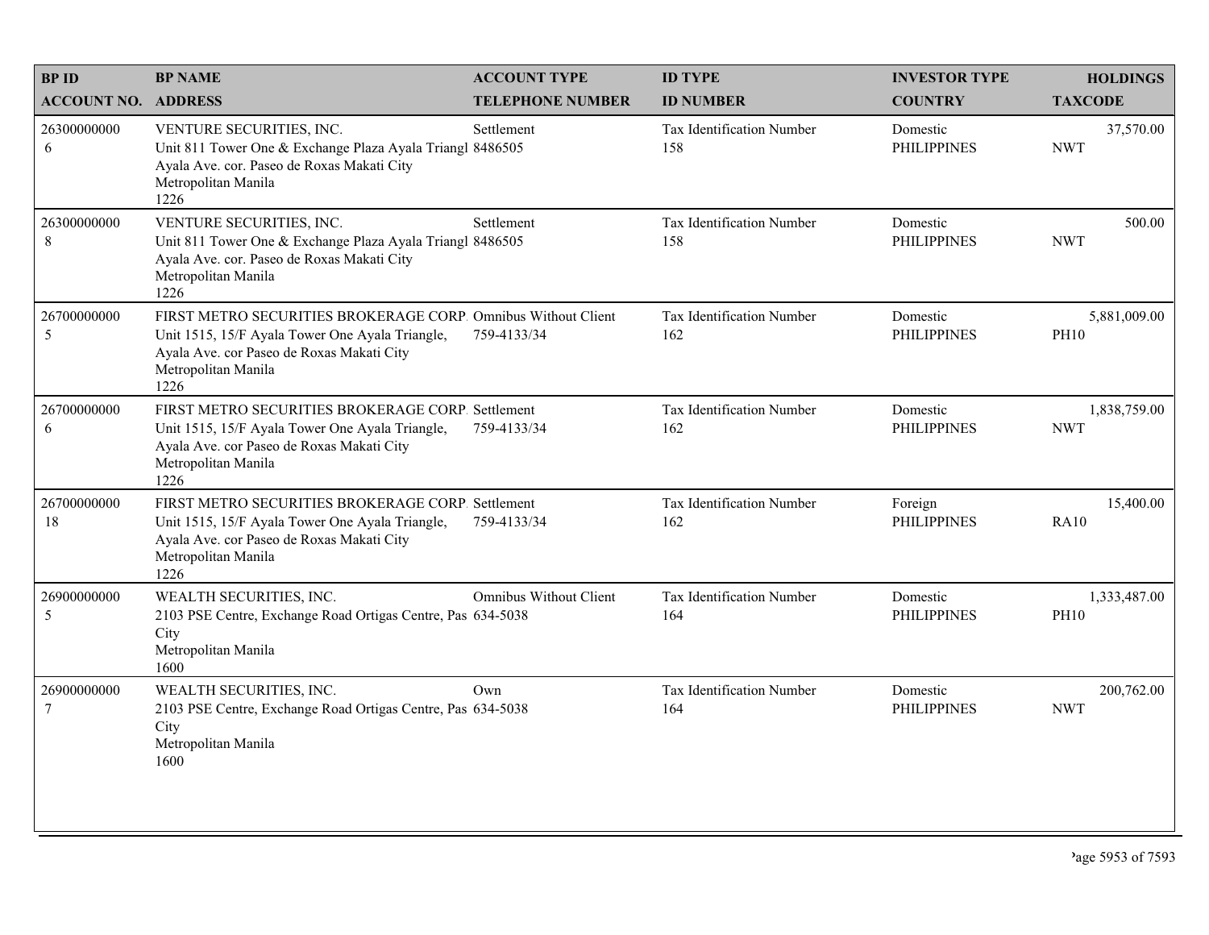| BP ID<br>ACCOUNT NO. | BP NAME<br>ADDRESS | ACCOUNT TYPE<br>TELEPHONE NUMBER | ID TYPE<br>ID NUMBER | INVESTOR TYPE<br>COUNTRY | HOLDINGS<br>TAXCODE |
|---|---|---|---|---|---|
| 26300000000<br>6 | VENTURE SECURITIES, INC.<br>Unit 811 Tower One & Exchange Plaza Ayala Triangl<br>Ayala Ave. cor. Paseo de Roxas Makati City<br>Metropolitan Manila<br>1226 | Settlement<br>8486505 | Tax Identification Number<br>158 | Domestic<br>PHILIPPINES | 37,570.00<br>NWT |
| 26300000000<br>8 | VENTURE SECURITIES, INC.<br>Unit 811 Tower One & Exchange Plaza Ayala Triangl<br>Ayala Ave. cor. Paseo de Roxas Makati City<br>Metropolitan Manila<br>1226 | Settlement<br>8486505 | Tax Identification Number<br>158 | Domestic<br>PHILIPPINES | 500.00<br>NWT |
| 26700000000<br>5 | FIRST METRO SECURITIES BROKERAGE CORP.<br>Unit 1515, 15/F Ayala Tower One Ayala Triangle,<br>Ayala Ave. cor Paseo de Roxas Makati City<br>Metropolitan Manila<br>1226 | Omnibus Without Client<br>759-4133/34 | Tax Identification Number<br>162 | Domestic<br>PHILIPPINES | 5,881,009.00<br>PH10 |
| 26700000000<br>6 | FIRST METRO SECURITIES BROKERAGE CORP.<br>Unit 1515, 15/F Ayala Tower One Ayala Triangle,<br>Ayala Ave. cor Paseo de Roxas Makati City<br>Metropolitan Manila<br>1226 | Settlement<br>759-4133/34 | Tax Identification Number<br>162 | Domestic<br>PHILIPPINES | 1,838,759.00<br>NWT |
| 26700000000<br>18 | FIRST METRO SECURITIES BROKERAGE CORP.<br>Unit 1515, 15/F Ayala Tower One Ayala Triangle,<br>Ayala Ave. cor Paseo de Roxas Makati City<br>Metropolitan Manila<br>1226 | Settlement<br>759-4133/34 | Tax Identification Number<br>162 | Foreign<br>PHILIPPINES | 15,400.00<br>RA10 |
| 26900000000<br>5 | WEALTH SECURITIES, INC.<br>2103 PSE Centre, Exchange Road Ortigas Centre, Pas<br>City<br>Metropolitan Manila<br>1600 | Omnibus Without Client<br>634-5038 | Tax Identification Number<br>164 | Domestic<br>PHILIPPINES | 1,333,487.00<br>PH10 |
| 26900000000<br>7 | WEALTH SECURITIES, INC.<br>2103 PSE Centre, Exchange Road Ortigas Centre, Pas<br>City<br>Metropolitan Manila<br>1600 | Own<br>634-5038 | Tax Identification Number<br>164 | Domestic<br>PHILIPPINES | 200,762.00<br>NWT |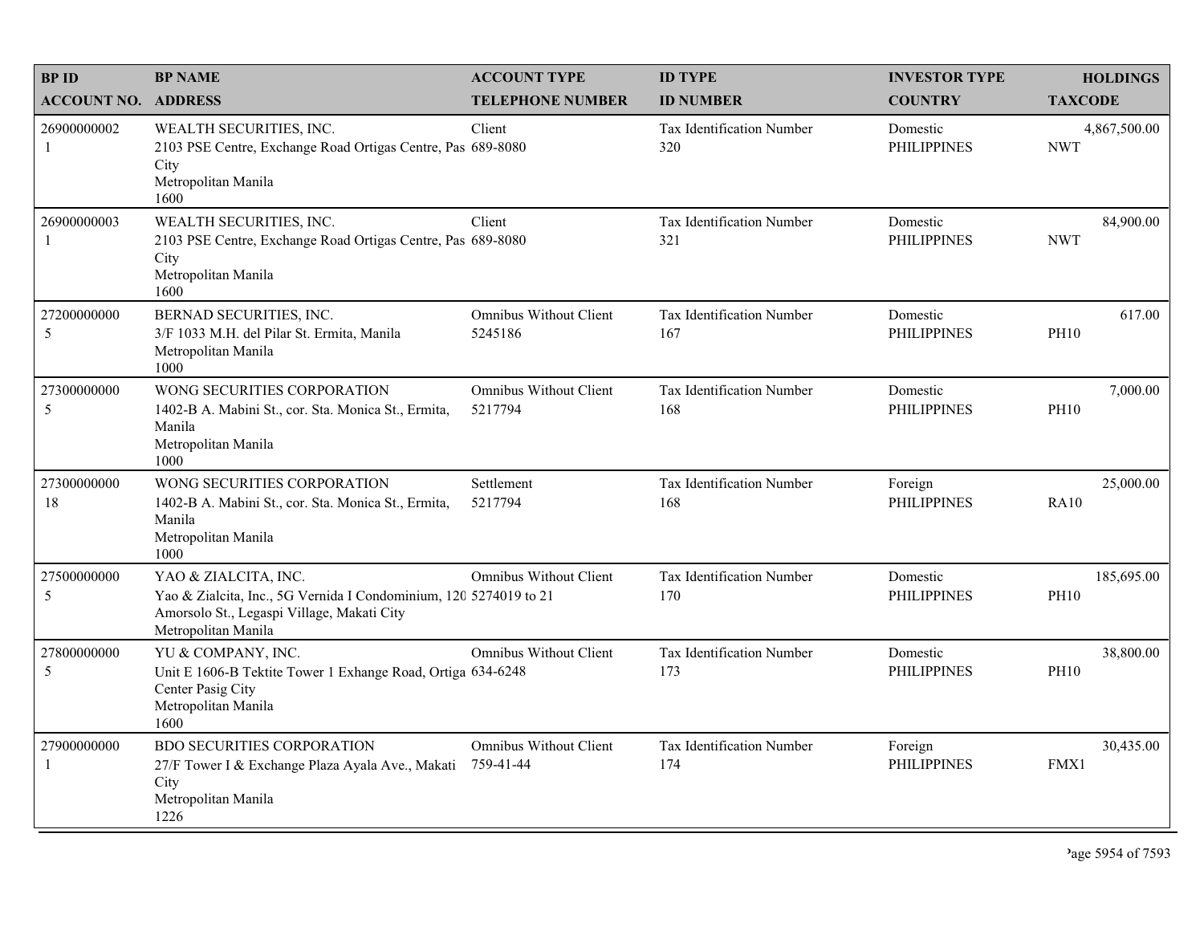| BP ID<br>ACCOUNT NO. | BP NAME<br>ADDRESS | ACCOUNT TYPE<br>TELEPHONE NUMBER | ID TYPE<br>ID NUMBER | INVESTOR TYPE<br>COUNTRY | HOLDINGS<br>TAXCODE |
|---|---|---|---|---|---|
| 26900000002<br>1 | WEALTH SECURITIES, INC.<br>2103 PSE Centre, Exchange Road Ortigas Centre, Pas City<br>Metropolitan Manila<br>1600 | Client<br>689-8080 | Tax Identification Number<br>320 | Domestic<br>PHILIPPINES | 4,867,500.00<br>NWT |
| 26900000003<br>1 | WEALTH SECURITIES, INC.<br>2103 PSE Centre, Exchange Road Ortigas Centre, Pas City<br>Metropolitan Manila<br>1600 | Client<br>689-8080 | Tax Identification Number<br>321 | Domestic<br>PHILIPPINES | 84,900.00<br>NWT |
| 27200000000<br>5 | BERNAD SECURITIES, INC.<br>3/F 1033 M.H. del Pilar St. Ermita, Manila<br>Metropolitan Manila<br>1000 | Omnibus Without Client<br>5245186 | Tax Identification Number<br>167 | Domestic<br>PHILIPPINES | 617.00<br>PH10 |
| 27300000000<br>5 | WONG SECURITIES CORPORATION<br>1402-B A. Mabini St., cor. Sta. Monica St., Ermita, Manila<br>Metropolitan Manila<br>1000 | Omnibus Without Client<br>5217794 | Tax Identification Number<br>168 | Domestic<br>PHILIPPINES | 7,000.00<br>PH10 |
| 27300000000<br>18 | WONG SECURITIES CORPORATION<br>1402-B A. Mabini St., cor. Sta. Monica St., Ermita, Manila<br>Metropolitan Manila<br>1000 | Settlement<br>5217794 | Tax Identification Number<br>168 | Foreign<br>PHILIPPINES | 25,000.00<br>RA10 |
| 27500000000<br>5 | YAO & ZIALCITA, INC.<br>Yao & Zialcita, Inc., 5G Vernida I Condominium, 120 Amorsolo St., Legaspi Village, Makati City<br>Metropolitan Manila | Omnibus Without Client<br>5274019 to 21 | Tax Identification Number<br>170 | Domestic<br>PHILIPPINES | 185,695.00<br>PH10 |
| 27800000000<br>5 | YU & COMPANY, INC.<br>Unit E 1606-B Tektite Tower 1 Exhange Road, Ortiga Center Pasig City<br>Metropolitan Manila<br>1600 | Omnibus Without Client<br>634-6248 | Tax Identification Number<br>173 | Domestic<br>PHILIPPINES | 38,800.00<br>PH10 |
| 27900000000<br>1 | BDO SECURITIES CORPORATION<br>27/F Tower I & Exchange Plaza Ayala Ave., Makati City<br>Metropolitan Manila<br>1226 | Omnibus Without Client<br>759-41-44 | Tax Identification Number<br>174 | Foreign<br>PHILIPPINES | 30,435.00<br>FMX1 |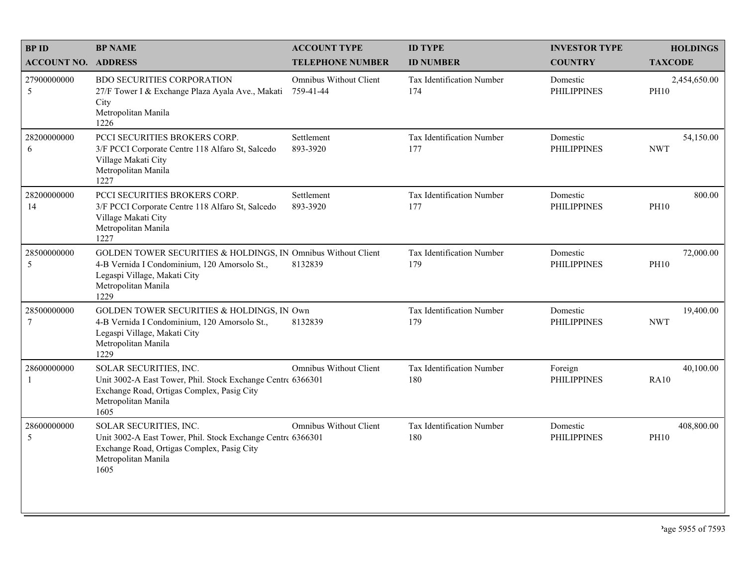| BP ID<br>ACCOUNT NO. | BP NAME<br>ADDRESS | ACCOUNT TYPE<br>TELEPHONE NUMBER | ID TYPE<br>ID NUMBER | INVESTOR TYPE<br>COUNTRY | HOLDINGS<br>TAXCODE |
|---|---|---|---|---|---|
| 27900000000<br>5 | BDO SECURITIES CORPORATION<br>27/F Tower I & Exchange Plaza Ayala Ave., Makati City<br>Metropolitan Manila<br>1226 | Omnibus Without Client<br>759-41-44 | Tax Identification Number<br>174 | Domestic<br>PHILIPPINES | 2,454,650.00<br>PH10 |
| 28200000000<br>6 | PCCI SECURITIES BROKERS CORP.<br>3/F PCCI Corporate Centre 118 Alfaro St, Salcedo Village Makati City<br>Metropolitan Manila<br>1227 | Settlement<br>893-3920 | Tax Identification Number<br>177 | Domestic<br>PHILIPPINES | 54,150.00<br>NWT |
| 28200000000<br>14 | PCCI SECURITIES BROKERS CORP.<br>3/F PCCI Corporate Centre 118 Alfaro St, Salcedo Village Makati City<br>Metropolitan Manila<br>1227 | Settlement<br>893-3920 | Tax Identification Number<br>177 | Domestic<br>PHILIPPINES | 800.00<br>PH10 |
| 28500000000<br>5 | GOLDEN TOWER SECURITIES & HOLDINGS, IN<br>4-B Vernida I Condominium, 120 Amorsolo St., Legaspi Village, Makati City<br>Metropolitan Manila<br>1229 | Omnibus Without Client<br>8132839 | Tax Identification Number<br>179 | Domestic<br>PHILIPPINES | 72,000.00<br>PH10 |
| 28500000000<br>7 | GOLDEN TOWER SECURITIES & HOLDINGS, IN<br>4-B Vernida I Condominium, 120 Amorsolo St., Legaspi Village, Makati City<br>Metropolitan Manila<br>1229 | Own<br>8132839 | Tax Identification Number<br>179 | Domestic<br>PHILIPPINES | 19,400.00<br>NWT |
| 28600000000<br>1 | SOLAR SECURITIES, INC.<br>Unit 3002-A East Tower, Phil. Stock Exchange Centre Exchange Road, Ortigas Complex, Pasig City<br>Metropolitan Manila<br>1605 | Omnibus Without Client<br>6366301 | Tax Identification Number<br>180 | Foreign<br>PHILIPPINES | 40,100.00<br>RA10 |
| 28600000000<br>5 | SOLAR SECURITIES, INC.<br>Unit 3002-A East Tower, Phil. Stock Exchange Centre Exchange Road, Ortigas Complex, Pasig City<br>Metropolitan Manila<br>1605 | Omnibus Without Client<br>6366301 | Tax Identification Number<br>180 | Domestic<br>PHILIPPINES | 408,800.00<br>PH10 |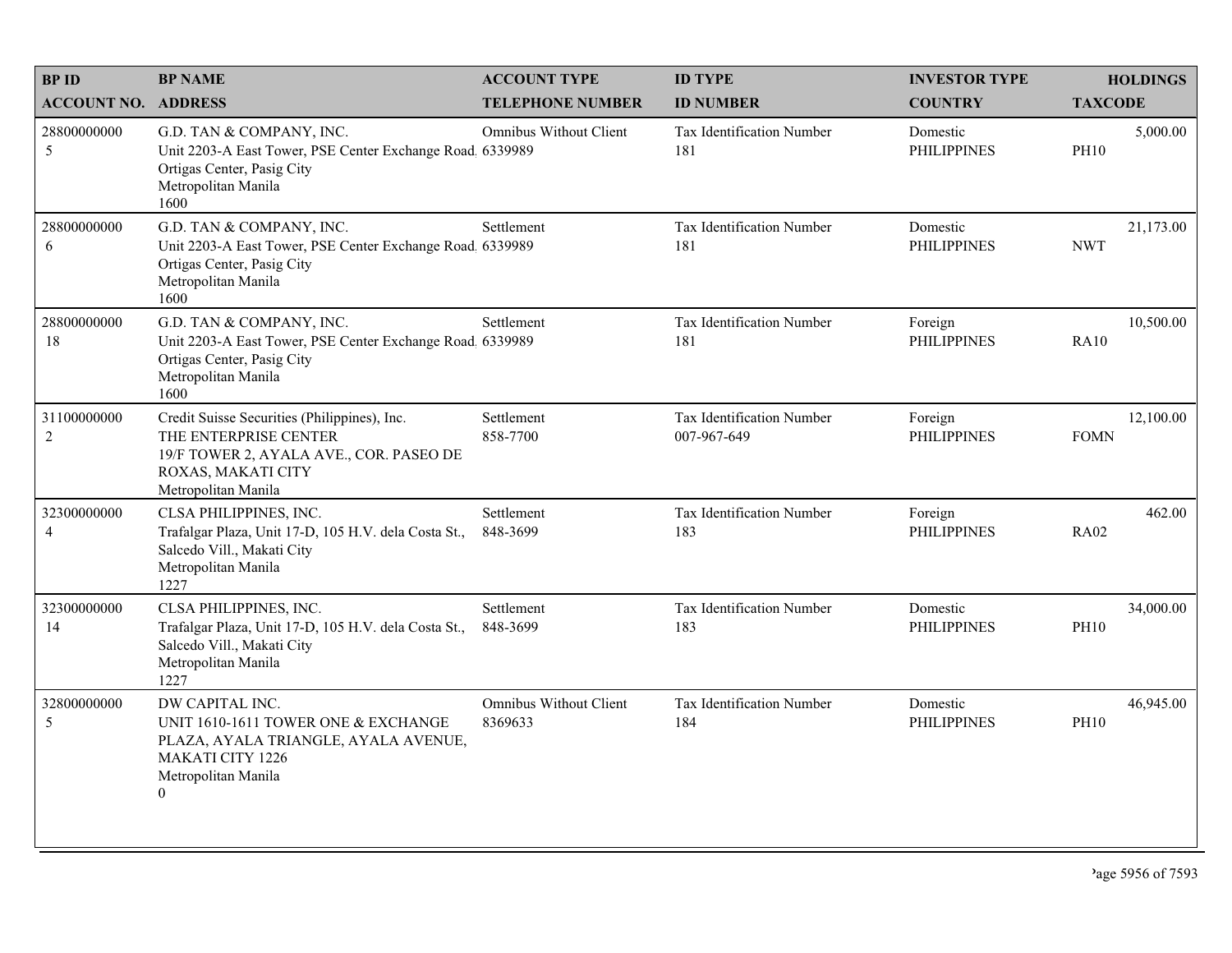| BP ID<br>ACCOUNT NO. | BP NAME<br>ADDRESS | ACCOUNT TYPE<br>TELEPHONE NUMBER | ID TYPE<br>ID NUMBER | INVESTOR TYPE<br>COUNTRY | HOLDINGS<br>TAXCODE |
|---|---|---|---|---|---|
| 28800000000<br>5 | G.D. TAN & COMPANY, INC.<br>Unit 2203-A East Tower, PSE Center Exchange Road<br>Ortigas Center, Pasig City<br>Metropolitan Manila<br>1600 | Omnibus Without Client<br>6339989 | Tax Identification Number<br>181 | Domestic<br>PHILIPPINES | 5,000.00<br>PH10 |
| 28800000000<br>6 | G.D. TAN & COMPANY, INC.<br>Unit 2203-A East Tower, PSE Center Exchange Road<br>Ortigas Center, Pasig City<br>Metropolitan Manila<br>1600 | Settlement<br>6339989 | Tax Identification Number<br>181 | Domestic<br>PHILIPPINES | 21,173.00<br>NWT |
| 28800000000<br>18 | G.D. TAN & COMPANY, INC.<br>Unit 2203-A East Tower, PSE Center Exchange Road<br>Ortigas Center, Pasig City<br>Metropolitan Manila<br>1600 | Settlement<br>6339989 | Tax Identification Number<br>181 | Foreign<br>PHILIPPINES | 10,500.00<br>RA10 |
| 31100000000<br>2 | Credit Suisse Securities (Philippines), Inc.<br>THE ENTERPRISE CENTER<br>19/F TOWER 2, AYALA AVE., COR. PASEO DE ROXAS, MAKATI CITY<br>Metropolitan Manila | Settlement<br>858-7700 | Tax Identification Number<br>007-967-649 | Foreign<br>PHILIPPINES | 12,100.00<br>FOMN |
| 32300000000<br>4 | CLSA PHILIPPINES, INC.<br>Trafalgar Plaza, Unit 17-D, 105 H.V. dela Costa St.,<br>Salcedo Vill., Makati City<br>Metropolitan Manila<br>1227 | Settlement<br>848-3699 | Tax Identification Number<br>183 | Foreign<br>PHILIPPINES | 462.00<br>RA02 |
| 32300000000<br>14 | CLSA PHILIPPINES, INC.<br>Trafalgar Plaza, Unit 17-D, 105 H.V. dela Costa St.,<br>Salcedo Vill., Makati City<br>Metropolitan Manila<br>1227 | Settlement<br>848-3699 | Tax Identification Number<br>183 | Domestic<br>PHILIPPINES | 34,000.00<br>PH10 |
| 32800000000<br>5 | DW CAPITAL INC.<br>UNIT 1610-1611 TOWER ONE & EXCHANGE PLAZA, AYALA TRIANGLE, AYALA AVENUE, MAKATI CITY 1226<br>Metropolitan Manila<br>0 | Omnibus Without Client<br>8369633 | Tax Identification Number<br>184 | Domestic<br>PHILIPPINES | 46,945.00<br>PH10 |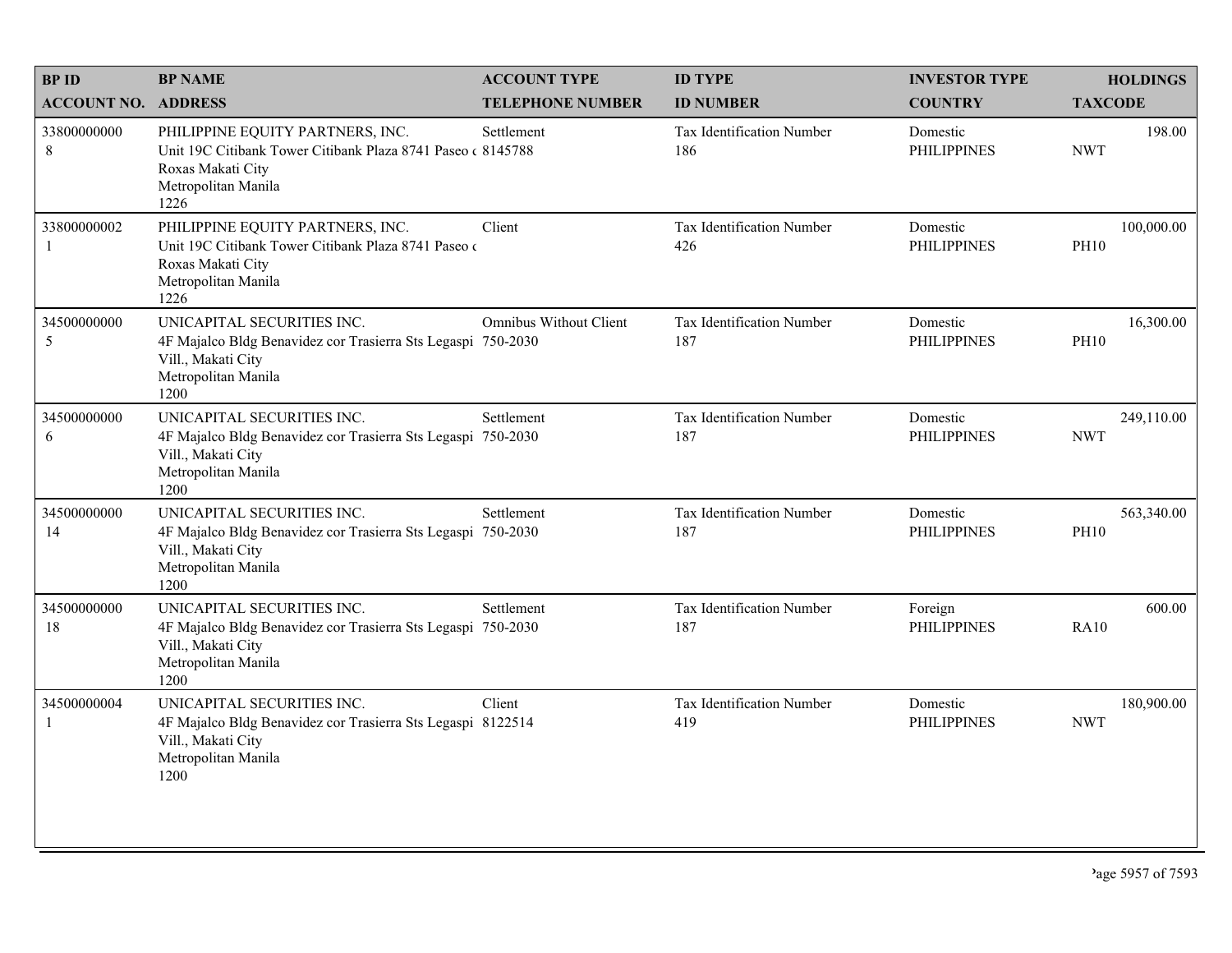| BP ID<br>ACCOUNT NO. | BP NAME<br>ADDRESS | ACCOUNT TYPE<br>TELEPHONE NUMBER | ID TYPE<br>ID NUMBER | INVESTOR TYPE<br>COUNTRY | HOLDINGS<br>TAXCODE |
|---|---|---|---|---|---|
| 33800000000<br>8 | PHILIPPINE EQUITY PARTNERS, INC.<br>Unit 19C Citibank Tower Citibank Plaza 8741 Paseo c<br>Roxas Makati City<br>Metropolitan Manila<br>1226 | Settlement<br>8145788 | Tax Identification Number<br>186 | Domestic<br>PHILIPPINES | 198.00<br>NWT |
| 33800000002<br>1 | PHILIPPINE EQUITY PARTNERS, INC.<br>Unit 19C Citibank Tower Citibank Plaza 8741 Paseo c<br>Roxas Makati City<br>Metropolitan Manila<br>1226 | Client | Tax Identification Number<br>426 | Domestic<br>PHILIPPINES | 100,000.00<br>PH10 |
| 34500000000<br>5 | UNICAPITAL SECURITIES INC.<br>4F Majalco Bldg Benavidez cor Trasierra Sts Legaspi<br>Vill., Makati City<br>Metropolitan Manila<br>1200 | Omnibus Without Client<br>750-2030 | Tax Identification Number<br>187 | Domestic<br>PHILIPPINES | 16,300.00<br>PH10 |
| 34500000000<br>6 | UNICAPITAL SECURITIES INC.<br>4F Majalco Bldg Benavidez cor Trasierra Sts Legaspi<br>Vill., Makati City<br>Metropolitan Manila<br>1200 | Settlement<br>750-2030 | Tax Identification Number<br>187 | Domestic<br>PHILIPPINES | 249,110.00<br>NWT |
| 34500000000<br>14 | UNICAPITAL SECURITIES INC.<br>4F Majalco Bldg Benavidez cor Trasierra Sts Legaspi<br>Vill., Makati City<br>Metropolitan Manila<br>1200 | Settlement<br>750-2030 | Tax Identification Number<br>187 | Domestic<br>PHILIPPINES | 563,340.00<br>PH10 |
| 34500000000<br>18 | UNICAPITAL SECURITIES INC.<br>4F Majalco Bldg Benavidez cor Trasierra Sts Legaspi<br>Vill., Makati City<br>Metropolitan Manila<br>1200 | Settlement<br>750-2030 | Tax Identification Number<br>187 | Foreign<br>PHILIPPINES | 600.00<br>RA10 |
| 34500000004<br>1 | UNICAPITAL SECURITIES INC.<br>4F Majalco Bldg Benavidez cor Trasierra Sts Legaspi<br>Vill., Makati City<br>Metropolitan Manila<br>1200 | Client<br>8122514 | Tax Identification Number<br>419 | Domestic<br>PHILIPPINES | 180,900.00<br>NWT |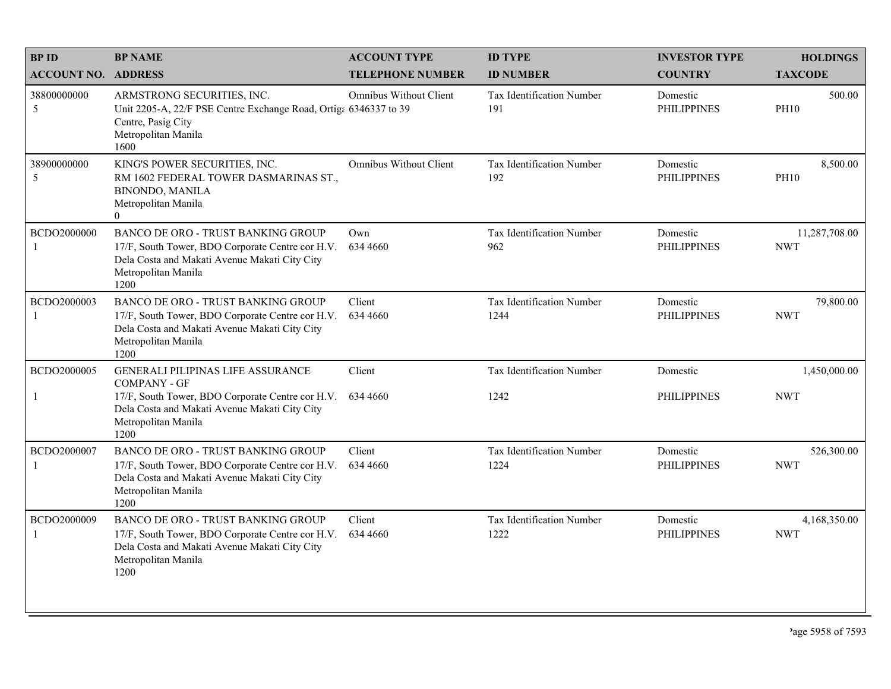| BP ID<br>ACCOUNT NO. | BP NAME<br>ADDRESS | ACCOUNT TYPE<br>TELEPHONE NUMBER | ID TYPE<br>ID NUMBER | INVESTOR TYPE<br>COUNTRY | HOLDINGS<br>TAXCODE |
|---|---|---|---|---|---|
| 38800000000<br>5 | ARMSTRONG SECURITIES, INC.<br>Unit 2205-A, 22/F PSE Centre Exchange Road, Ortigas Centre, Pasig City<br>Metropolitan Manila<br>1600 | Omnibus Without Client<br>6346337 to 39 | Tax Identification Number<br>191 | Domestic<br>PHILIPPINES | 500.00<br>PH10 |
| 38900000000<br>5 | KING'S POWER SECURITIES, INC.<br>RM 1602 FEDERAL TOWER DASMARINAS ST., BINONDO, MANILA<br>Metropolitan Manila<br>0 | Omnibus Without Client | Tax Identification Number<br>192 | Domestic<br>PHILIPPINES | 8,500.00<br>PH10 |
| BCDO2000000<br>1 | BANCO DE ORO - TRUST BANKING GROUP<br>17/F, South Tower, BDO Corporate Centre cor H.V. Dela Costa and Makati Avenue Makati City City<br>Metropolitan Manila<br>1200 | Own<br>634 4660 | Tax Identification Number<br>962 | Domestic<br>PHILIPPINES | 11,287,708.00<br>NWT |
| BCDO2000003<br>1 | BANCO DE ORO - TRUST BANKING GROUP<br>17/F, South Tower, BDO Corporate Centre cor H.V. Dela Costa and Makati Avenue Makati City City<br>Metropolitan Manila<br>1200 | Client<br>634 4660 | Tax Identification Number<br>1244 | Domestic<br>PHILIPPINES | 79,800.00<br>NWT |
| BCDO2000005<br>1 | GENERALI PILIPINAS LIFE ASSURANCE COMPANY - GF<br>17/F, South Tower, BDO Corporate Centre cor H.V. Dela Costa and Makati Avenue Makati City City<br>Metropolitan Manila<br>1200 | Client<br>634 4660 | Tax Identification Number<br>1242 | Domestic<br>PHILIPPINES | 1,450,000.00<br>NWT |
| BCDO2000007<br>1 | BANCO DE ORO - TRUST BANKING GROUP<br>17/F, South Tower, BDO Corporate Centre cor H.V. Dela Costa and Makati Avenue Makati City City<br>Metropolitan Manila<br>1200 | Client<br>634 4660 | Tax Identification Number<br>1224 | Domestic<br>PHILIPPINES | 526,300.00<br>NWT |
| BCDO2000009<br>1 | BANCO DE ORO - TRUST BANKING GROUP<br>17/F, South Tower, BDO Corporate Centre cor H.V. Dela Costa and Makati Avenue Makati City City<br>Metropolitan Manila<br>1200 | Client<br>634 4660 | Tax Identification Number<br>1222 | Domestic<br>PHILIPPINES | 4,168,350.00<br>NWT |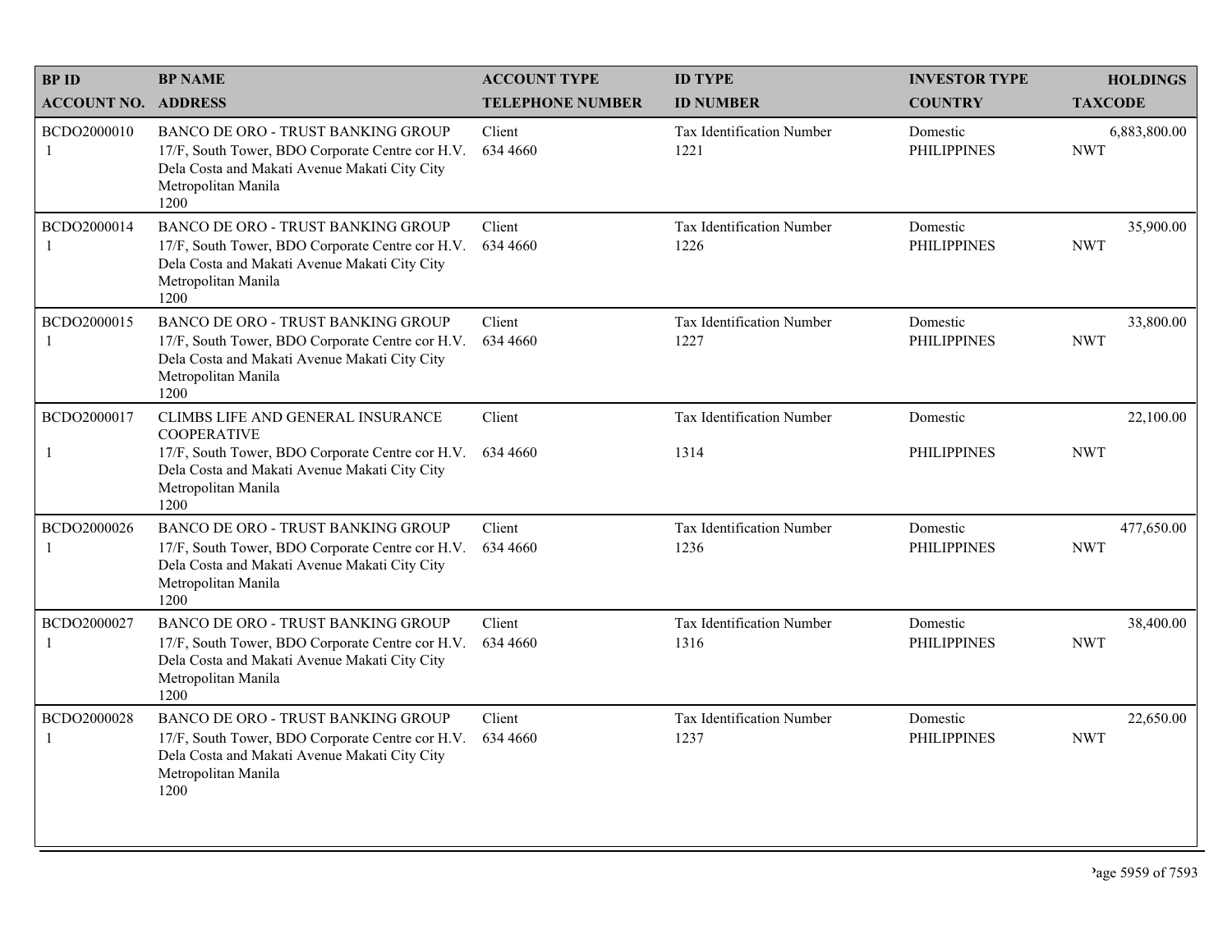| BP ID<br>ACCOUNT NO. | BP NAME<br>ADDRESS | ACCOUNT TYPE<br>TELEPHONE NUMBER | ID TYPE<br>ID NUMBER | INVESTOR TYPE<br>COUNTRY | HOLDINGS<br>TAXCODE |
|---|---|---|---|---|---|
| BCDO2000010<br>1 | BANCO DE ORO - TRUST BANKING GROUP<br>17/F, South Tower, BDO Corporate Centre cor H.V. Dela Costa and Makati Avenue Makati City City Metropolitan Manila<br>1200 | Client<br>634 4660 | Tax Identification Number<br>1221 | Domestic<br>PHILIPPINES | 6,883,800.00<br>NWT |
| BCDO2000014<br>1 | BANCO DE ORO - TRUST BANKING GROUP<br>17/F, South Tower, BDO Corporate Centre cor H.V. Dela Costa and Makati Avenue Makati City City Metropolitan Manila<br>1200 | Client<br>634 4660 | Tax Identification Number<br>1226 | Domestic<br>PHILIPPINES | 35,900.00<br>NWT |
| BCDO2000015<br>1 | BANCO DE ORO - TRUST BANKING GROUP<br>17/F, South Tower, BDO Corporate Centre cor H.V. Dela Costa and Makati Avenue Makati City City Metropolitan Manila<br>1200 | Client<br>634 4660 | Tax Identification Number<br>1227 | Domestic<br>PHILIPPINES | 33,800.00<br>NWT |
| BCDO2000017<br>1 | CLIMBS LIFE AND GENERAL INSURANCE COOPERATIVE<br>17/F, South Tower, BDO Corporate Centre cor H.V. Dela Costa and Makati Avenue Makati City City Metropolitan Manila<br>1200 | Client<br>634 4660 | Tax Identification Number<br>1314 | Domestic<br>PHILIPPINES | 22,100.00<br>NWT |
| BCDO2000026<br>1 | BANCO DE ORO - TRUST BANKING GROUP<br>17/F, South Tower, BDO Corporate Centre cor H.V. Dela Costa and Makati Avenue Makati City City Metropolitan Manila<br>1200 | Client<br>634 4660 | Tax Identification Number<br>1236 | Domestic<br>PHILIPPINES | 477,650.00<br>NWT |
| BCDO2000027<br>1 | BANCO DE ORO - TRUST BANKING GROUP<br>17/F, South Tower, BDO Corporate Centre cor H.V. Dela Costa and Makati Avenue Makati City City Metropolitan Manila<br>1200 | Client<br>634 4660 | Tax Identification Number<br>1316 | Domestic<br>PHILIPPINES | 38,400.00<br>NWT |
| BCDO2000028<br>1 | BANCO DE ORO - TRUST BANKING GROUP<br>17/F, South Tower, BDO Corporate Centre cor H.V. Dela Costa and Makati Avenue Makati City City Metropolitan Manila<br>1200 | Client<br>634 4660 | Tax Identification Number<br>1237 | Domestic<br>PHILIPPINES | 22,650.00<br>NWT |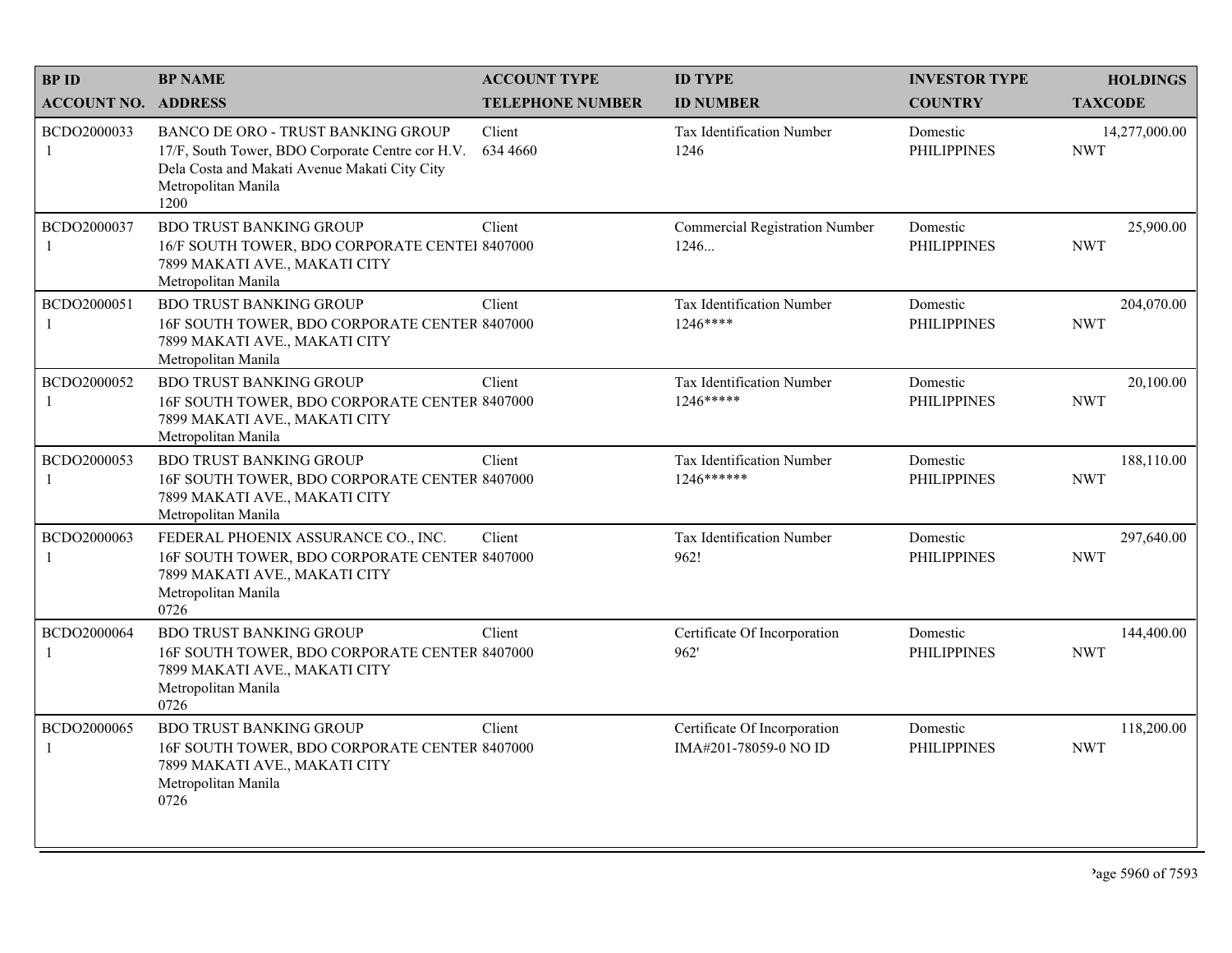| BP ID<br>ACCOUNT NO. | BP NAME<br>ADDRESS | ACCOUNT TYPE<br>TELEPHONE NUMBER | ID TYPE<br>ID NUMBER | INVESTOR TYPE<br>COUNTRY | HOLDINGS<br>TAXCODE |
|---|---|---|---|---|---|
| BCDO2000033<br>1 | BANCO DE ORO - TRUST BANKING GROUP<br>17/F, South Tower, BDO Corporate Centre cor H.V. Dela Costa and Makati Avenue Makati City City<br>Metropolitan Manila<br>1200 | Client<br>634 4660 | Tax Identification Number<br>1246 | Domestic<br>PHILIPPINES | 14,277,000.00<br>NWT |
| BCDO2000037<br>1 | BDO TRUST BANKING GROUP<br>16/F SOUTH TOWER, BDO CORPORATE CENTEI<br>7899 MAKATI AVE., MAKATI CITY<br>Metropolitan Manila | Client<br>8407000 | Commercial Registration Number<br>1246... | Domestic<br>PHILIPPINES | 25,900.00<br>NWT |
| BCDO2000051<br>1 | BDO TRUST BANKING GROUP<br>16F SOUTH TOWER, BDO CORPORATE CENTER<br>7899 MAKATI AVE., MAKATI CITY<br>Metropolitan Manila | Client<br>8407000 | Tax Identification Number<br>1246**** | Domestic<br>PHILIPPINES | 204,070.00<br>NWT |
| BCDO2000052<br>1 | BDO TRUST BANKING GROUP<br>16F SOUTH TOWER, BDO CORPORATE CENTER<br>7899 MAKATI AVE., MAKATI CITY<br>Metropolitan Manila | Client<br>8407000 | Tax Identification Number<br>1246***** | Domestic<br>PHILIPPINES | 20,100.00<br>NWT |
| BCDO2000053<br>1 | BDO TRUST BANKING GROUP<br>16F SOUTH TOWER, BDO CORPORATE CENTER<br>7899 MAKATI AVE., MAKATI CITY<br>Metropolitan Manila | Client<br>8407000 | Tax Identification Number<br>1246****** | Domestic<br>PHILIPPINES | 188,110.00<br>NWT |
| BCDO2000063<br>1 | FEDERAL PHOENIX ASSURANCE CO., INC.<br>16F SOUTH TOWER, BDO CORPORATE CENTER<br>7899 MAKATI AVE., MAKATI CITY<br>Metropolitan Manila<br>0726 | Client<br>8407000 | Tax Identification Number<br>962! | Domestic<br>PHILIPPINES | 297,640.00<br>NWT |
| BCDO2000064<br>1 | BDO TRUST BANKING GROUP<br>16F SOUTH TOWER, BDO CORPORATE CENTER<br>7899 MAKATI AVE., MAKATI CITY<br>Metropolitan Manila<br>0726 | Client<br>8407000 | Certificate Of Incorporation<br>962' | Domestic<br>PHILIPPINES | 144,400.00<br>NWT |
| BCDO2000065<br>1 | BDO TRUST BANKING GROUP<br>16F SOUTH TOWER, BDO CORPORATE CENTER<br>7899 MAKATI AVE., MAKATI CITY<br>Metropolitan Manila<br>0726 | Client<br>8407000 | Certificate Of Incorporation<br>IMA#201-78059-0 NO ID | Domestic<br>PHILIPPINES | 118,200.00<br>NWT |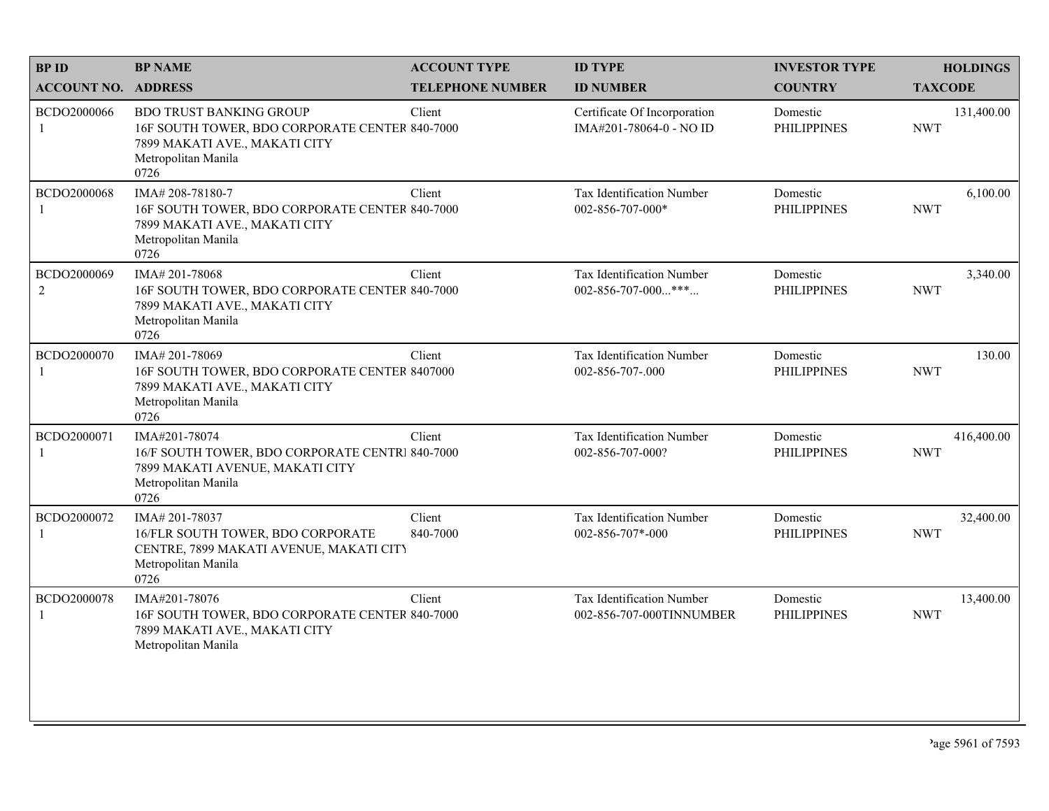| BP ID<br>ACCOUNT NO. | BP NAME<br>ADDRESS | ACCOUNT TYPE<br>TELEPHONE NUMBER | ID TYPE<br>ID NUMBER | INVESTOR TYPE<br>COUNTRY | HOLDINGS<br>TAXCODE |
|---|---|---|---|---|---|
| BCDO2000066<br>1 | BDO TRUST BANKING GROUP<br>16F SOUTH TOWER, BDO CORPORATE CENTER<br>7899 MAKATI AVE., MAKATI CITY<br>Metropolitan Manila<br>0726 | Client<br>840-7000 | Certificate Of Incorporation<br>IMA#201-78064-0 - NO ID | Domestic<br>PHILIPPINES | 131,400.00<br>NWT |
| BCDO2000068<br>1 | IMA# 208-78180-7<br>16F SOUTH TOWER, BDO CORPORATE CENTER<br>7899 MAKATI AVE., MAKATI CITY<br>Metropolitan Manila<br>0726 | Client<br>840-7000 | Tax Identification Number<br>002-856-707-000* | Domestic<br>PHILIPPINES | 6,100.00<br>NWT |
| BCDO2000069<br>2 | IMA# 201-78068<br>16F SOUTH TOWER, BDO CORPORATE CENTER<br>7899 MAKATI AVE., MAKATI CITY<br>Metropolitan Manila<br>0726 | Client<br>840-7000 | Tax Identification Number<br>002-856-707-000...***... | Domestic<br>PHILIPPINES | 3,340.00<br>NWT |
| BCDO2000070<br>1 | IMA# 201-78069<br>16F SOUTH TOWER, BDO CORPORATE CENTER<br>7899 MAKATI AVE., MAKATI CITY<br>Metropolitan Manila<br>0726 | Client<br>8407000 | Tax Identification Number<br>002-856-707-.000 | Domestic<br>PHILIPPINES | 130.00<br>NWT |
| BCDO2000071<br>1 | IMA#201-78074<br>16/F SOUTH TOWER, BDO CORPORATE CENTRI<br>7899 MAKATI AVENUE, MAKATI CITY<br>Metropolitan Manila<br>0726 | Client<br>840-7000 | Tax Identification Number<br>002-856-707-000? | Domestic<br>PHILIPPINES | 416,400.00<br>NWT |
| BCDO2000072<br>1 | IMA# 201-78037<br>16/FLR SOUTH TOWER, BDO CORPORATE<br>CENTRE, 7899 MAKATI AVENUE, MAKATI CITY<br>Metropolitan Manila<br>0726 | Client<br>840-7000 | Tax Identification Number<br>002-856-707*-000 | Domestic<br>PHILIPPINES | 32,400.00<br>NWT |
| BCDO2000078<br>1 | IMA#201-78076<br>16F SOUTH TOWER, BDO CORPORATE CENTER<br>7899 MAKATI AVE., MAKATI CITY<br>Metropolitan Manila | Client<br>840-7000 | Tax Identification Number<br>002-856-707-000TINNUMBER | Domestic<br>PHILIPPINES | 13,400.00<br>NWT |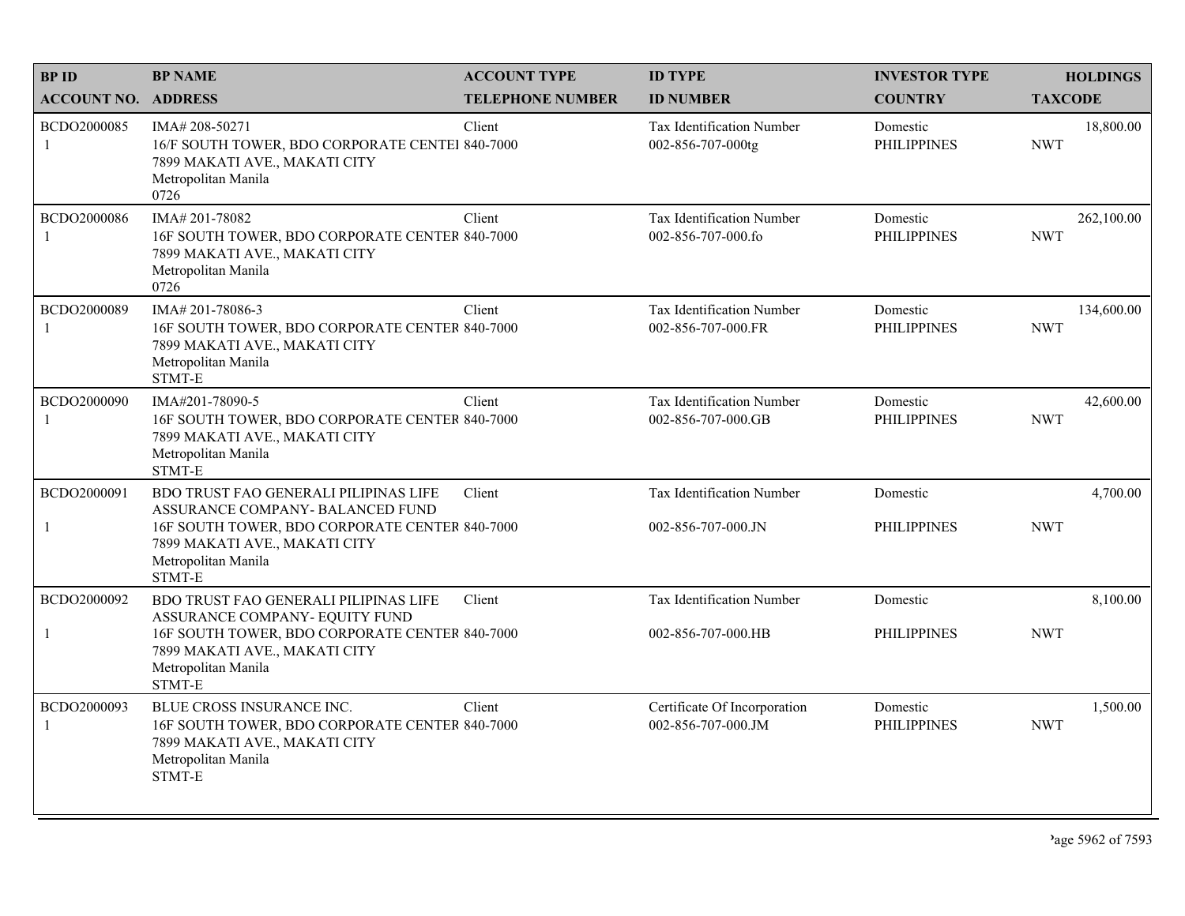| BP ID<br>ACCOUNT NO. | BP NAME<br>ADDRESS | ACCOUNT TYPE<br>TELEPHONE NUMBER | ID TYPE<br>ID NUMBER | INVESTOR TYPE<br>COUNTRY | HOLDINGS<br>TAXCODE |
|---|---|---|---|---|---|
| BCDO2000085<br>1 | IMA# 208-50271<br>16/F SOUTH TOWER, BDO CORPORATE CENTEI<br>7899 MAKATI AVE., MAKATI CITY<br>Metropolitan Manila<br>0726 | Client<br>840-7000 | Tax Identification Number<br>002-856-707-000tg | Domestic<br>PHILIPPINES | 18,800.00<br>NWT |
| BCDO2000086<br>1 | IMA# 201-78082<br>16F SOUTH TOWER, BDO CORPORATE CENTER<br>7899 MAKATI AVE., MAKATI CITY<br>Metropolitan Manila<br>0726 | Client<br>840-7000 | Tax Identification Number<br>002-856-707-000.fo | Domestic<br>PHILIPPINES | 262,100.00<br>NWT |
| BCDO2000089<br>1 | IMA# 201-78086-3<br>16F SOUTH TOWER, BDO CORPORATE CENTER<br>7899 MAKATI AVE., MAKATI CITY<br>Metropolitan Manila<br>STMT-E | Client<br>840-7000 | Tax Identification Number<br>002-856-707-000.FR | Domestic<br>PHILIPPINES | 134,600.00<br>NWT |
| BCDO2000090<br>1 | IMA#201-78090-5<br>16F SOUTH TOWER, BDO CORPORATE CENTER<br>7899 MAKATI AVE., MAKATI CITY<br>Metropolitan Manila<br>STMT-E | Client<br>840-7000 | Tax Identification Number<br>002-856-707-000.GB | Domestic<br>PHILIPPINES | 42,600.00<br>NWT |
| BCDO2000091<br>1 | BDO TRUST FAO GENERALI PILIPINAS LIFE ASSURANCE COMPANY- BALANCED FUND<br>16F SOUTH TOWER, BDO CORPORATE CENTER<br>7899 MAKATI AVE., MAKATI CITY<br>Metropolitan Manila<br>STMT-E | Client<br>840-7000 | Tax Identification Number<br>002-856-707-000.JN | Domestic<br>PHILIPPINES | 4,700.00<br>NWT |
| BCDO2000092<br>1 | BDO TRUST FAO GENERALI PILIPINAS LIFE ASSURANCE COMPANY- EQUITY FUND<br>16F SOUTH TOWER, BDO CORPORATE CENTER<br>7899 MAKATI AVE., MAKATI CITY<br>Metropolitan Manila<br>STMT-E | Client<br>840-7000 | Tax Identification Number<br>002-856-707-000.HB | Domestic<br>PHILIPPINES | 8,100.00<br>NWT |
| BCDO2000093<br>1 | BLUE CROSS INSURANCE INC.<br>16F SOUTH TOWER, BDO CORPORATE CENTER<br>7899 MAKATI AVE., MAKATI CITY<br>Metropolitan Manila<br>STMT-E | Client<br>840-7000 | Certificate Of Incorporation<br>002-856-707-000.JM | Domestic<br>PHILIPPINES | 1,500.00<br>NWT |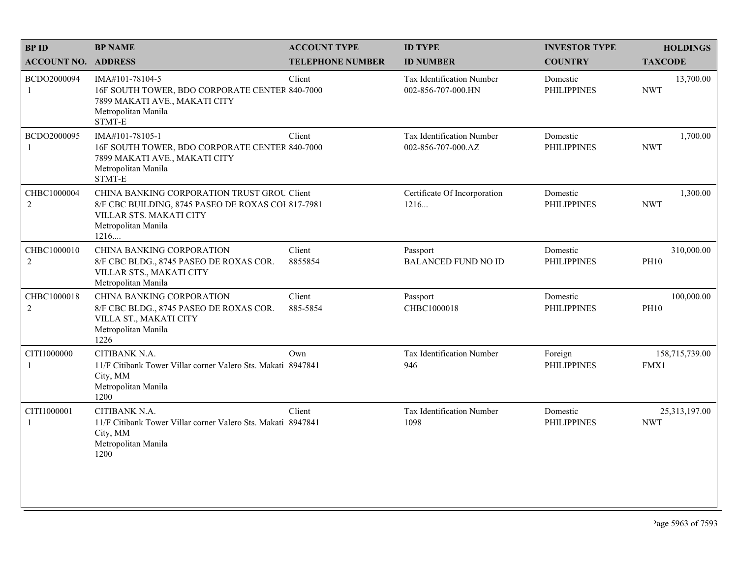| BP ID<br>ACCOUNT NO. | BP NAME<br>ADDRESS | ACCOUNT TYPE<br>TELEPHONE NUMBER | ID TYPE<br>ID NUMBER | INVESTOR TYPE<br>COUNTRY | HOLDINGS<br>TAXCODE |
|---|---|---|---|---|---|
| BCDO2000094<br>1 | IMA#101-78104-5<br>16F SOUTH TOWER, BDO CORPORATE CENTER<br>7899 MAKATI AVE., MAKATI CITY<br>Metropolitan Manila<br>STMT-E | Client<br>840-7000 | Tax Identification Number<br>002-856-707-000.HN | Domestic<br>PHILIPPINES | 13,700.00<br>NWT |
| BCDO2000095<br>1 | IMA#101-78105-1<br>16F SOUTH TOWER, BDO CORPORATE CENTER<br>7899 MAKATI AVE., MAKATI CITY<br>Metropolitan Manila<br>STMT-E | Client<br>840-7000 | Tax Identification Number<br>002-856-707-000.AZ | Domestic<br>PHILIPPINES | 1,700.00<br>NWT |
| CHBC1000004<br>2 | CHINA BANKING CORPORATION TRUST GROU<br>8/F CBC BUILDING, 8745 PASEO DE ROXAS COI<br>VILLAR STS. MAKATI CITY<br>Metropolitan Manila<br>1216.... | Client<br>817-7981 | Certificate Of Incorporation<br>1216... | Domestic<br>PHILIPPINES | 1,300.00<br>NWT |
| CHBC1000010<br>2 | CHINA BANKING CORPORATION<br>8/F CBC BLDG., 8745 PASEO DE ROXAS COR.<br>VILLAR STS., MAKATI CITY<br>Metropolitan Manila | Client<br>8855854 | Passport<br>BALANCED FUND NO ID | Domestic<br>PHILIPPINES | 310,000.00<br>PH10 |
| CHBC1000018<br>2 | CHINA BANKING CORPORATION<br>8/F CBC BLDG., 8745 PASEO DE ROXAS COR.<br>VILLA ST., MAKATI CITY<br>Metropolitan Manila<br>1226 | Client<br>885-5854 | Passport<br>CHBC1000018 | Domestic<br>PHILIPPINES | 100,000.00<br>PH10 |
| CITI1000000<br>1 | CITIBANK N.A.<br>11/F Citibank Tower Villar corner Valero Sts. Makati City, MM<br>Metropolitan Manila<br>1200 | Own<br>8947841 | Tax Identification Number<br>946 | Foreign<br>PHILIPPINES | 158,715,739.00<br>FMX1 |
| CITI1000001<br>1 | CITIBANK N.A.<br>11/F Citibank Tower Villar corner Valero Sts. Makati City, MM<br>Metropolitan Manila<br>1200 | Client<br>8947841 | Tax Identification Number<br>1098 | Domestic<br>PHILIPPINES | 25,313,197.00<br>NWT |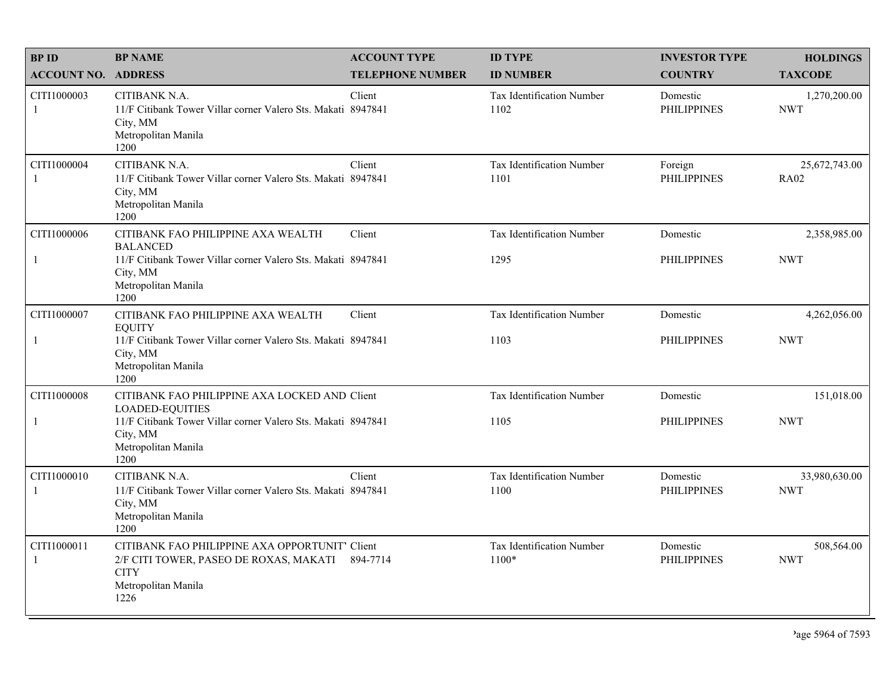| BP ID<br>ACCOUNT NO. | BP NAME<br>ADDRESS | ACCOUNT TYPE<br>TELEPHONE NUMBER | ID TYPE<br>ID NUMBER | INVESTOR TYPE<br>COUNTRY | HOLDINGS<br>TAXCODE |
|---|---|---|---|---|---|
| CITI1000003<br>1 | CITIBANK N.A.<br>11/F Citibank Tower Villar corner Valero Sts. Makati City, MM<br>Metropolitan Manila<br>1200 | Client<br>8947841 | Tax Identification Number<br>1102 | Domestic<br>PHILIPPINES | 1,270,200.00<br>NWT |
| CITI1000004<br>1 | CITIBANK N.A.<br>11/F Citibank Tower Villar corner Valero Sts. Makati City, MM<br>Metropolitan Manila<br>1200 | Client<br>8947841 | Tax Identification Number<br>1101 | Foreign<br>PHILIPPINES | 25,672,743.00<br>RA02 |
| CITI1000006<br>1 | CITIBANK FAO PHILIPPINE AXA WEALTH BALANCED<br>11/F Citibank Tower Villar corner Valero Sts. Makati City, MM<br>Metropolitan Manila<br>1200 | Client<br>8947841 | Tax Identification Number<br>1295 | Domestic<br>PHILIPPINES | 2,358,985.00<br>NWT |
| CITI1000007<br>1 | CITIBANK FAO PHILIPPINE AXA WEALTH EQUITY<br>11/F Citibank Tower Villar corner Valero Sts. Makati City, MM<br>Metropolitan Manila<br>1200 | Client<br>8947841 | Tax Identification Number<br>1103 | Domestic<br>PHILIPPINES | 4,262,056.00<br>NWT |
| CITI1000008<br>1 | CITIBANK FAO PHILIPPINE AXA LOCKED AND LOADED-EQUITIES<br>11/F Citibank Tower Villar corner Valero Sts. Makati City, MM<br>Metropolitan Manila<br>1200 | Client<br>8947841 | Tax Identification Number<br>1105 | Domestic<br>PHILIPPINES | 151,018.00<br>NWT |
| CITI1000010<br>1 | CITIBANK N.A.<br>11/F Citibank Tower Villar corner Valero Sts. Makati City, MM<br>Metropolitan Manila<br>1200 | Client<br>8947841 | Tax Identification Number<br>1100 | Domestic<br>PHILIPPINES | 33,980,630.00<br>NWT |
| CITI1000011<br>1 | CITIBANK FAO PHILIPPINE AXA OPPORTUNIT<br>2/F CITI TOWER, PASEO DE ROXAS, MAKATI CITY<br>Metropolitan Manila<br>1226 | Client<br>894-7714 | Tax Identification Number<br>1100* | Domestic<br>PHILIPPINES | 508,564.00<br>NWT |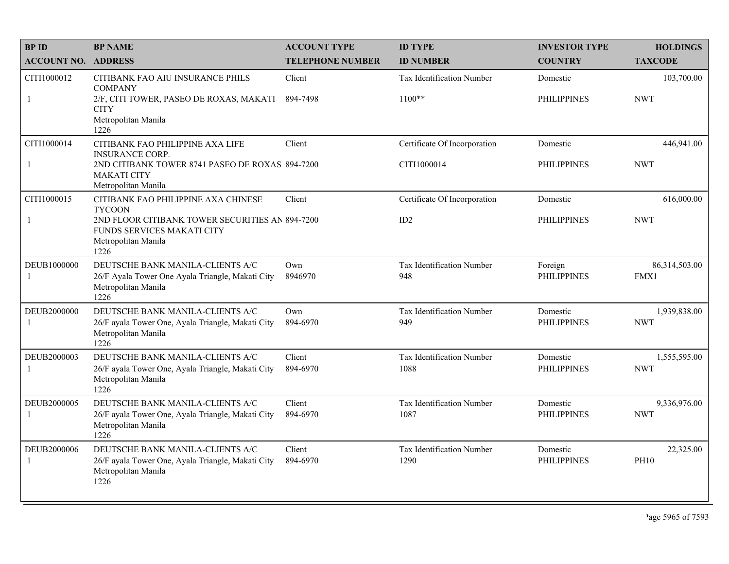| BP ID<br>ACCOUNT NO. | BP NAME<br>ADDRESS | ACCOUNT TYPE<br>TELEPHONE NUMBER | ID TYPE<br>ID NUMBER | INVESTOR TYPE<br>COUNTRY | HOLDINGS<br>TAXCODE |
|---|---|---|---|---|---|
| CITI1000012<br>1 | CITIBANK FAO AIU INSURANCE PHILS COMPANY<br>2/F, CITI TOWER, PASEO DE ROXAS, MAKATI CITY<br>Metropolitan Manila<br>1226 | Client<br>894-7498 | Tax Identification Number<br>1100** | Domestic<br>PHILIPPINES | 103,700.00<br>NWT |
| CITI1000014<br>1 | CITIBANK FAO PHILIPPINE AXA LIFE INSURANCE CORP.<br>2ND CITIBANK TOWER 8741 PASEO DE ROXAS MAKATI CITY<br>Metropolitan Manila | Client<br>894-7200 | Certificate Of Incorporation<br>CITI1000014 | Domestic<br>PHILIPPINES | 446,941.00<br>NWT |
| CITI1000015<br>1 | CITIBANK FAO PHILIPPINE AXA CHINESE TYCOON<br>2ND FLOOR CITIBANK TOWER SECURITIES AN FUNDS SERVICES MAKATI CITY<br>Metropolitan Manila<br>1226 | Client<br>894-7200 | Certificate Of Incorporation<br>ID2 | Domestic<br>PHILIPPINES | 616,000.00<br>NWT |
| DEUB1000000<br>1 | DEUTSCHE BANK MANILA-CLIENTS A/C<br>26/F Ayala Tower One Ayala Triangle, Makati City<br>Metropolitan Manila<br>1226 | Own<br>8946970 | Tax Identification Number<br>948 | Foreign<br>PHILIPPINES | 86,314,503.00<br>FMX1 |
| DEUB2000000<br>1 | DEUTSCHE BANK MANILA-CLIENTS A/C<br>26/F ayala Tower One, Ayala Triangle, Makati City<br>Metropolitan Manila<br>1226 | Own<br>894-6970 | Tax Identification Number<br>949 | Domestic<br>PHILIPPINES | 1,939,838.00<br>NWT |
| DEUB2000003<br>1 | DEUTSCHE BANK MANILA-CLIENTS A/C<br>26/F ayala Tower One, Ayala Triangle, Makati City<br>Metropolitan Manila<br>1226 | Client<br>894-6970 | Tax Identification Number<br>1088 | Domestic<br>PHILIPPINES | 1,555,595.00<br>NWT |
| DEUB2000005<br>1 | DEUTSCHE BANK MANILA-CLIENTS A/C<br>26/F ayala Tower One, Ayala Triangle, Makati City<br>Metropolitan Manila<br>1226 | Client<br>894-6970 | Tax Identification Number<br>1087 | Domestic<br>PHILIPPINES | 9,336,976.00<br>NWT |
| DEUB2000006<br>1 | DEUTSCHE BANK MANILA-CLIENTS A/C<br>26/F ayala Tower One, Ayala Triangle, Makati City<br>Metropolitan Manila<br>1226 | Client<br>894-6970 | Tax Identification Number<br>1290 | Domestic<br>PHILIPPINES | 22,325.00<br>PH10 |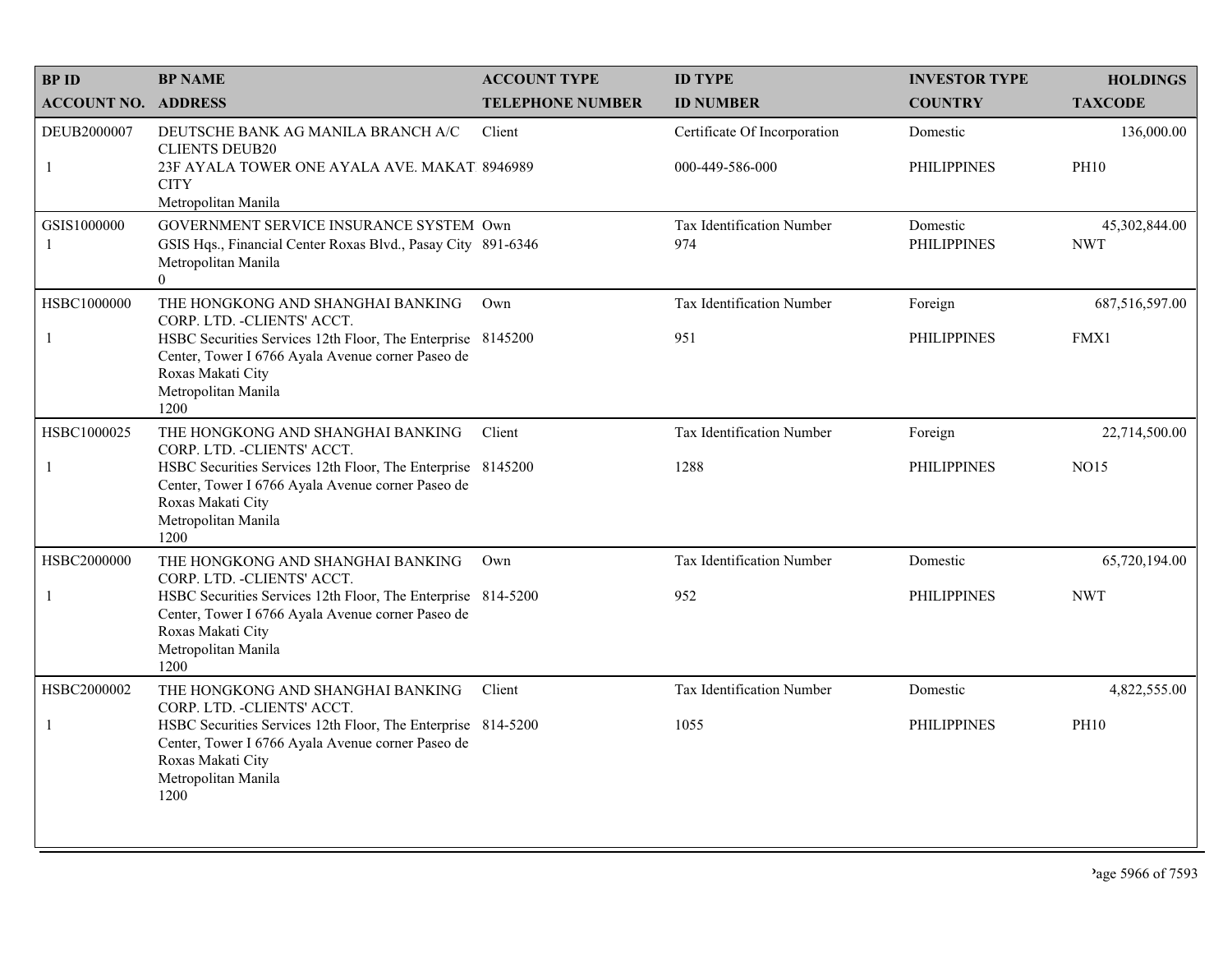| BP ID<br>ACCOUNT NO. | BP NAME<br>ADDRESS | ACCOUNT TYPE<br>TELEPHONE NUMBER | ID TYPE<br>ID NUMBER | INVESTOR TYPE<br>COUNTRY | HOLDINGS<br>TAXCODE |
|---|---|---|---|---|---|
| DEUB2000007<br>1 | DEUTSCHE BANK AG MANILA BRANCH A/C CLIENTS DEUB20<br>23F AYALA TOWER ONE AYALA AVE. MAKAT CITY<br>Metropolitan Manila | Client<br>8946989 | Certificate Of Incorporation<br>000-449-586-000 | Domestic<br>PHILIPPINES | 136,000.00<br>PH10 |
| GSIS1000000<br>1 | GOVERNMENT SERVICE INSURANCE SYSTEM<br>GSIS Hqs., Financial Center Roxas Blvd., Pasay City<br>Metropolitan Manila<br>0 | Own<br>891-6346 | Tax Identification Number<br>974 | Domestic<br>PHILIPPINES | 45,302,844.00<br>NWT |
| HSBC1000000<br>1 | THE HONGKONG AND SHANGHAI BANKING CORP. LTD. -CLIENTS' ACCT.<br>HSBC Securities Services 12th Floor, The Enterprise Center, Tower I 6766 Ayala Avenue corner Paseo de Roxas Makati City<br>Metropolitan Manila<br>1200 | Own<br>8145200 | Tax Identification Number<br>951 | Foreign<br>PHILIPPINES | 687,516,597.00<br>FMX1 |
| HSBC1000025<br>1 | THE HONGKONG AND SHANGHAI BANKING CORP. LTD. -CLIENTS' ACCT.<br>HSBC Securities Services 12th Floor, The Enterprise Center, Tower I 6766 Ayala Avenue corner Paseo de Roxas Makati City<br>Metropolitan Manila<br>1200 | Client<br>8145200 | Tax Identification Number<br>1288 | Foreign<br>PHILIPPINES | 22,714,500.00<br>NO15 |
| HSBC2000000<br>1 | THE HONGKONG AND SHANGHAI BANKING CORP. LTD. -CLIENTS' ACCT.<br>HSBC Securities Services 12th Floor, The Enterprise Center, Tower I 6766 Ayala Avenue corner Paseo de Roxas Makati City<br>Metropolitan Manila<br>1200 | Own<br>814-5200 | Tax Identification Number<br>952 | Domestic<br>PHILIPPINES | 65,720,194.00<br>NWT |
| HSBC2000002<br>1 | THE HONGKONG AND SHANGHAI BANKING CORP. LTD. -CLIENTS' ACCT.<br>HSBC Securities Services 12th Floor, The Enterprise Center, Tower I 6766 Ayala Avenue corner Paseo de Roxas Makati City<br>Metropolitan Manila<br>1200 | Client<br>814-5200 | Tax Identification Number<br>1055 | Domestic<br>PHILIPPINES | 4,822,555.00<br>PH10 |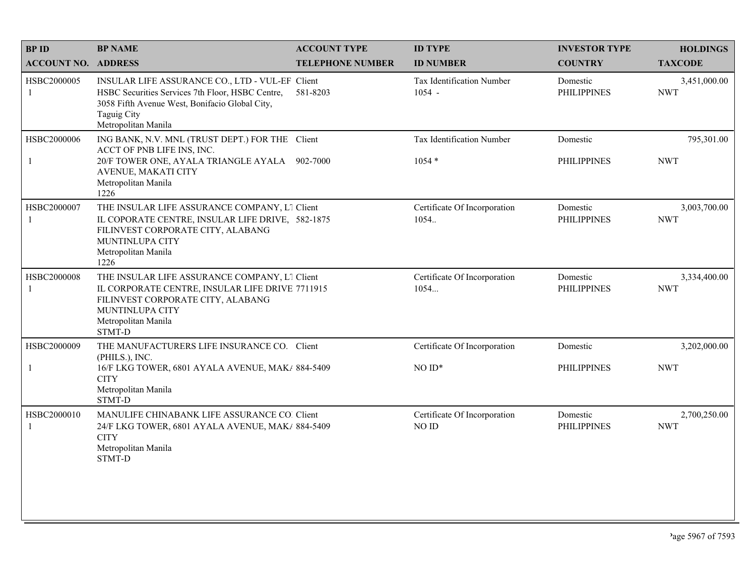| BP ID<br>ACCOUNT NO. | BP NAME<br>ADDRESS | ACCOUNT TYPE<br>TELEPHONE NUMBER | ID TYPE<br>ID NUMBER | INVESTOR TYPE<br>COUNTRY | HOLDINGS<br>TAXCODE |
|---|---|---|---|---|---|
| HSBC2000005<br>1 | INSULAR LIFE ASSURANCE CO., LTD - VUL-EF<br>HSBC Securities Services 7th Floor, HSBC Centre, 3058 Fifth Avenue West, Bonifacio Global City, Taguig City<br>Metropolitan Manila | Client<br>581-8203 | Tax Identification Number<br>1054 - | Domestic<br>PHILIPPINES | 3,451,000.00<br>NWT |
| HSBC2000006<br>1 | ING BANK, N.V. MNL (TRUST DEPT.) FOR THE ACCT OF PNB LIFE INS, INC.<br>20/F TOWER ONE, AYALA TRIANGLE AYALA AVENUE, MAKATI CITY<br>Metropolitan Manila<br>1226 | Client<br>902-7000 | Tax Identification Number<br>1054 * | Domestic<br>PHILIPPINES | 795,301.00<br>NWT |
| HSBC2000007<br>1 | THE INSULAR LIFE ASSURANCE COMPANY, LT<br>IL COPORATE CENTRE, INSULAR LIFE DRIVE, FILINVEST CORPORATE CITY, ALABANG MUNTINLUPA CITY<br>Metropolitan Manila<br>1226 | Client<br>582-1875 | Certificate Of Incorporation<br>1054.. | Domestic<br>PHILIPPINES | 3,003,700.00<br>NWT |
| HSBC2000008<br>1 | THE INSULAR LIFE ASSURANCE COMPANY, LT<br>IL CORPORATE CENTRE, INSULAR LIFE DRIVE FILINVEST CORPORATE CITY, ALABANG MUNTINLUPA CITY<br>Metropolitan Manila<br>STMT-D | Client<br>7711915 | Certificate Of Incorporation<br>1054... | Domestic<br>PHILIPPINES | 3,334,400.00<br>NWT |
| HSBC2000009<br>1 | THE MANUFACTURERS LIFE INSURANCE CO. (PHILS.), INC.<br>16/F LKG TOWER, 6801 AYALA AVENUE, MAK/ CITY<br>Metropolitan Manila<br>STMT-D | Client<br>884-5409 | Certificate Of Incorporation<br>NO ID* | Domestic<br>PHILIPPINES | 3,202,000.00<br>NWT |
| HSBC2000010<br>1 | MANULIFE CHINABANK LIFE ASSURANCE CO.<br>24/F LKG TOWER, 6801 AYALA AVENUE, MAK/ CITY<br>Metropolitan Manila<br>STMT-D | Client<br>884-5409 | Certificate Of Incorporation<br>NO ID | Domestic<br>PHILIPPINES | 2,700,250.00<br>NWT |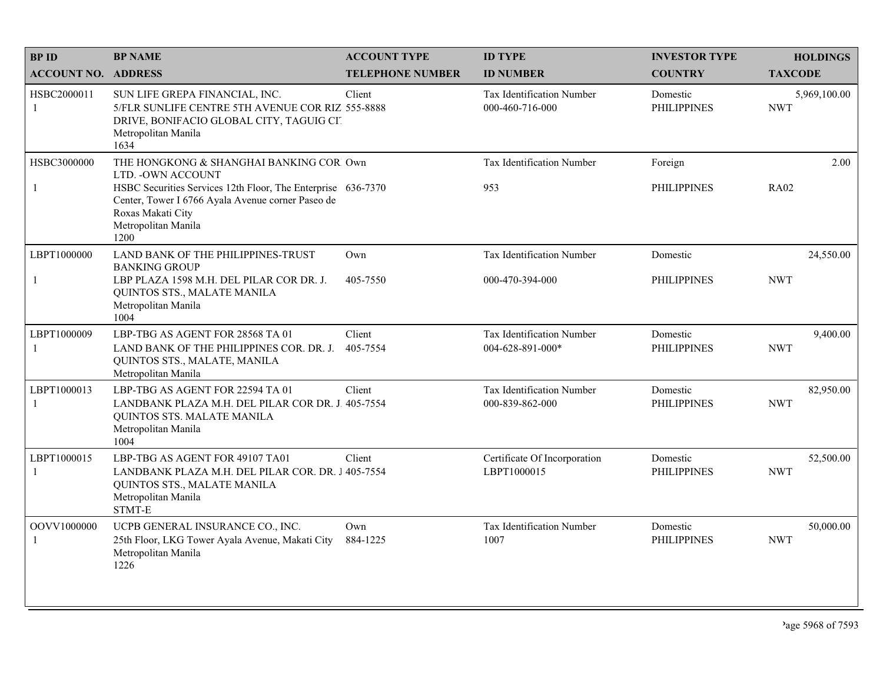| BP ID<br>ACCOUNT NO. | BP NAME<br>ADDRESS | ACCOUNT TYPE<br>TELEPHONE NUMBER | ID TYPE<br>ID NUMBER | INVESTOR TYPE<br>COUNTRY | HOLDINGS<br>TAXCODE |
|---|---|---|---|---|---|
| HSBC2000011<br>1 | SUN LIFE GREPA FINANCIAL, INC.<br>5/FLR SUNLIFE CENTRE 5TH AVENUE COR RIZ DRIVE, BONIFACIO GLOBAL CITY, TAGUIG CI<br>Metropolitan Manila<br>1634 | Client<br>555-8888 | Tax Identification Number<br>000-460-716-000 | Domestic<br>PHILIPPINES | 5,969,100.00<br>NWT |
| HSBC3000000<br>1 | THE HONGKONG & SHANGHAI BANKING COR LTD. -OWN ACCOUNT<br>HSBC Securities Services 12th Floor, The Enterprise Center, Tower I 6766 Ayala Avenue corner Paseo de Roxas Makati City<br>Metropolitan Manila<br>1200 | Own<br>636-7370 | Tax Identification Number<br>953 | Foreign<br>PHILIPPINES | 2.00<br>RA02 |
| LBPT1000000<br>1 | LAND BANK OF THE PHILIPPINES-TRUST BANKING GROUP<br>LBP PLAZA 1598 M.H. DEL PILAR COR DR. J. QUINTOS STS., MALATE MANILA<br>Metropolitan Manila<br>1004 | Own<br>405-7550 | Tax Identification Number<br>000-470-394-000 | Domestic<br>PHILIPPINES | 24,550.00<br>NWT |
| LBPT1000009<br>1 | LBP-TBG AS AGENT FOR 28568 TA 01<br>LAND BANK OF THE PHILIPPINES COR. DR. J. QUINTOS STS., MALATE, MANILA<br>Metropolitan Manila | Client<br>405-7554 | Tax Identification Number<br>004-628-891-000* | Domestic<br>PHILIPPINES | 9,400.00<br>NWT |
| LBPT1000013<br>1 | LBP-TBG AS AGENT FOR 22594 TA 01<br>LANDBANK PLAZA M.H. DEL PILAR COR DR. J. QUINTOS STS. MALATE MANILA<br>Metropolitan Manila<br>1004 | Client<br>405-7554 | Tax Identification Number<br>000-839-862-000 | Domestic<br>PHILIPPINES | 82,950.00<br>NWT |
| LBPT1000015<br>1 | LBP-TBG AS AGENT FOR 49107 TA01<br>LANDBANK PLAZA M.H. DEL PILAR COR. DR. J QUINTOS STS., MALATE MANILA<br>Metropolitan Manila<br>STMT-E | Client<br>405-7554 | Certificate Of Incorporation<br>LBPT1000015 | Domestic<br>PHILIPPINES | 52,500.00<br>NWT |
| OOVV1000000<br>1 | UCPB GENERAL INSURANCE CO., INC.<br>25th Floor, LKG Tower Ayala Avenue, Makati City<br>Metropolitan Manila<br>1226 | Own<br>884-1225 | Tax Identification Number<br>1007 | Domestic<br>PHILIPPINES | 50,000.00<br>NWT |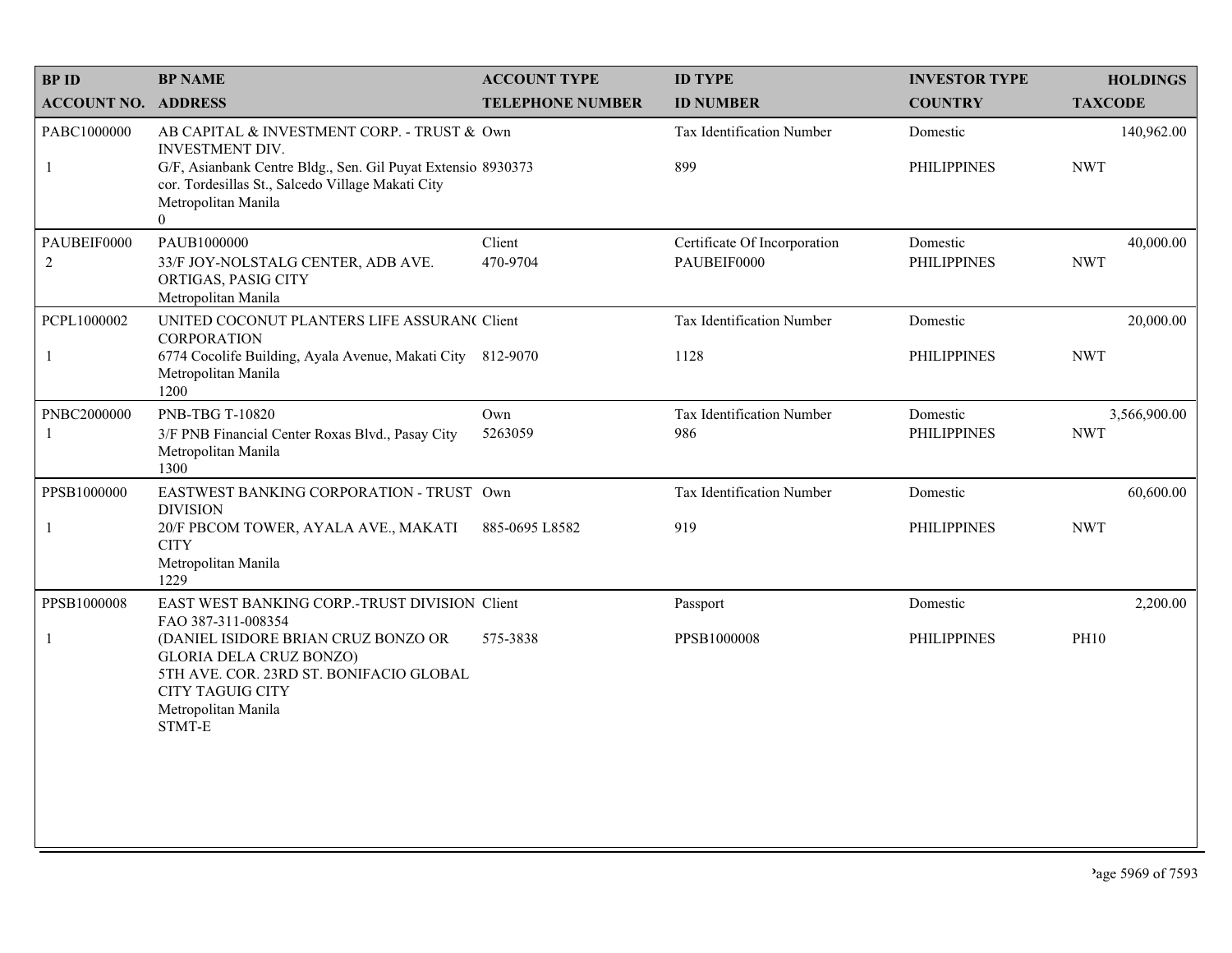| BP ID<br>ACCOUNT NO. | BP NAME<br>ADDRESS | ACCOUNT TYPE<br>TELEPHONE NUMBER | ID TYPE<br>ID NUMBER | INVESTOR TYPE<br>COUNTRY | HOLDINGS<br>TAXCODE |
|---|---|---|---|---|---|
| PABC1000000<br>1 | AB CAPITAL & INVESTMENT CORP. - TRUST & INVESTMENT DIV.<br>G/F, Asianbank Centre Bldg., Sen. Gil Puyat Extensio cor. Tordesillas St., Salcedo Village Makati City<br>Metropolitan Manila<br>0 | Own<br>8930373 | Tax Identification Number<br>899 | Domestic<br>PHILIPPINES | 140,962.00<br>NWT |
| PAUBEIF0000<br>2 | PAUB1000000<br>33/F JOY-NOLSTALG CENTER, ADB AVE. ORTIGAS, PASIG CITY<br>Metropolitan Manila | Client<br>470-9704 | Certificate Of Incorporation<br>PAUBEIF0000 | Domestic<br>PHILIPPINES | 40,000.00<br>NWT |
| PCPL1000002<br>1 | UNITED COCONUT PLANTERS LIFE ASSURANC CORPORATION<br>6774 Cocolife Building, Ayala Avenue, Makati City<br>Metropolitan Manila<br>1200 | Client<br>812-9070 | Tax Identification Number<br>1128 | Domestic<br>PHILIPPINES | 20,000.00<br>NWT |
| PNBC2000000<br>1 | PNB-TBG T-10820<br>3/F PNB Financial Center Roxas Blvd., Pasay City<br>Metropolitan Manila<br>1300 | Own<br>5263059 | Tax Identification Number<br>986 | Domestic<br>PHILIPPINES | 3,566,900.00<br>NWT |
| PPSB1000000<br>1 | EASTWEST BANKING CORPORATION - TRUST DIVISION<br>20/F PBCOM TOWER, AYALA AVE., MAKATI CITY<br>Metropolitan Manila<br>1229 | Own<br>885-0695 L8582 | Tax Identification Number<br>919 | Domestic<br>PHILIPPINES | 60,600.00<br>NWT |
| PPSB1000008<br>1 | EAST WEST BANKING CORP.-TRUST DIVISION FAO 387-311-008354<br>(DANIEL ISIDORE BRIAN CRUZ BONZO OR GLORIA DELA CRUZ BONZO)<br>5TH AVE. COR. 23RD ST. BONIFACIO GLOBAL CITY TAGUIG CITY<br>Metropolitan Manila<br>STMT-E | Client<br>575-3838 | Passport<br>PPSB1000008 | Domestic<br>PHILIPPINES | 2,200.00<br>PH10 |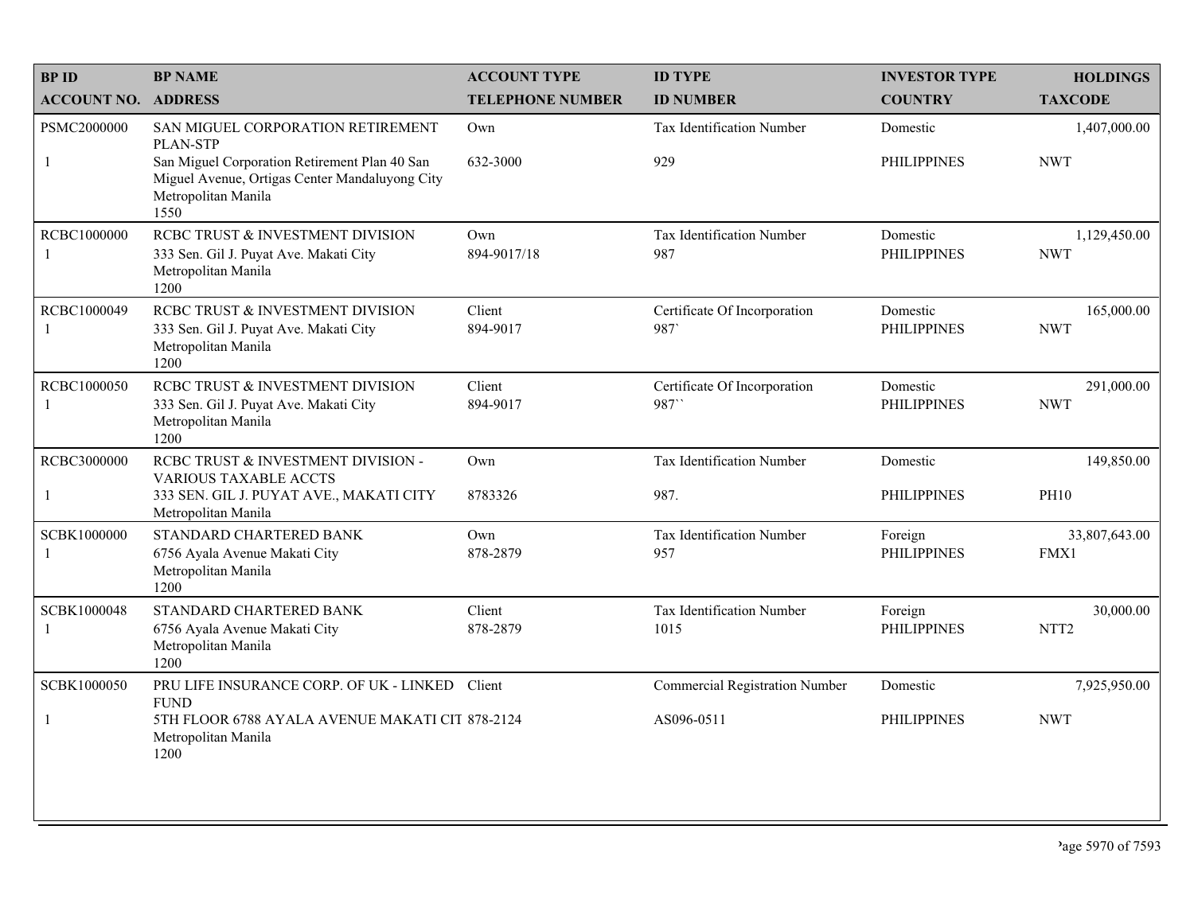| BP ID<br>ACCOUNT NO. | BP NAME<br>ADDRESS | ACCOUNT TYPE<br>TELEPHONE NUMBER | ID TYPE<br>ID NUMBER | INVESTOR TYPE<br>COUNTRY | HOLDINGS<br>TAXCODE |
|---|---|---|---|---|---|
| PSMC2000000<br>1 | SAN MIGUEL CORPORATION RETIREMENT PLAN-STP<br>San Miguel Corporation Retirement Plan 40 San Miguel Avenue, Ortigas Center Mandaluyong City Metropolitan Manila 1550 | Own<br>632-3000 | Tax Identification Number<br>929 | Domestic<br>PHILIPPINES | 1,407,000.00<br>NWT |
| RCBC1000000<br>1 | RCBC TRUST & INVESTMENT DIVISION<br>333 Sen. Gil J. Puyat Ave. Makati City Metropolitan Manila 1200 | Own<br>894-9017/18 | Tax Identification Number<br>987 | Domestic<br>PHILIPPINES | 1,129,450.00<br>NWT |
| RCBC1000049<br>1 | RCBC TRUST & INVESTMENT DIVISION<br>333 Sen. Gil J. Puyat Ave. Makati City Metropolitan Manila 1200 | Client<br>894-9017 | Certificate Of Incorporation<br>987` | Domestic<br>PHILIPPINES | 165,000.00<br>NWT |
| RCBC1000050<br>1 | RCBC TRUST & INVESTMENT DIVISION<br>333 Sen. Gil J. Puyat Ave. Makati City Metropolitan Manila 1200 | Client<br>894-9017 | Certificate Of Incorporation<br>987`` | Domestic<br>PHILIPPINES | 291,000.00<br>NWT |
| RCBC3000000<br>1 | RCBC TRUST & INVESTMENT DIVISION - VARIOUS TAXABLE ACCTS<br>333 SEN. GIL J. PUYAT AVE., MAKATI CITY Metropolitan Manila | Own<br>8783326 | Tax Identification Number<br>987. | Domestic<br>PHILIPPINES | 149,850.00<br>PH10 |
| SCBK1000000<br>1 | STANDARD CHARTERED BANK<br>6756 Ayala Avenue Makati City Metropolitan Manila 1200 | Own<br>878-2879 | Tax Identification Number<br>957 | Foreign<br>PHILIPPINES | 33,807,643.00<br>FMX1 |
| SCBK1000048<br>1 | STANDARD CHARTERED BANK<br>6756 Ayala Avenue Makati City Metropolitan Manila 1200 | Client<br>878-2879 | Tax Identification Number<br>1015 | Foreign<br>PHILIPPINES | 30,000.00<br>NTT2 |
| SCBK1000050<br>1 | PRU LIFE INSURANCE CORP. OF UK - LINKED FUND<br>5TH FLOOR 6788 AYALA AVENUE MAKATI CIT Metropolitan Manila 1200 | Client<br>878-2124 | Commercial Registration Number<br>AS096-0511 | Domestic<br>PHILIPPINES | 7,925,950.00<br>NWT |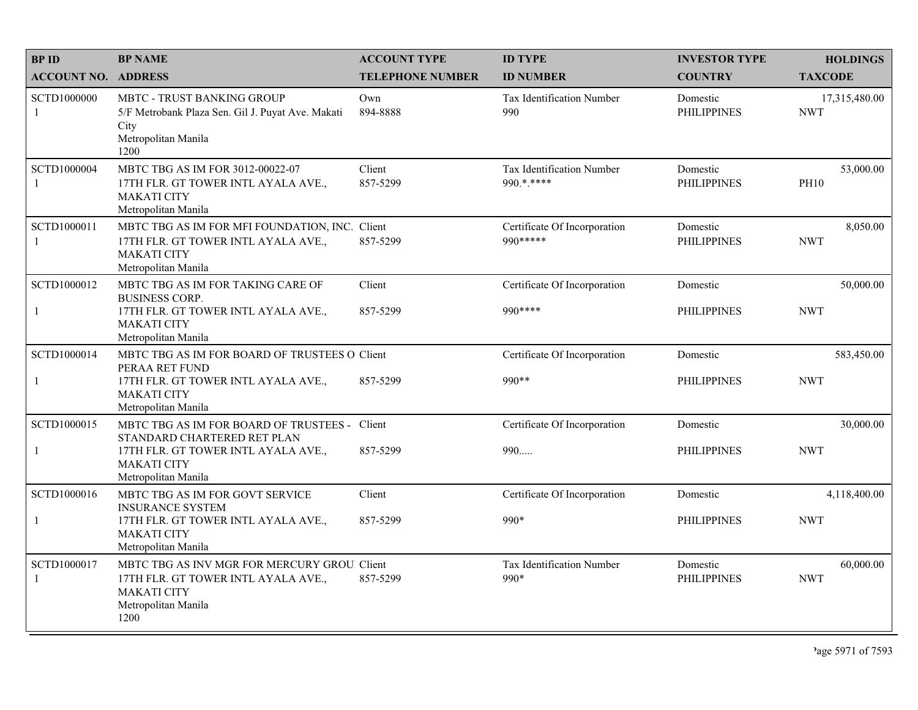| BP ID<br>ACCOUNT NO. | BP NAME<br>ADDRESS | ACCOUNT TYPE<br>TELEPHONE NUMBER | ID TYPE<br>ID NUMBER | INVESTOR TYPE<br>COUNTRY | HOLDINGS<br>TAXCODE |
|---|---|---|---|---|---|
| SCTD1000000<br>1 | MBTC - TRUST BANKING GROUP<br>5/F Metrobank Plaza Sen. Gil J. Puyat Ave. Makati City<br>Metropolitan Manila<br>1200 | Own<br>894-8888 | Tax Identification Number<br>990 | Domestic<br>PHILIPPINES | 17,315,480.00<br>NWT |
| SCTD1000004<br>1 | MBTC TBG AS IM FOR 3012-00022-07<br>17TH FLR. GT TOWER INTL AYALA AVE., MAKATI CITY<br>Metropolitan Manila | Client<br>857-5299 | Tax Identification Number<br>990.*.**** | Domestic<br>PHILIPPINES | 53,000.00<br>PH10 |
| SCTD1000011<br>1 | MBTC TBG AS IM FOR MFI FOUNDATION, INC.<br>17TH FLR. GT TOWER INTL AYALA AVE., MAKATI CITY<br>Metropolitan Manila | Client<br>857-5299 | Certificate Of Incorporation<br>990***** | Domestic<br>PHILIPPINES | 8,050.00<br>NWT |
| SCTD1000012<br>1 | MBTC TBG AS IM FOR TAKING CARE OF BUSINESS CORP.<br>17TH FLR. GT TOWER INTL AYALA AVE., MAKATI CITY<br>Metropolitan Manila | Client<br>857-5299 | Certificate Of Incorporation<br>990**** | Domestic<br>PHILIPPINES | 50,000.00<br>NWT |
| SCTD1000014<br>1 | MBTC TBG AS IM FOR BOARD OF TRUSTEES O PERAA RET FUND<br>17TH FLR. GT TOWER INTL AYALA AVE., MAKATI CITY<br>Metropolitan Manila | Client<br>857-5299 | Certificate Of Incorporation<br>990** | Domestic<br>PHILIPPINES | 583,450.00<br>NWT |
| SCTD1000015<br>1 | MBTC TBG AS IM FOR BOARD OF TRUSTEES - STANDARD CHARTERED RET PLAN<br>17TH FLR. GT TOWER INTL AYALA AVE., MAKATI CITY<br>Metropolitan Manila | Client<br>857-5299 | Certificate Of Incorporation<br>990..... | Domestic<br>PHILIPPINES | 30,000.00<br>NWT |
| SCTD1000016<br>1 | MBTC TBG AS IM FOR GOVT SERVICE INSURANCE SYSTEM<br>17TH FLR. GT TOWER INTL AYALA AVE., MAKATI CITY<br>Metropolitan Manila | Client<br>857-5299 | Certificate Of Incorporation<br>990* | Domestic<br>PHILIPPINES | 4,118,400.00<br>NWT |
| SCTD1000017<br>1 | MBTC TBG AS INV MGR FOR MERCURY GROU<br>17TH FLR. GT TOWER INTL AYALA AVE., MAKATI CITY<br>Metropolitan Manila<br>1200 | Client<br>857-5299 | Tax Identification Number<br>990* | Domestic<br>PHILIPPINES | 60,000.00<br>NWT |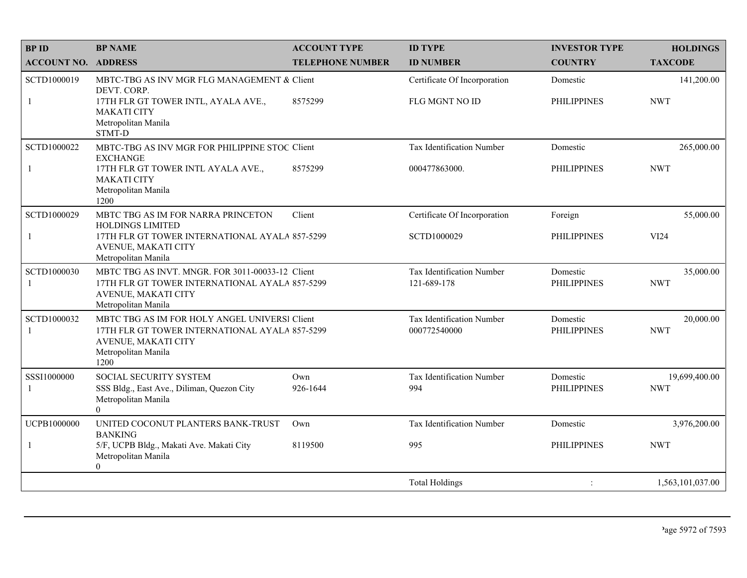| BP ID<br>ACCOUNT NO. | BP NAME<br>ADDRESS | ACCOUNT TYPE<br>TELEPHONE NUMBER | ID TYPE<br>ID NUMBER | INVESTOR TYPE<br>COUNTRY | HOLDINGS<br>TAXCODE |
|---|---|---|---|---|---|
| SCTD1000019<br>1 | MBTC-TBG AS INV MGR FLG MANAGEMENT & DEVT. CORP.<br>17TH FLR GT TOWER INTL, AYALA AVE., MAKATI CITY<br>Metropolitan Manila<br>STMT-D | Client<br>8575299 | Certificate Of Incorporation<br>FLG MGNT NO ID | Domestic<br>PHILIPPINES | 141,200.00<br>NWT |
| SCTD1000022<br>1 | MBTC-TBG AS INV MGR FOR PHILIPPINE STOC EXCHANGE<br>17TH FLR GT TOWER INTL AYALA AVE., MAKATI CITY<br>Metropolitan Manila<br>1200 | Client<br>8575299 | Tax Identification Number<br>000477863000. | Domestic<br>PHILIPPINES | 265,000.00<br>NWT |
| SCTD1000029<br>1 | MBTC TBG AS IM FOR NARRA PRINCETON HOLDINGS LIMITED<br>17TH FLR GT TOWER INTERNATIONAL AYALA AVENUE, MAKATI CITY<br>Metropolitan Manila | Client<br>857-5299 | Certificate Of Incorporation<br>SCTD1000029 | Foreign<br>PHILIPPINES | 55,000.00<br>VI24 |
| SCTD1000030<br>1 | MBTC TBG AS INVT. MNGR. FOR 3011-00033-12<br>17TH FLR GT TOWER INTERNATIONAL AYALA AVENUE, MAKATI CITY<br>Metropolitan Manila | Client<br>857-5299 | Tax Identification Number<br>121-689-178 | Domestic<br>PHILIPPINES | 35,000.00<br>NWT |
| SCTD1000032<br>1 | MBTC TBG AS IM FOR HOLY ANGEL UNIVERSI<br>17TH FLR GT TOWER INTERNATIONAL AYALA AVENUE, MAKATI CITY<br>Metropolitan Manila<br>1200 | Client<br>857-5299 | Tax Identification Number<br>000772540000 | Domestic<br>PHILIPPINES | 20,000.00<br>NWT |
| SSSI1000000<br>1 | SOCIAL SECURITY SYSTEM<br>SSS Bldg., East Ave., Diliman, Quezon City<br>Metropolitan Manila<br>0 | Own<br>926-1644 | Tax Identification Number<br>994 | Domestic<br>PHILIPPINES | 19,699,400.00<br>NWT |
| UCPB1000000<br>1 | UNITED COCONUT PLANTERS BANK-TRUST BANKING<br>5/F, UCPB Bldg., Makati Ave. Makati City<br>Metropolitan Manila<br>0 | Own<br>8119500 | Tax Identification Number<br>995 | Domestic<br>PHILIPPINES | 3,976,200.00<br>NWT |
| | | | Total Holdings | : | 1,563,101,037.00 |